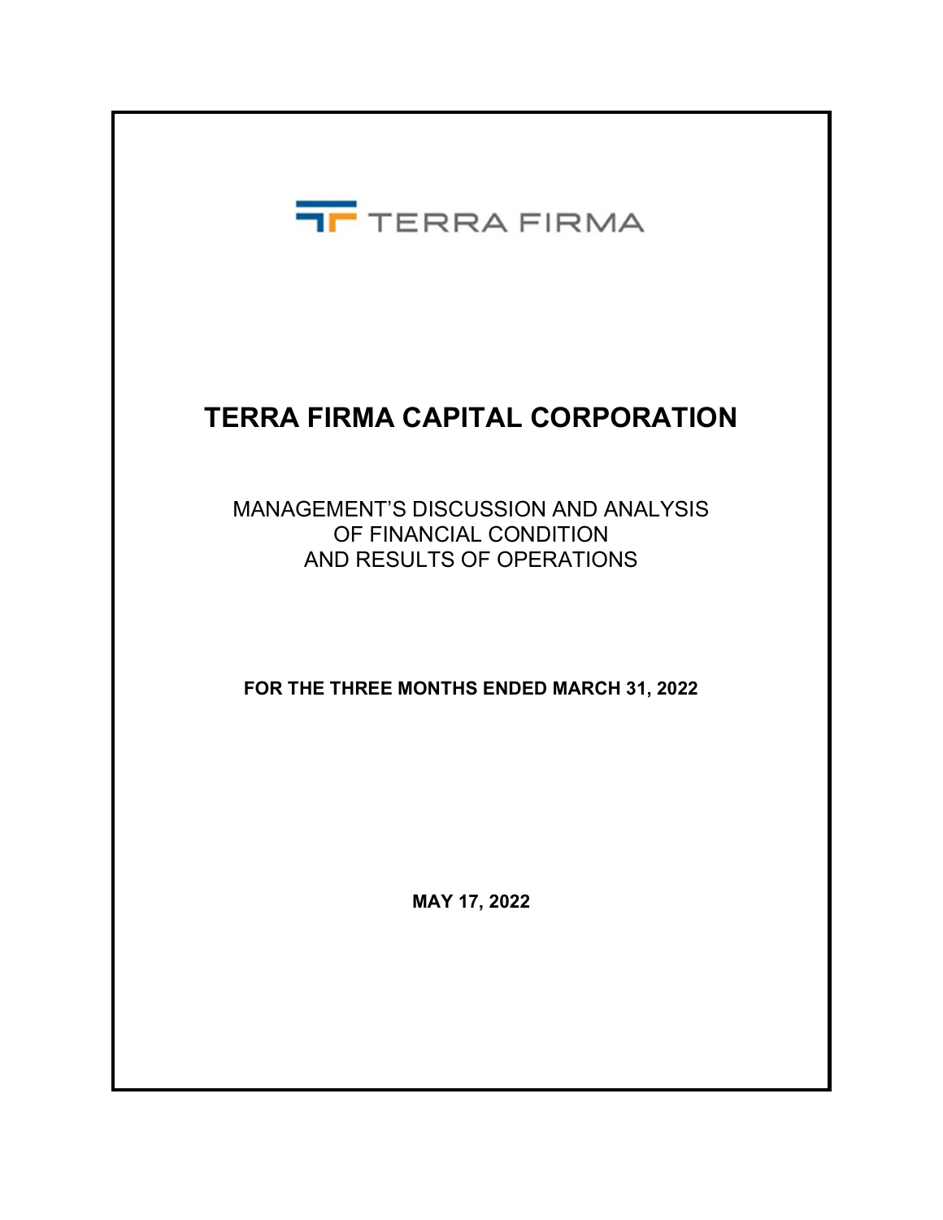TERRA FIRMA

# TERRA FIRMA CAPITAL CORPORATION

MANAGEMENT'S DISCUSSION AND ANALYSIS
OF FINANCIAL CONDITION
AND RESULTS OF OPERATIONS

**FOR THE THREE MONTHS ENDED MARCH 31, 2022**

**MAY 17, 2022**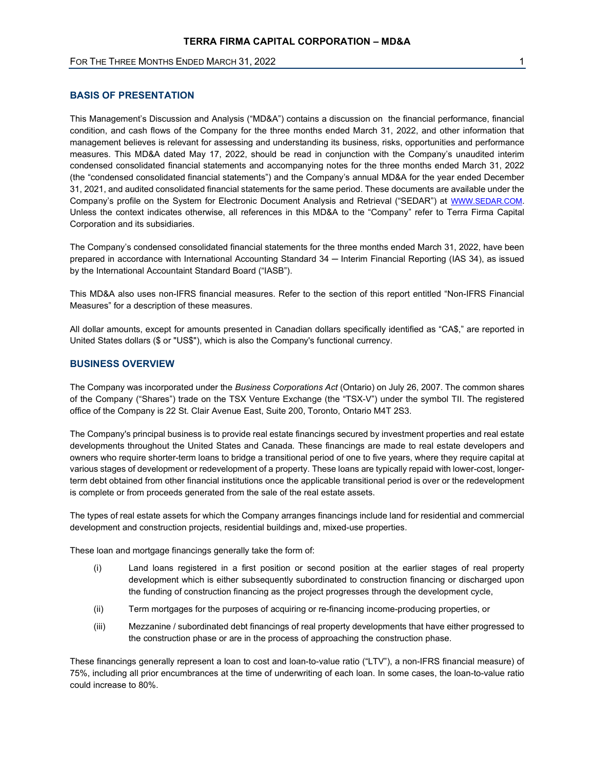## BASIS OF PRESENTATION

This Management's Discussion and Analysis ("MD&A") contains a discussion on the financial performance, financial condition, and cash flows of the Company for the three months ended March 31, 2022, and other information that management believes is relevant for assessing and understanding its business, risks, opportunities and performance measures. This MD&A dated May 17, 2022, should be read in conjunction with the Company's unaudited interim condensed consolidated financial statements and accompanying notes for the three months ended March 31, 2022 (the "condensed consolidated financial statements") and the Company's annual MD&A for the year ended December 31, 2021, and audited consolidated financial statements for the same period. These documents are available under the Company's profile on the System for Electronic Document Analysis and Retrieval ("SEDAR") at WWW.SEDAR.COM. Unless the context indicates otherwise, all references in this MD&A to the "Company" refer to Terra Firma Capital Corporation and its subsidiaries.

The Company's condensed consolidated financial statements for the three months ended March 31, 2022, have been prepared in accordance with International Accounting Standard 34 ─ Interim Financial Reporting (IAS 34), as issued by the International Accountaint Standard Board ("IASB").

This MD&A also uses non-IFRS financial measures. Refer to the section of this report entitled "Non-IFRS Financial Measures" for a description of these measures.

All dollar amounts, except for amounts presented in Canadian dollars specifically identified as "CA$," are reported in United States dollars ($ or "US$"), which is also the Company's functional currency.

## BUSINESS OVERVIEW

The Company was incorporated under the *Business Corporations Act* (Ontario) on July 26, 2007. The common shares of the Company ("Shares") trade on the TSX Venture Exchange (the "TSX-V") under the symbol TII. The registered office of the Company is 22 St. Clair Avenue East, Suite 200, Toronto, Ontario M4T 2S3.

The Company's principal business is to provide real estate financings secured by investment properties and real estate developments throughout the United States and Canada. These financings are made to real estate developers and owners who require shorter-term loans to bridge a transitional period of one to five years, where they require capital at various stages of development or redevelopment of a property. These loans are typically repaid with lower-cost, longer-term debt obtained from other financial institutions once the applicable transitional period is over or the redevelopment is complete or from proceeds generated from the sale of the real estate assets.

The types of real estate assets for which the Company arranges financings include land for residential and commercial development and construction projects, residential buildings and, mixed-use properties.

These loan and mortgage financings generally take the form of:

(i) Land loans registered in a first position or second position at the earlier stages of real property development which is either subsequently subordinated to construction financing or discharged upon the funding of construction financing as the project progresses through the development cycle,

(ii) Term mortgages for the purposes of acquiring or re-financing income-producing properties, or

(iii) Mezzanine / subordinated debt financings of real property developments that have either progressed to the construction phase or are in the process of approaching the construction phase.

These financings generally represent a loan to cost and loan-to-value ratio ("LTV"), a non-IFRS financial measure) of 75%, including all prior encumbrances at the time of underwriting of each loan. In some cases, the loan-to-value ratio could increase to 80%.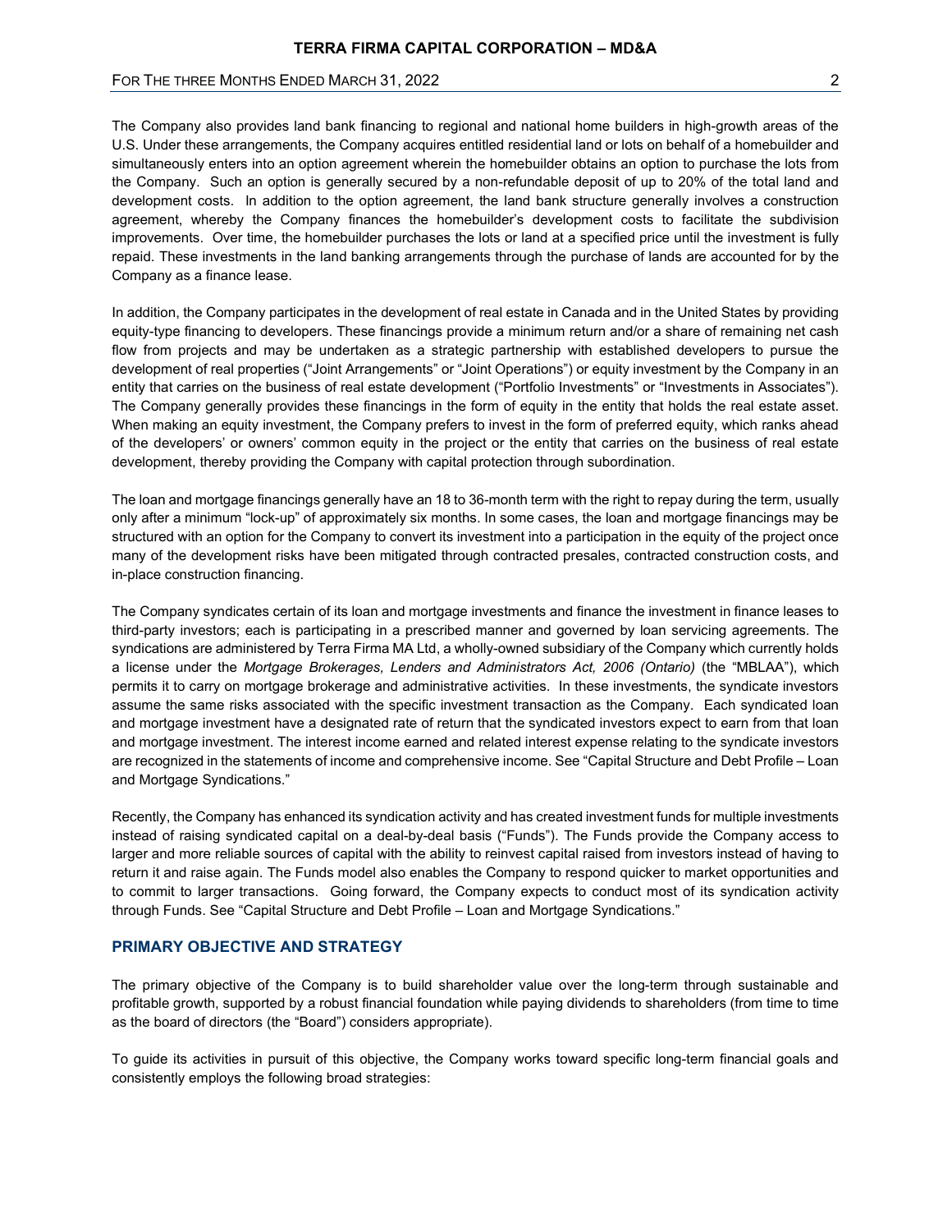The Company also provides land bank financing to regional and national home builders in high-growth areas of the U.S. Under these arrangements, the Company acquires entitled residential land or lots on behalf of a homebuilder and simultaneously enters into an option agreement wherein the homebuilder obtains an option to purchase the lots from the Company. Such an option is generally secured by a non-refundable deposit of up to 20% of the total land and development costs. In addition to the option agreement, the land bank structure generally involves a construction agreement, whereby the Company finances the homebuilder's development costs to facilitate the subdivision improvements. Over time, the homebuilder purchases the lots or land at a specified price until the investment is fully repaid. These investments in the land banking arrangements through the purchase of lands are accounted for by the Company as a finance lease.

In addition, the Company participates in the development of real estate in Canada and in the United States by providing equity-type financing to developers. These financings provide a minimum return and/or a share of remaining net cash flow from projects and may be undertaken as a strategic partnership with established developers to pursue the development of real properties ("Joint Arrangements" or "Joint Operations") or equity investment by the Company in an entity that carries on the business of real estate development ("Portfolio Investments" or "Investments in Associates"). The Company generally provides these financings in the form of equity in the entity that holds the real estate asset. When making an equity investment, the Company prefers to invest in the form of preferred equity, which ranks ahead of the developers' or owners' common equity in the project or the entity that carries on the business of real estate development, thereby providing the Company with capital protection through subordination.

The loan and mortgage financings generally have an 18 to 36-month term with the right to repay during the term, usually only after a minimum "lock-up" of approximately six months. In some cases, the loan and mortgage financings may be structured with an option for the Company to convert its investment into a participation in the equity of the project once many of the development risks have been mitigated through contracted presales, contracted construction costs, and in-place construction financing.

The Company syndicates certain of its loan and mortgage investments and finance the investment in finance leases to third-party investors; each is participating in a prescribed manner and governed by loan servicing agreements. The syndications are administered by Terra Firma MA Ltd, a wholly-owned subsidiary of the Company which currently holds a license under the *Mortgage Brokerages, Lenders and Administrators Act, 2006 (Ontario)* (the "MBLAA"), which permits it to carry on mortgage brokerage and administrative activities. In these investments, the syndicate investors assume the same risks associated with the specific investment transaction as the Company. Each syndicated loan and mortgage investment have a designated rate of return that the syndicated investors expect to earn from that loan and mortgage investment. The interest income earned and related interest expense relating to the syndicate investors are recognized in the statements of income and comprehensive income. See "Capital Structure and Debt Profile – Loan and Mortgage Syndications."

Recently, the Company has enhanced its syndication activity and has created investment funds for multiple investments instead of raising syndicated capital on a deal-by-deal basis ("Funds"). The Funds provide the Company access to larger and more reliable sources of capital with the ability to reinvest capital raised from investors instead of having to return it and raise again. The Funds model also enables the Company to respond quicker to market opportunities and to commit to larger transactions. Going forward, the Company expects to conduct most of its syndication activity through Funds. See "Capital Structure and Debt Profile – Loan and Mortgage Syndications."

## PRIMARY OBJECTIVE AND STRATEGY

The primary objective of the Company is to build shareholder value over the long-term through sustainable and profitable growth, supported by a robust financial foundation while paying dividends to shareholders (from time to time as the board of directors (the "Board") considers appropriate).

To guide its activities in pursuit of this objective, the Company works toward specific long-term financial goals and consistently employs the following broad strategies: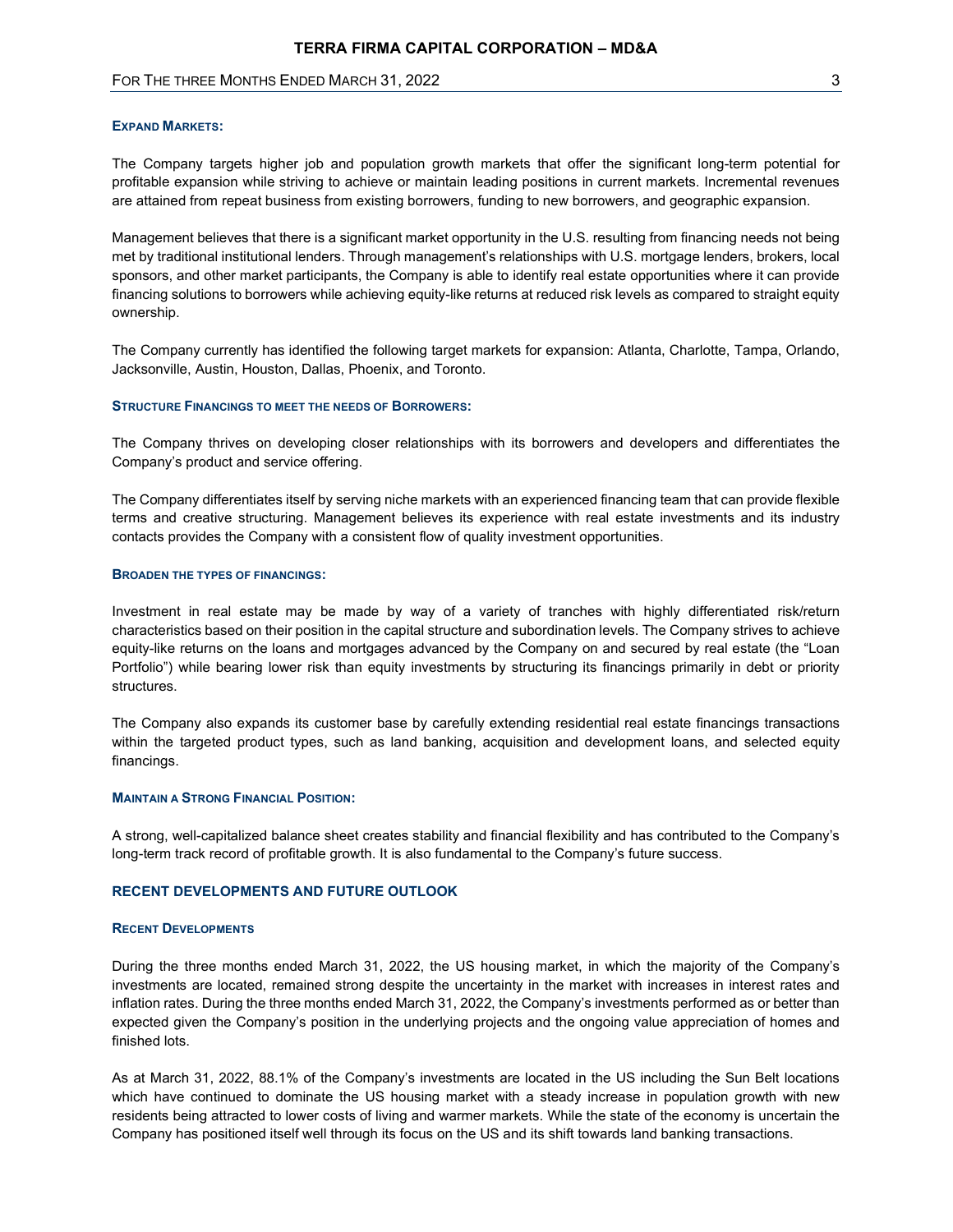#### Expand Markets:

The Company targets higher job and population growth markets that offer the significant long-term potential for profitable expansion while striving to achieve or maintain leading positions in current markets. Incremental revenues are attained from repeat business from existing borrowers, funding to new borrowers, and geographic expansion.

Management believes that there is a significant market opportunity in the U.S. resulting from financing needs not being met by traditional institutional lenders. Through management's relationships with U.S. mortgage lenders, brokers, local sponsors, and other market participants, the Company is able to identify real estate opportunities where it can provide financing solutions to borrowers while achieving equity-like returns at reduced risk levels as compared to straight equity ownership.

The Company currently has identified the following target markets for expansion: Atlanta, Charlotte, Tampa, Orlando, Jacksonville, Austin, Houston, Dallas, Phoenix, and Toronto.

#### Structure Financings to meet the needs of Borrowers:

The Company thrives on developing closer relationships with its borrowers and developers and differentiates the Company's product and service offering.

The Company differentiates itself by serving niche markets with an experienced financing team that can provide flexible terms and creative structuring. Management believes its experience with real estate investments and its industry contacts provides the Company with a consistent flow of quality investment opportunities.

#### Broaden the types of financings:

Investment in real estate may be made by way of a variety of tranches with highly differentiated risk/return characteristics based on their position in the capital structure and subordination levels. The Company strives to achieve equity-like returns on the loans and mortgages advanced by the Company on and secured by real estate (the "Loan Portfolio") while bearing lower risk than equity investments by structuring its financings primarily in debt or priority structures.

The Company also expands its customer base by carefully extending residential real estate financings transactions within the targeted product types, such as land banking, acquisition and development loans, and selected equity financings.

#### Maintain a Strong Financial Position:

A strong, well-capitalized balance sheet creates stability and financial flexibility and has contributed to the Company's long-term track record of profitable growth. It is also fundamental to the Company's future success.

## RECENT DEVELOPMENTS AND FUTURE OUTLOOK

#### Recent Developments

During the three months ended March 31, 2022, the US housing market, in which the majority of the Company's investments are located, remained strong despite the uncertainty in the market with increases in interest rates and inflation rates. During the three months ended March 31, 2022, the Company's investments performed as or better than expected given the Company's position in the underlying projects and the ongoing value appreciation of homes and finished lots.

As at March 31, 2022, 88.1% of the Company's investments are located in the US including the Sun Belt locations which have continued to dominate the US housing market with a steady increase in population growth with new residents being attracted to lower costs of living and warmer markets. While the state of the economy is uncertain the Company has positioned itself well through its focus on the US and its shift towards land banking transactions.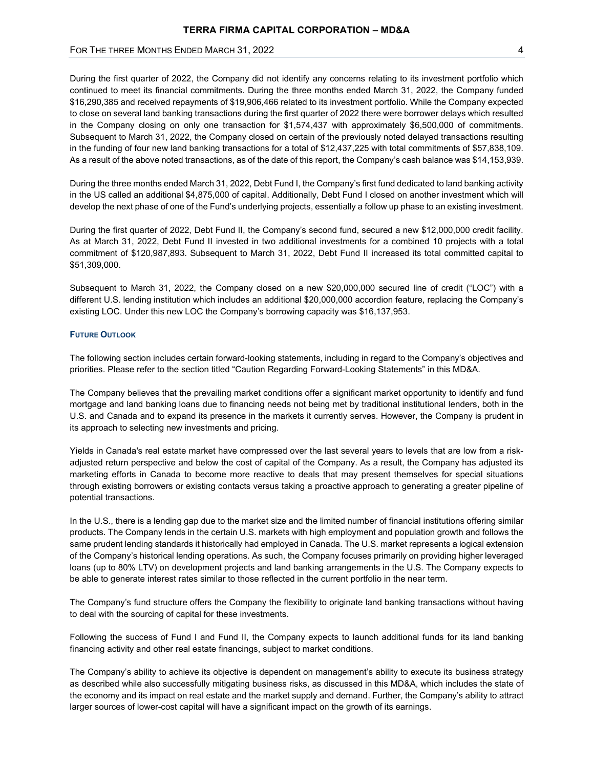During the first quarter of 2022, the Company did not identify any concerns relating to its investment portfolio which continued to meet its financial commitments. During the three months ended March 31, 2022, the Company funded $16,290,385 and received repayments of $19,906,466 related to its investment portfolio. While the Company expected to close on several land banking transactions during the first quarter of 2022 there were borrower delays which resulted in the Company closing on only one transaction for $1,574,437 with approximately $6,500,000 of commitments. Subsequent to March 31, 2022, the Company closed on certain of the previously noted delayed transactions resulting in the funding of four new land banking transactions for a total of $12,437,225 with total commitments of $57,838,109. As a result of the above noted transactions, as of the date of this report, the Company's cash balance was $14,153,939.

During the three months ended March 31, 2022, Debt Fund I, the Company's first fund dedicated to land banking activity in the US called an additional $4,875,000 of capital. Additionally, Debt Fund I closed on another investment which will develop the next phase of one of the Fund's underlying projects, essentially a follow up phase to an existing investment.

During the first quarter of 2022, Debt Fund II, the Company's second fund, secured a new $12,000,000 credit facility. As at March 31, 2022, Debt Fund II invested in two additional investments for a combined 10 projects with a total commitment of $120,987,893. Subsequent to March 31, 2022, Debt Fund II increased its total committed capital to $51,309,000.

Subsequent to March 31, 2022, the Company closed on a new $20,000,000 secured line of credit ("LOC") with a different U.S. lending institution which includes an additional $20,000,000 accordion feature, replacing the Company's existing LOC. Under this new LOC the Company's borrowing capacity was $16,137,953.

### Future Outlook

The following section includes certain forward-looking statements, including in regard to the Company's objectives and priorities. Please refer to the section titled "Caution Regarding Forward-Looking Statements" in this MD&A.

The Company believes that the prevailing market conditions offer a significant market opportunity to identify and fund mortgage and land banking loans due to financing needs not being met by traditional institutional lenders, both in the U.S. and Canada and to expand its presence in the markets it currently serves. However, the Company is prudent in its approach to selecting new investments and pricing.

Yields in Canada's real estate market have compressed over the last several years to levels that are low from a risk-adjusted return perspective and below the cost of capital of the Company. As a result, the Company has adjusted its marketing efforts in Canada to become more reactive to deals that may present themselves for special situations through existing borrowers or existing contacts versus taking a proactive approach to generating a greater pipeline of potential transactions.

In the U.S., there is a lending gap due to the market size and the limited number of financial institutions offering similar products. The Company lends in the certain U.S. markets with high employment and population growth and follows the same prudent lending standards it historically had employed in Canada. The U.S. market represents a logical extension of the Company's historical lending operations. As such, the Company focuses primarily on providing higher leveraged loans (up to 80% LTV) on development projects and land banking arrangements in the U.S. The Company expects to be able to generate interest rates similar to those reflected in the current portfolio in the near term.

The Company's fund structure offers the Company the flexibility to originate land banking transactions without having to deal with the sourcing of capital for these investments.

Following the success of Fund I and Fund II, the Company expects to launch additional funds for its land banking financing activity and other real estate financings, subject to market conditions.

The Company's ability to achieve its objective is dependent on management's ability to execute its business strategy as described while also successfully mitigating business risks, as discussed in this MD&A, which includes the state of the economy and its impact on real estate and the market supply and demand. Further, the Company's ability to attract larger sources of lower-cost capital will have a significant impact on the growth of its earnings.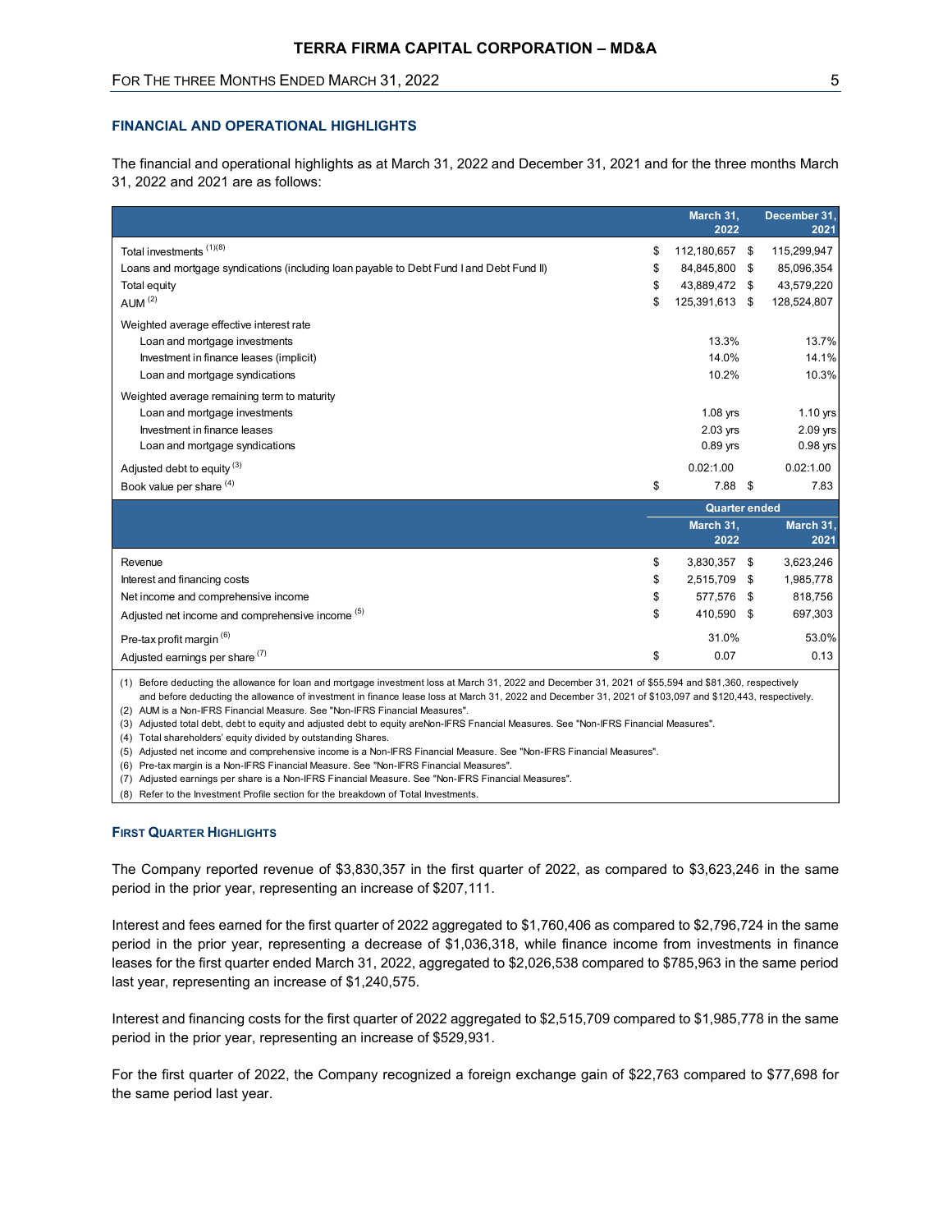## FINANCIAL AND OPERATIONAL HIGHLIGHTS

The financial and operational highlights as at March 31, 2022 and December 31, 2021 and for the three months March 31, 2022 and 2021 are as follows:

| | March 31, 2022 | December 31, 2021 |
|---|---|---|
| Total investments [(1)(8)] | $ 112,180,657 | $ 115,299,947 |
| Loans and mortgage syndications (including loan payable to Debt Fund I and Debt Fund II) | $ 84,845,800 | $ 85,096,354 |
| Total equity | $ 43,889,472 | $ 43,579,220 |
| AUM [(2)] | $ 125,391,613 | $ 128,524,807 |
| Weighted average effective interest rate | | |
| Loan and mortgage investments | 13.3% | 13.7% |
| Investment in finance leases (implicit) | 14.0% | 14.1% |
| Loan and mortgage syndications | 10.2% | 10.3% |
| Weighted average remaining term to maturity | | |
| Loan and mortgage investments | 1.08 yrs | 1.10 yrs |
| Investment in finance leases | 2.03 yrs | 2.09 yrs |
| Loan and mortgage syndications | 0.89 yrs | 0.98 yrs |
| Adjusted debt to equity [(3)] | 0.02:1.00 | 0.02:1.00 |
| Book value per share [(4)] | $ 7.88 | $ 7.83 |
| | **Quarter ended** | |
| | **March 31, 2022** | **March 31, 2021** |
| Revenue | $ 3,830,357 | $ 3,623,246 |
| Interest and financing costs | $ 2,515,709 | $ 1,985,778 |
| Net income and comprehensive income | $ 577,576 | $ 818,756 |
| Adjusted net income and comprehensive income [(5)] | $ 410,590 | $ 697,303 |
| Pre-tax profit margin [(6)] | 31.0% | 53.0% |
| Adjusted earnings per share [(7)] | $ 0.07 | 0.13 |

(1) Before deducting the allowance for loan and mortgage investment loss at March 31, 2022 and December 31, 2021 of $55,594 and $81,360, respectively and before deducting the allowance of investment in finance lease loss at March 31, 2022 and December 31, 2021 of $103,097 and $120,443, respectively.
(2) AUM is a Non-IFRS Financial Measure. See "Non-IFRS Financial Measures".
(3) Adjusted total debt, debt to equity and adjusted debt to equity areNon-IFRS Fnancial Measures. See "Non-IFRS Financial Measures".
(4) Total shareholders' equity divided by outstanding Shares.
(5) Adjusted net income and comprehensive income is a Non-IFRS Financial Measure. See "Non-IFRS Financial Measures".
(6) Pre-tax margin is a Non-IFRS Financial Measure. See "Non-IFRS Financial Measures".
(7) Adjusted earnings per share is a Non-IFRS Financial Measure. See "Non-IFRS Financial Measures".
(8) Refer to the Investment Profile section for the breakdown of Total Investments.

### FIRST QUARTER HIGHLIGHTS

The Company reported revenue of $3,830,357 in the first quarter of 2022, as compared to $3,623,246 in the same period in the prior year, representing an increase of $207,111.

Interest and fees earned for the first quarter of 2022 aggregated to $1,760,406 as compared to $2,796,724 in the same period in the prior year, representing a decrease of $1,036,318, while finance income from investments in finance leases for the first quarter ended March 31, 2022, aggregated to $2,026,538 compared to $785,963 in the same period last year, representing an increase of $1,240,575.

Interest and financing costs for the first quarter of 2022 aggregated to $2,515,709 compared to $1,985,778 in the same period in the prior year, representing an increase of $529,931.

For the first quarter of 2022, the Company recognized a foreign exchange gain of $22,763 compared to $77,698 for the same period last year.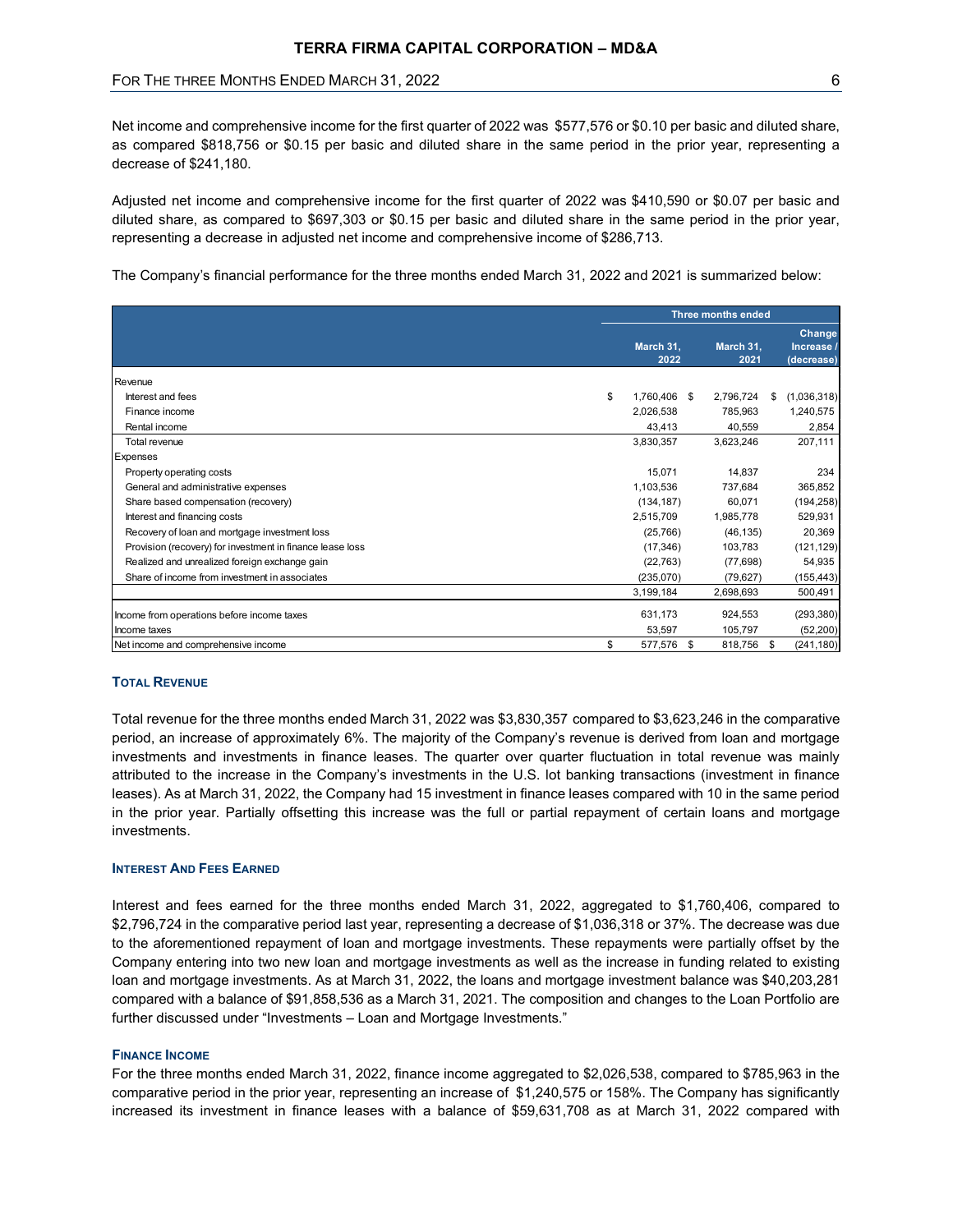Net income and comprehensive income for the first quarter of 2022 was $577,576 or $0.10 per basic and diluted share, as compared $818,756 or $0.15 per basic and diluted share in the same period in the prior year, representing a decrease of $241,180.

Adjusted net income and comprehensive income for the first quarter of 2022 was $410,590 or $0.07 per basic and diluted share, as compared to $697,303 or $0.15 per basic and diluted share in the same period in the prior year, representing a decrease in adjusted net income and comprehensive income of $286,713.

The Company's financial performance for the three months ended March 31, 2022 and 2021 is summarized below:

| | Three months ended | | |
|---|---|---|---|
| | March 31, 2022 | March 31, 2021 | Change Increase / (decrease) |
| Revenue | | | |
| Interest and fees | $ 1,760,406 | $ 2,796,724 | $ (1,036,318) |
| Finance income | 2,026,538 | 785,963 | 1,240,575 |
| Rental income | 43,413 | 40,559 | 2,854 |
| Total revenue | 3,830,357 | 3,623,246 | 207,111 |
| Expenses | | | |
| Property operating costs | 15,071 | 14,837 | 234 |
| General and administrative expenses | 1,103,536 | 737,684 | 365,852 |
| Share based compensation (recovery) | (134,187) | 60,071 | (194,258) |
| Interest and financing costs | 2,515,709 | 1,985,778 | 529,931 |
| Recovery of loan and mortgage investment loss | (25,766) | (46,135) | 20,369 |
| Provision (recovery) for investment in finance lease loss | (17,346) | 103,783 | (121,129) |
| Realized and unrealized foreign exchange gain | (22,763) | (77,698) | 54,935 |
| Share of income from investment in associates | (235,070) | (79,627) | (155,443) |
| | 3,199,184 | 2,698,693 | 500,491 |
| Income from operations before income taxes | 631,173 | 924,553 | (293,380) |
| Income taxes | 53,597 | 105,797 | (52,200) |
| Net income and comprehensive income | $ 577,576 | $ 818,756 | $ (241,180) |

### Total Revenue

Total revenue for the three months ended March 31, 2022 was $3,830,357 compared to $3,623,246 in the comparative period, an increase of approximately 6%. The majority of the Company's revenue is derived from loan and mortgage investments and investments in finance leases. The quarter over quarter fluctuation in total revenue was mainly attributed to the increase in the Company's investments in the U.S. lot banking transactions (investment in finance leases). As at March 31, 2022, the Company had 15 investment in finance leases compared with 10 in the same period in the prior year. Partially offsetting this increase was the full or partial repayment of certain loans and mortgage investments.

### Interest And Fees Earned

Interest and fees earned for the three months ended March 31, 2022, aggregated to $1,760,406, compared to $2,796,724 in the comparative period last year, representing a decrease of $1,036,318 or 37%. The decrease was due to the aforementioned repayment of loan and mortgage investments. These repayments were partially offset by the Company entering into two new loan and mortgage investments as well as the increase in funding related to existing loan and mortgage investments. As at March 31, 2022, the loans and mortgage investment balance was $40,203,281 compared with a balance of $91,858,536 as a March 31, 2021. The composition and changes to the Loan Portfolio are further discussed under "Investments – Loan and Mortgage Investments."

### Finance Income

For the three months ended March 31, 2022, finance income aggregated to $2,026,538, compared to $785,963 in the comparative period in the prior year, representing an increase of $1,240,575 or 158%. The Company has significantly increased its investment in finance leases with a balance of $59,631,708 as at March 31, 2022 compared with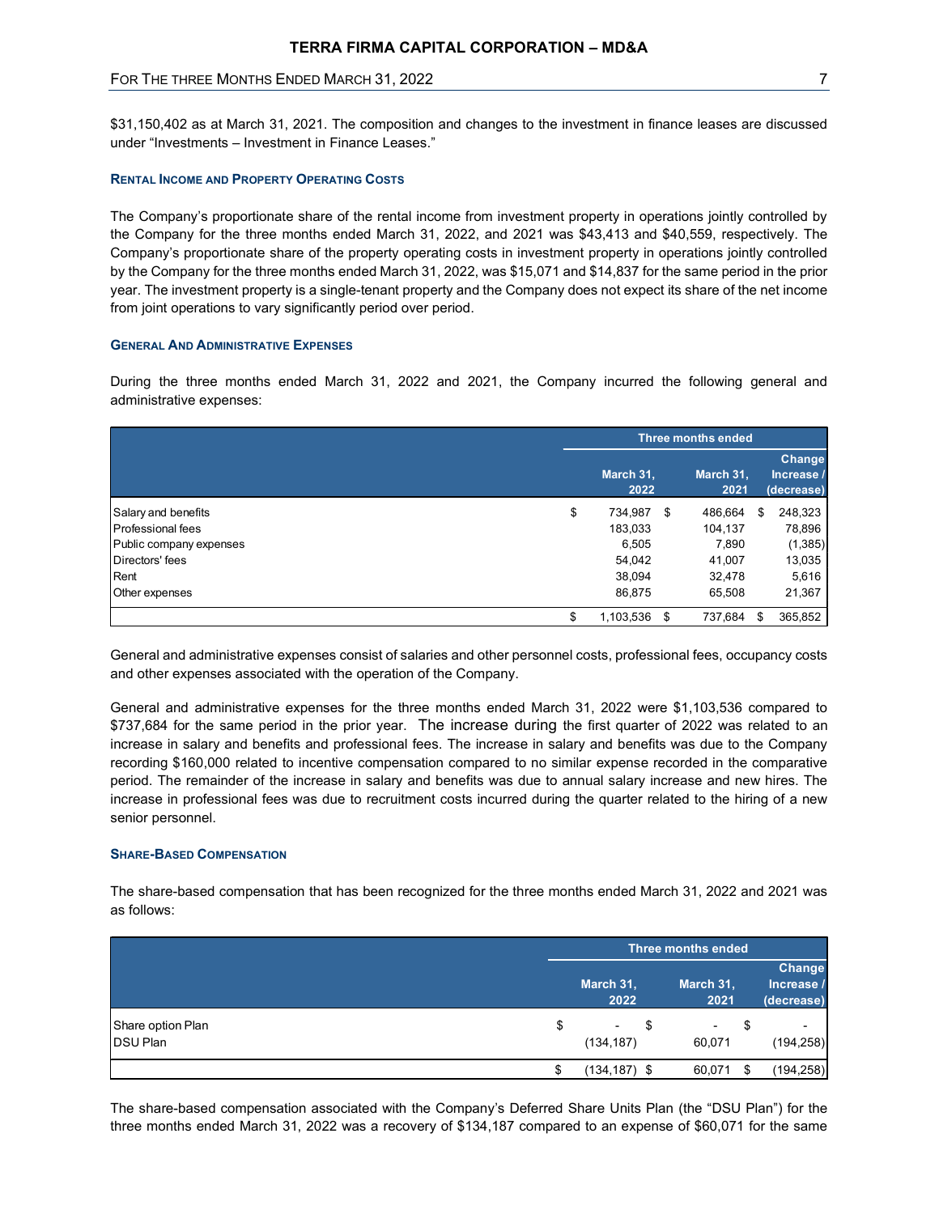$31,150,402 as at March 31, 2021. The composition and changes to the investment in finance leases are discussed under "Investments – Investment in Finance Leases."

### RENTAL INCOME AND PROPERTY OPERATING COSTS

The Company's proportionate share of the rental income from investment property in operations jointly controlled by the Company for the three months ended March 31, 2022, and 2021 was $43,413 and $40,559, respectively. The Company's proportionate share of the property operating costs in investment property in operations jointly controlled by the Company for the three months ended March 31, 2022, was $15,071 and $14,837 for the same period in the prior year. The investment property is a single-tenant property and the Company does not expect its share of the net income from joint operations to vary significantly period over period.

### GENERAL AND ADMINISTRATIVE EXPENSES

During the three months ended March 31, 2022 and 2021, the Company incurred the following general and administrative expenses:

| | Three months ended | | |
|---|---|---|---|
| | March 31, 2022 | March 31, 2021 | Change Increase / (decrease) |
| Salary and benefits | $ 734,987 | $ 486,664 | $ 248,323 |
| Professional fees | 183,033 | 104,137 | 78,896 |
| Public company expenses | 6,505 | 7,890 | (1,385) |
| Directors' fees | 54,042 | 41,007 | 13,035 |
| Rent | 38,094 | 32,478 | 5,616 |
| Other expenses | 86,875 | 65,508 | 21,367 |
| | $ 1,103,536 | $ 737,684 | $ 365,852 |

General and administrative expenses consist of salaries and other personnel costs, professional fees, occupancy costs and other expenses associated with the operation of the Company.

General and administrative expenses for the three months ended March 31, 2022 were $1,103,536 compared to $737,684 for the same period in the prior year. The increase during the first quarter of 2022 was related to an increase in salary and benefits and professional fees. The increase in salary and benefits was due to the Company recording $160,000 related to incentive compensation compared to no similar expense recorded in the comparative period. The remainder of the increase in salary and benefits was due to annual salary increase and new hires. The increase in professional fees was due to recruitment costs incurred during the quarter related to the hiring of a new senior personnel.

### SHARE-BASED COMPENSATION

The share-based compensation that has been recognized for the three months ended March 31, 2022 and 2021 was as follows:

| | Three months ended | | |
|---|---|---|---|
| | March 31, 2022 | March 31, 2021 | Change Increase / (decrease) |
| Share option Plan | $ - | $ - | $ - |
| DSU Plan | (134,187) | 60,071 | (194,258) |
| | $ (134,187) | $ 60,071 | $ (194,258) |

The share-based compensation associated with the Company's Deferred Share Units Plan (the "DSU Plan") for the three months ended March 31, 2022 was a recovery of $134,187 compared to an expense of $60,071 for the same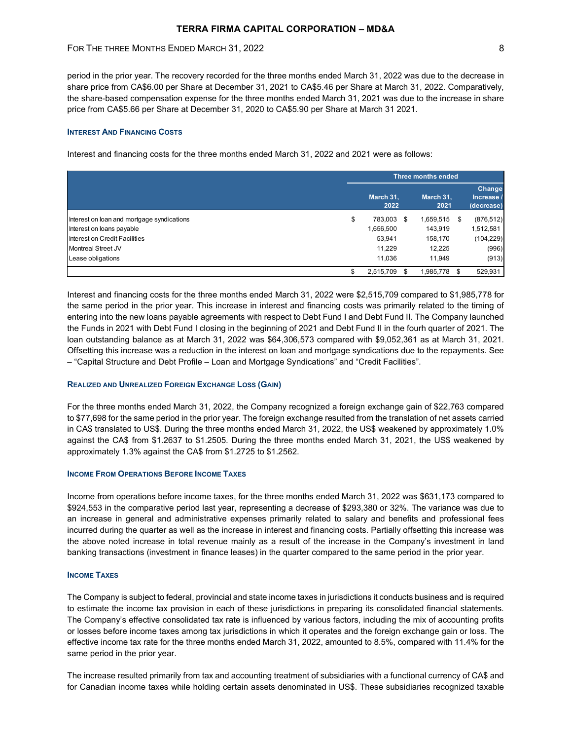period in the prior year. The recovery recorded for the three months ended March 31, 2022 was due to the decrease in share price from CA$6.00 per Share at December 31, 2021 to CA$5.46 per Share at March 31, 2022. Comparatively, the share-based compensation expense for the three months ended March 31, 2021 was due to the increase in share price from CA$5.66 per Share at December 31, 2020 to CA$5.90 per Share at March 31 2021.

#### INTEREST AND FINANCING COSTS

Interest and financing costs for the three months ended March 31, 2022 and 2021 were as follows:

| | Three months ended | | |
|---|---|---|---|
| | March 31, 2022 | March 31, 2021 | Change Increase / (decrease) |
| Interest on loan and mortgage syndications | $ 783,003 | $ 1,659,515 | $ (876,512) |
| Interest on loans payable | 1,656,500 | 143,919 | 1,512,581 |
| Interest on Credit Facilities | 53,941 | 158,170 | (104,229) |
| Montreal Street JV | 11,229 | 12,225 | (996) |
| Lease obligations | 11,036 | 11,949 | (913) |
| | $ 2,515,709 | $ 1,985,778 | $ 529,931 |

Interest and financing costs for the three months ended March 31, 2022 were $2,515,709 compared to $1,985,778 for the same period in the prior year. This increase in interest and financing costs was primarily related to the timing of entering into the new loans payable agreements with respect to Debt Fund I and Debt Fund II. The Company launched the Funds in 2021 with Debt Fund I closing in the beginning of 2021 and Debt Fund II in the fourh quarter of 2021. The loan outstanding balance as at March 31, 2022 was $64,306,573 compared with $9,052,361 as at March 31, 2021. Offsetting this increase was a reduction in the interest on loan and mortgage syndications due to the repayments. See – "Capital Structure and Debt Profile – Loan and Mortgage Syndications" and "Credit Facilities".

#### REALIZED AND UNREALIZED FOREIGN EXCHANGE LOSS (GAIN)

For the three months ended March 31, 2022, the Company recognized a foreign exchange gain of $22,763 compared to $77,698 for the same period in the prior year. The foreign exchange resulted from the translation of net assets carried in CA$ translated to US$. During the three months ended March 31, 2022, the US$ weakened by approximately 1.0% against the CA$ from $1.2637 to $1.2505. During the three months ended March 31, 2021, the US$ weakened by approximately 1.3% against the CA$ from $1.2725 to $1.2562.

#### INCOME FROM OPERATIONS BEFORE INCOME TAXES

Income from operations before income taxes, for the three months ended March 31, 2022 was $631,173 compared to $924,553 in the comparative period last year, representing a decrease of $293,380 or 32%. The variance was due to an increase in general and administrative expenses primarily related to salary and benefits and professional fees incurred during the quarter as well as the increase in interest and financing costs. Partially offsetting this increase was the above noted increase in total revenue mainly as a result of the increase in the Company's investment in land banking transactions (investment in finance leases) in the quarter compared to the same period in the prior year.

#### INCOME TAXES

The Company is subject to federal, provincial and state income taxes in jurisdictions it conducts business and is required to estimate the income tax provision in each of these jurisdictions in preparing its consolidated financial statements. The Company's effective consolidated tax rate is influenced by various factors, including the mix of accounting profits or losses before income taxes among tax jurisdictions in which it operates and the foreign exchange gain or loss. The effective income tax rate for the three months ended March 31, 2022, amounted to 8.5%, compared with 11.4% for the same period in the prior year.

The increase resulted primarily from tax and accounting treatment of subsidiaries with a functional currency of CA$ and for Canadian income taxes while holding certain assets denominated in US$. These subsidiaries recognized taxable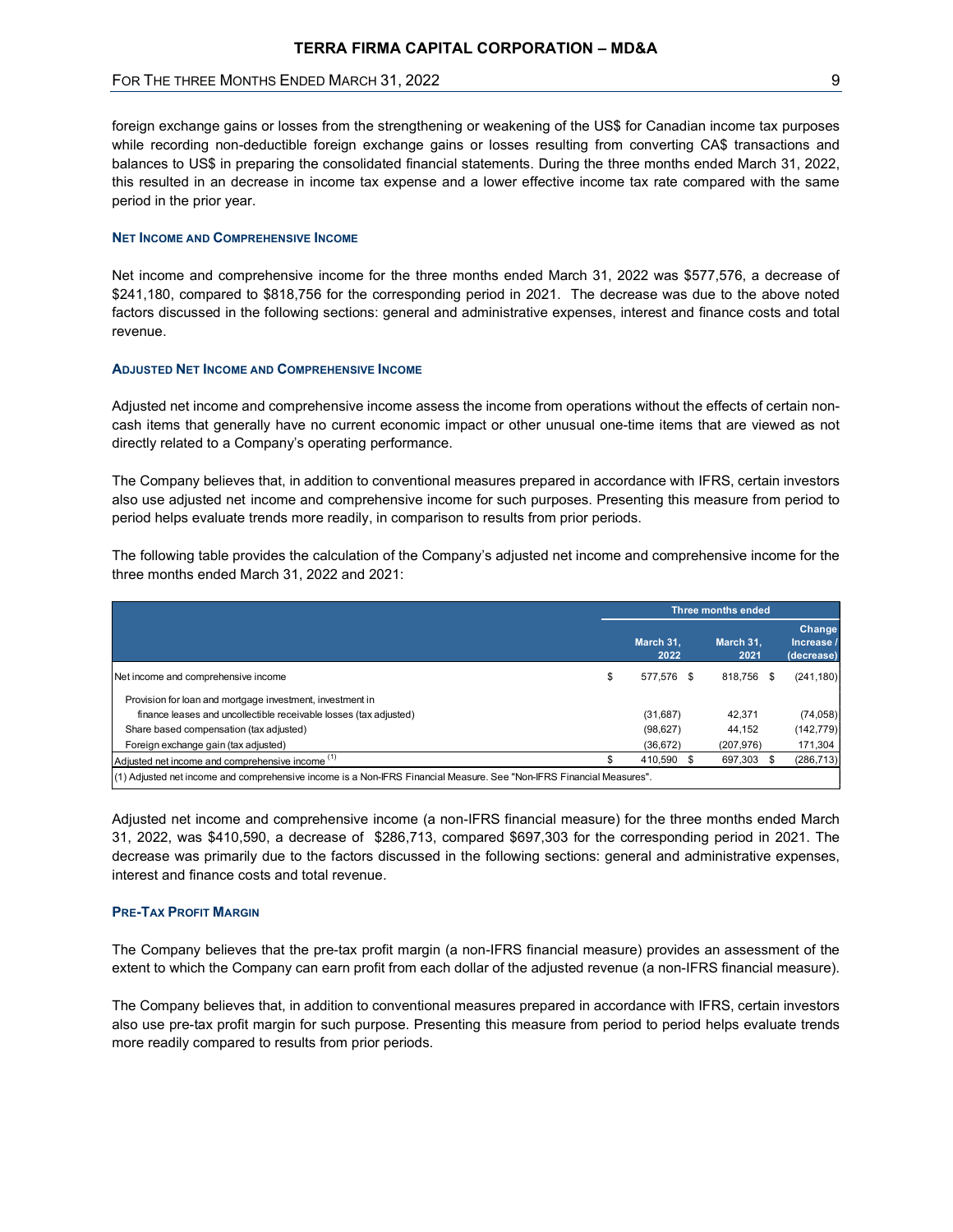foreign exchange gains or losses from the strengthening or weakening of the US$ for Canadian income tax purposes while recording non-deductible foreign exchange gains or losses resulting from converting CA$ transactions and balances to US$ in preparing the consolidated financial statements. During the three months ended March 31, 2022, this resulted in an decrease in income tax expense and a lower effective income tax rate compared with the same period in the prior year.

### NET INCOME AND COMPREHENSIVE INCOME

Net income and comprehensive income for the three months ended March 31, 2022 was $577,576, a decrease of $241,180, compared to $818,756 for the corresponding period in 2021. The decrease was due to the above noted factors discussed in the following sections: general and administrative expenses, interest and finance costs and total revenue.

### ADJUSTED NET INCOME AND COMPREHENSIVE INCOME

Adjusted net income and comprehensive income assess the income from operations without the effects of certain non-cash items that generally have no current economic impact or other unusual one-time items that are viewed as not directly related to a Company's operating performance.

The Company believes that, in addition to conventional measures prepared in accordance with IFRS, certain investors also use adjusted net income and comprehensive income for such purposes. Presenting this measure from period to period helps evaluate trends more readily, in comparison to results from prior periods.

The following table provides the calculation of the Company's adjusted net income and comprehensive income for the three months ended March 31, 2022 and 2021:

| | Three months ended | | |
|---|---|---|---|
| | March 31, 2022 | March 31, 2021 | Change Increase / (decrease) |
| Net income and comprehensive income | $ 577,576 | $ 818,756 | $ (241,180) |
| Provision for loan and mortgage investment, investment in finance leases and uncollectible receivable losses (tax adjusted) | (31,687) | 42,371 | (74,058) |
| Share based compensation (tax adjusted) | (98,627) | 44,152 | (142,779) |
| Foreign exchange gain (tax adjusted) | (36,672) | (207,976) | 171,304 |
| Adjusted net income and comprehensive income (1) | $ 410,590 | $ 697,303 | $ (286,713) |

(1) Adjusted net income and comprehensive income is a Non-IFRS Financial Measure. See "Non-IFRS Financial Measures".

Adjusted net income and comprehensive income (a non-IFRS financial measure) for the three months ended March 31, 2022, was $410,590, a decrease of $286,713, compared $697,303 for the corresponding period in 2021. The decrease was primarily due to the factors discussed in the following sections: general and administrative expenses, interest and finance costs and total revenue.

### PRE-TAX PROFIT MARGIN

The Company believes that the pre-tax profit margin (a non-IFRS financial measure) provides an assessment of the extent to which the Company can earn profit from each dollar of the adjusted revenue (a non-IFRS financial measure).

The Company believes that, in addition to conventional measures prepared in accordance with IFRS, certain investors also use pre-tax profit margin for such purpose. Presenting this measure from period to period helps evaluate trends more readily compared to results from prior periods.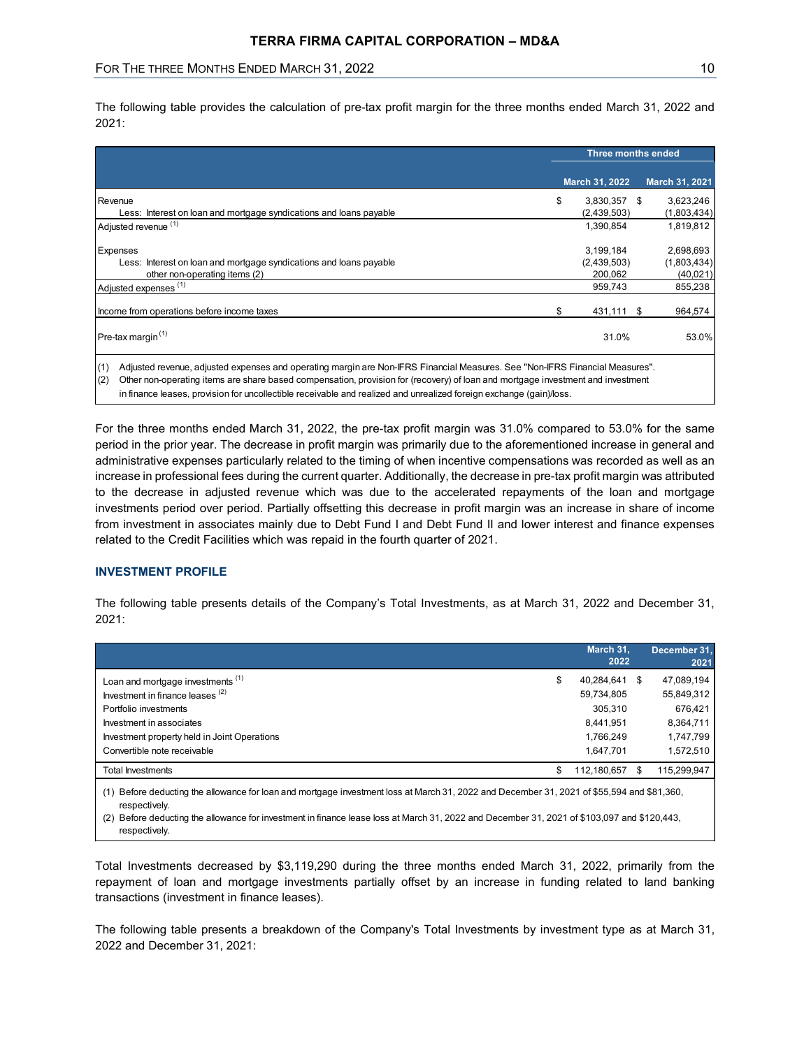The following table provides the calculation of pre-tax profit margin for the three months ended March 31, 2022 and 2021:

| | Three months ended | |
|---|---|---|
| | March 31, 2022 | March 31, 2021 |
| Revenue | $ 3,830,357 | $ 3,623,246 |
| Less: Interest on loan and mortgage syndications and loans payable | (2,439,503) | (1,803,434) |
| Adjusted revenue [(1)] | 1,390,854 | 1,819,812 |
| Expenses | 3,199,184 | 2,698,693 |
| Less: Interest on loan and mortgage syndications and loans payable | (2,439,503) | (1,803,434) |
| other non-operating items (2) | 200,062 | (40,021) |
| Adjusted expenses [(1)] | 959,743 | 855,238 |
| Income from operations before income taxes | $ 431,111 | $ 964,574 |
| Pre-tax margin [(1)] | 31.0% | 53.0% |

(1) Adjusted revenue, adjusted expenses and operating margin are Non-IFRS Financial Measures. See "Non-IFRS Financial Measures".
(2) Other non-operating items are share based compensation, provision for (recovery) of loan and mortgage investment and investment in finance leases, provision for uncollectible receivable and realized and unrealized foreign exchange (gain)/loss.

For the three months ended March 31, 2022, the pre-tax profit margin was 31.0% compared to 53.0% for the same period in the prior year. The decrease in profit margin was primarily due to the aforementioned increase in general and administrative expenses particularly related to the timing of when incentive compensations was recorded as well as an increase in professional fees during the current quarter. Additionally, the decrease in pre-tax profit margin was attributed to the decrease in adjusted revenue which was due to the accelerated repayments of the loan and mortgage investments period over period. Partially offsetting this decrease in profit margin was an increase in share of income from investment in associates mainly due to Debt Fund I and Debt Fund II and lower interest and finance expenses related to the Credit Facilities which was repaid in the fourth quarter of 2021.

## INVESTMENT PROFILE

The following table presents details of the Company's Total Investments, as at March 31, 2022 and December 31, 2021:

| | March 31, 2022 | December 31, 2021 |
|---|---|---|
| Loan and mortgage investments [(1)] | $ 40,284,641 | $ 47,089,194 |
| Investment in finance leases [(2)] | 59,734,805 | 55,849,312 |
| Portfolio investments | 305,310 | 676,421 |
| Investment in associates | 8,441,951 | 8,364,711 |
| Investment property held in Joint Operations | 1,766,249 | 1,747,799 |
| Convertible note receivable | 1,647,701 | 1,572,510 |
| Total Investments | $ 112,180,657 | $ 115,299,947 |

(1) Before deducting the allowance for loan and mortgage investment loss at March 31, 2022 and December 31, 2021 of $55,594 and $81,360, respectively.
(2) Before deducting the allowance for investment in finance lease loss at March 31, 2022 and December 31, 2021 of $103,097 and $120,443, respectively.

Total Investments decreased by $3,119,290 during the three months ended March 31, 2022, primarily from the repayment of loan and mortgage investments partially offset by an increase in funding related to land banking transactions (investment in finance leases).

The following table presents a breakdown of the Company's Total Investments by investment type as at March 31, 2022 and December 31, 2021: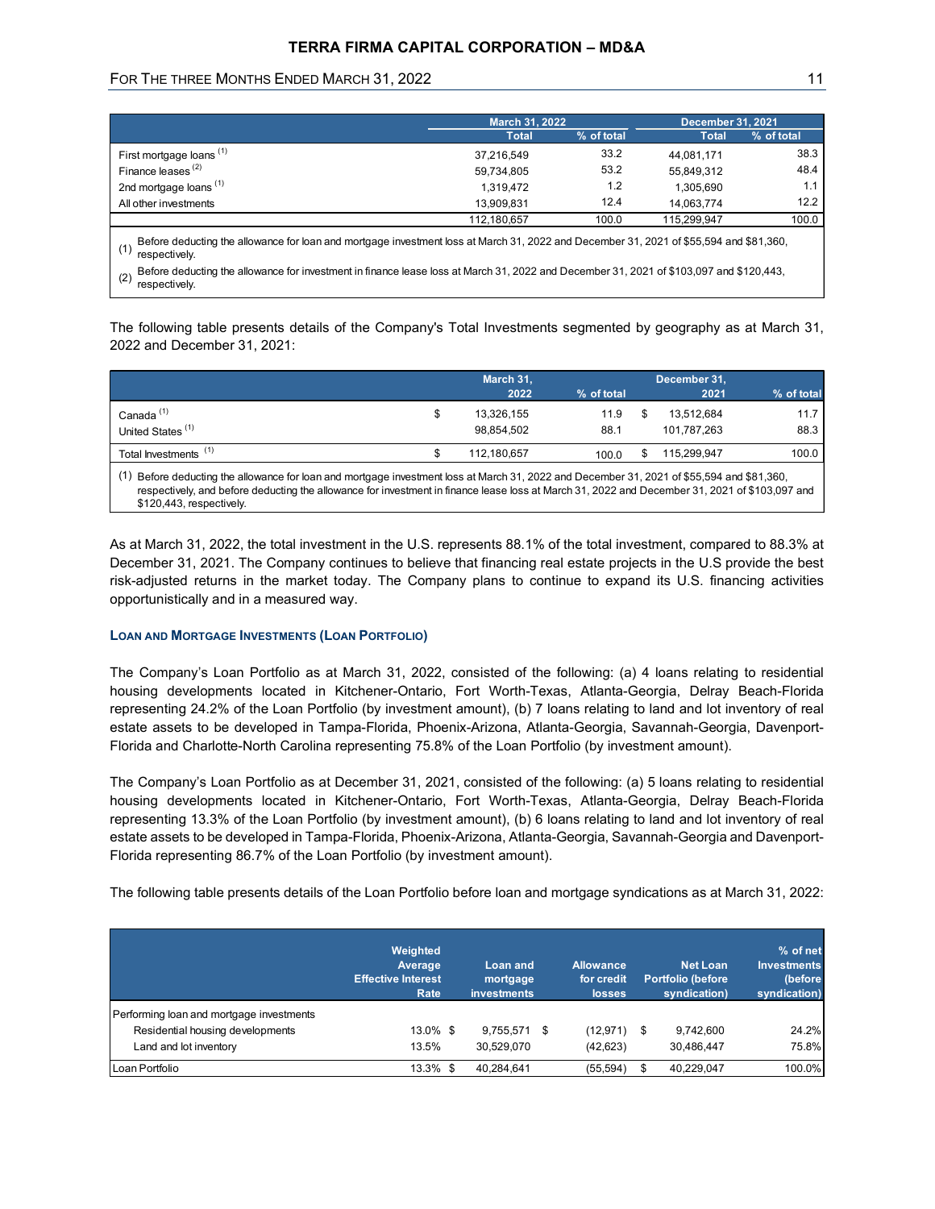| | March 31, 2022 | | December 31, 2021 | |
|---|---|---|---|---|
| | Total | % of total | Total | % of total |
| First mortgage loans [(1)] | 37,216,549 | 33.2 | 44,081,171 | 38.3 |
| Finance leases [(2)] | 59,734,805 | 53.2 | 55,849,312 | 48.4 |
| 2nd mortgage loans [(1)] | 1,319,472 | 1.2 | 1,305,690 | 1.1 |
| All other investments | 13,909,831 | 12.4 | 14,063,774 | 12.2 |
| | 112,180,657 | 100.0 | 115,299,947 | 100.0 |

(1) Before deducting the allowance for loan and mortgage investment loss at March 31, 2022 and December 31, 2021 of $55,594 and $81,360, respectively.

(2) Before deducting the allowance for investment in finance lease loss at March 31, 2022 and December 31, 2021 of $103,097 and $120,443, respectively.

The following table presents details of the Company's Total Investments segmented by geography as at March 31, 2022 and December 31, 2021:

| | March 31, 2022 | % of total | December 31, 2021 | % of total |
|---|---|---|---|---|
| Canada [(1)] | $ 13,326,155 | 11.9 | $ 13,512,684 | 11.7 |
| United States [(1)] | 98,854,502 | 88.1 | 101,787,263 | 88.3 |
| Total Investments [(1)] | $ 112,180,657 | 100.0 | $ 115,299,947 | 100.0 |

(1) Before deducting the allowance for loan and mortgage investment loss at March 31, 2022 and December 31, 2021 of $55,594 and $81,360, respectively, and before deducting the allowance for investment in finance lease loss at March 31, 2022 and December 31, 2021 of $103,097 and $120,443, respectively.

As at March 31, 2022, the total investment in the U.S. represents 88.1% of the total investment, compared to 88.3% at December 31, 2021. The Company continues to believe that financing real estate projects in the U.S provide the best risk-adjusted returns in the market today. The Company plans to continue to expand its U.S. financing activities opportunistically and in a measured way.

#### LOAN AND MORTGAGE INVESTMENTS (LOAN PORTFOLIO)

The Company's Loan Portfolio as at March 31, 2022, consisted of the following: (a) 4 loans relating to residential housing developments located in Kitchener-Ontario, Fort Worth-Texas, Atlanta-Georgia, Delray Beach-Florida representing 24.2% of the Loan Portfolio (by investment amount), (b) 7 loans relating to land and lot inventory of real estate assets to be developed in Tampa-Florida, Phoenix-Arizona, Atlanta-Georgia, Savannah-Georgia, Davenport-Florida and Charlotte-North Carolina representing 75.8% of the Loan Portfolio (by investment amount).

The Company's Loan Portfolio as at December 31, 2021, consisted of the following: (a) 5 loans relating to residential housing developments located in Kitchener-Ontario, Fort Worth-Texas, Atlanta-Georgia, Delray Beach-Florida representing 13.3% of the Loan Portfolio (by investment amount), (b) 6 loans relating to land and lot inventory of real estate assets to be developed in Tampa-Florida, Phoenix-Arizona, Atlanta-Georgia, Savannah-Georgia and Davenport-Florida representing 86.7% of the Loan Portfolio (by investment amount).

The following table presents details of the Loan Portfolio before loan and mortgage syndications as at March 31, 2022:

| | Weighted Average Effective Interest Rate | Loan and mortgage investments | Allowance for credit losses | Net Loan Portfolio (before syndication) | % of net Investments (before syndication) |
|---|---|---|---|---|---|
| Performing loan and mortgage investments | | | | | |
| Residential housing developments | 13.0% | $ 9,755,571 | $ (12,971) | $ 9,742,600 | 24.2% |
| Land and lot inventory | 13.5% | 30,529,070 | (42,623) | 30,486,447 | 75.8% |
| Loan Portfolio | 13.3% | $ 40,284,641 | (55,594) | $ 40,229,047 | 100.0% |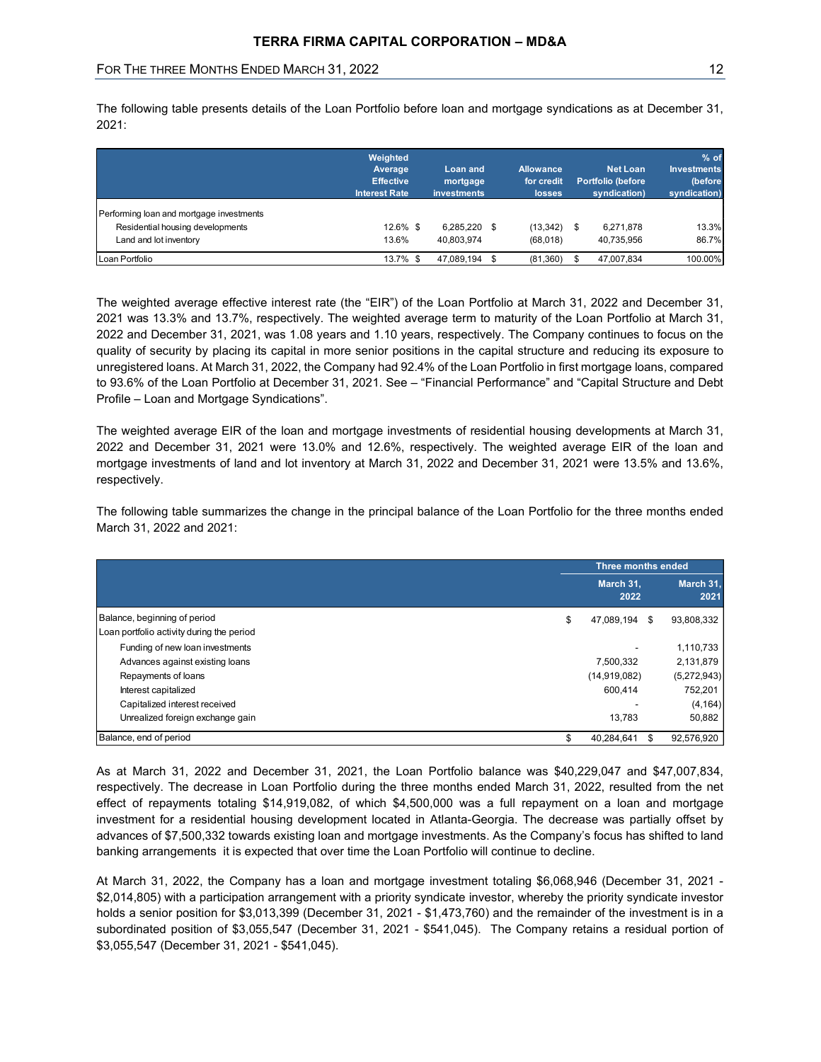The following table presents details of the Loan Portfolio before loan and mortgage syndications as at December 31, 2021:

| | Weighted Average Effective Interest Rate | Loan and mortgage investments | Allowance for credit losses | Net Loan Portfolio (before syndication) | % of Investments (before syndication) |
|---|---|---|---|---|---|
| Performing loan and mortgage investments | | | | | |
| Residential housing developments | 12.6% | $ 6,285,220 | $ (13,342) | $ 6,271,878 | 13.3% |
| Land and lot inventory | 13.6% | 40,803,974 | (68,018) | 40,735,956 | 86.7% |
| Loan Portfolio | 13.7% | $ 47,089,194 | $ (81,360) | $ 47,007,834 | 100.00% |

The weighted average effective interest rate (the "EIR") of the Loan Portfolio at March 31, 2022 and December 31, 2021 was 13.3% and 13.7%, respectively. The weighted average term to maturity of the Loan Portfolio at March 31, 2022 and December 31, 2021, was 1.08 years and 1.10 years, respectively. The Company continues to focus on the quality of security by placing its capital in more senior positions in the capital structure and reducing its exposure to unregistered loans. At March 31, 2022, the Company had 92.4% of the Loan Portfolio in first mortgage loans, compared to 93.6% of the Loan Portfolio at December 31, 2021. See – "Financial Performance" and "Capital Structure and Debt Profile – Loan and Mortgage Syndications".

The weighted average EIR of the loan and mortgage investments of residential housing developments at March 31, 2022 and December 31, 2021 were 13.0% and 12.6%, respectively. The weighted average EIR of the loan and mortgage investments of land and lot inventory at March 31, 2022 and December 31, 2021 were 13.5% and 13.6%, respectively.

The following table summarizes the change in the principal balance of the Loan Portfolio for the three months ended March 31, 2022 and 2021:

| | Three months ended | |
|---|---|---|
| | March 31, 2022 | March 31, 2021 |
| Balance, beginning of period | $ 47,089,194 | $ 93,808,332 |
| Loan portfolio activity during the period | | |
| Funding of new loan investments | - | 1,110,733 |
| Advances against existing loans | 7,500,332 | 2,131,879 |
| Repayments of loans | (14,919,082) | (5,272,943) |
| Interest capitalized | 600,414 | 752,201 |
| Capitalized interest received | - | (4,164) |
| Unrealized foreign exchange gain | 13,783 | 50,882 |
| Balance, end of period | $ 40,284,641 | $ 92,576,920 |

As at March 31, 2022 and December 31, 2021, the Loan Portfolio balance was $40,229,047 and $47,007,834, respectively. The decrease in Loan Portfolio during the three months ended March 31, 2022, resulted from the net effect of repayments totaling $14,919,082, of which $4,500,000 was a full repayment on a loan and mortgage investment for a residential housing development located in Atlanta-Georgia. The decrease was partially offset by advances of $7,500,332 towards existing loan and mortgage investments. As the Company's focus has shifted to land banking arrangements it is expected that over time the Loan Portfolio will continue to decline.

At March 31, 2022, the Company has a loan and mortgage investment totaling $6,068,946 (December 31, 2021 - $2,014,805) with a participation arrangement with a priority syndicate investor, whereby the priority syndicate investor holds a senior position for $3,013,399 (December 31, 2021 - $1,473,760) and the remainder of the investment is in a subordinated position of $3,055,547 (December 31, 2021 - $541,045). The Company retains a residual portion of $3,055,547 (December 31, 2021 - $541,045).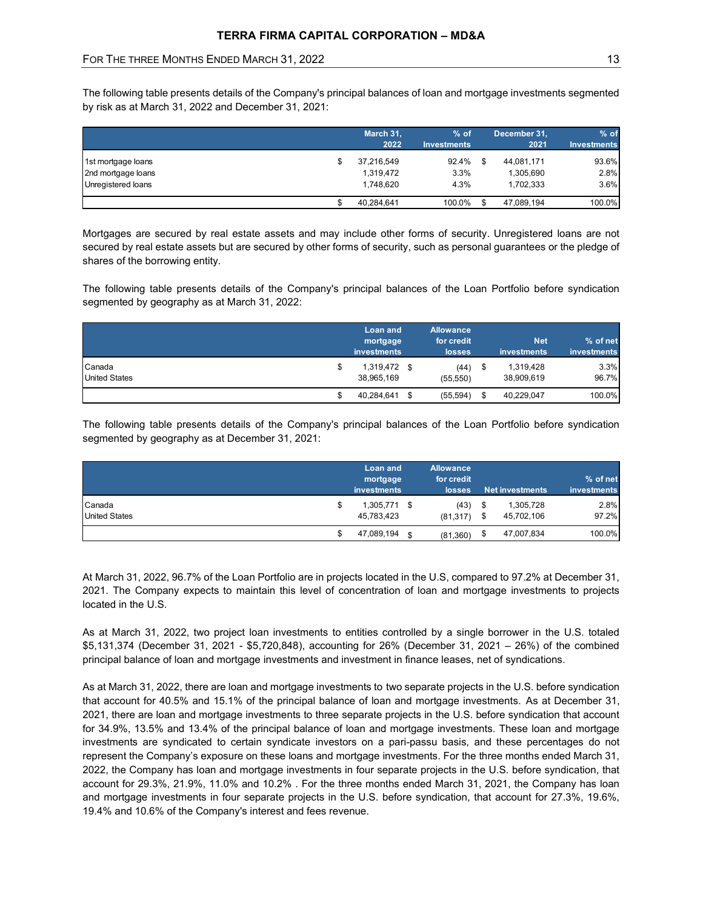The following table presents details of the Company's principal balances of loan and mortgage investments segmented by risk as at March 31, 2022 and December 31, 2021:

| | March 31, 2022 | % of Investments | December 31, 2021 | % of Investments |
|---|---|---|---|---|
| 1st mortgage loans | $ 37,216,549 | 92.4% | $ 44,081,171 | 93.6% |
| 2nd mortgage loans | 1,319,472 | 3.3% | 1,305,690 | 2.8% |
| Unregistered loans | 1,748,620 | 4.3% | 1,702,333 | 3.6% |
| | $ 40,284,641 | 100.0% | $ 47,089,194 | 100.0% |

Mortgages are secured by real estate assets and may include other forms of security. Unregistered loans are not secured by real estate assets but are secured by other forms of security, such as personal guarantees or the pledge of shares of the borrowing entity.

The following table presents details of the Company's principal balances of the Loan Portfolio before syndication segmented by geography as at March 31, 2022:

| | Loan and mortgage investments | Allowance for credit losses | Net investments | % of net investments |
|---|---|---|---|---|
| Canada | $ 1,319,472 | $ (44) | $ 1,319,428 | 3.3% |
| United States | 38,965,169 | (55,550) | 38,909,619 | 96.7% |
| | $ 40,284,641 | $ (55,594) | $ 40,229,047 | 100.0% |

The following table presents details of the Company's principal balances of the Loan Portfolio before syndication segmented by geography as at December 31, 2021:

| | Loan and mortgage investments | Allowance for credit losses | Net investments | % of net investments |
|---|---|---|---|---|
| Canada | $ 1,305,771 | $ (43) | $ 1,305,728 | 2.8% |
| United States | 45,783,423 | (81,317) | $ 45,702,106 | 97.2% |
| | $ 47,089,194 | $ (81,360) | $ 47,007,834 | 100.0% |

At March 31, 2022, 96.7% of the Loan Portfolio are in projects located in the U.S, compared to 97.2% at December 31, 2021. The Company expects to maintain this level of concentration of loan and mortgage investments to projects located in the U.S.

As at March 31, 2022, two project loan investments to entities controlled by a single borrower in the U.S. totaled $5,131,374 (December 31, 2021 - $5,720,848), accounting for 26% (December 31, 2021 – 26%) of the combined principal balance of loan and mortgage investments and investment in finance leases, net of syndications.

As at March 31, 2022, there are loan and mortgage investments to two separate projects in the U.S. before syndication that account for 40.5% and 15.1% of the principal balance of loan and mortgage investments. As at December 31, 2021, there are loan and mortgage investments to three separate projects in the U.S. before syndication that account for 34.9%, 13.5% and 13.4% of the principal balance of loan and mortgage investments. These loan and mortgage investments are syndicated to certain syndicate investors on a pari-passu basis, and these percentages do not represent the Company's exposure on these loans and mortgage investments. For the three months ended March 31, 2022, the Company has loan and mortgage investments in four separate projects in the U.S. before syndication, that account for 29.3%, 21.9%, 11.0% and 10.2% . For the three months ended March 31, 2021, the Company has loan and mortgage investments in four separate projects in the U.S. before syndication, that account for 27.3%, 19.6%, 19.4% and 10.6% of the Company's interest and fees revenue.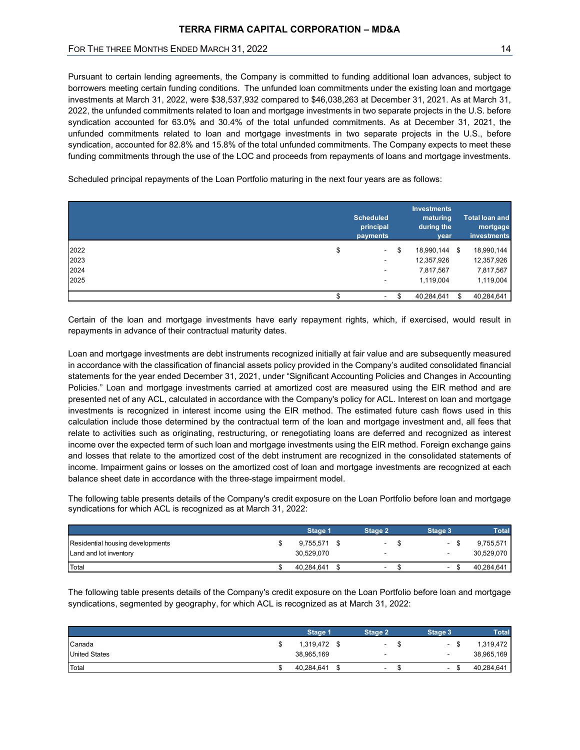Pursuant to certain lending agreements, the Company is committed to funding additional loan advances, subject to borrowers meeting certain funding conditions. The unfunded loan commitments under the existing loan and mortgage investments at March 31, 2022, were $38,537,932 compared to $46,038,263 at December 31, 2021. As at March 31, 2022, the unfunded commitments related to loan and mortgage investments in two separate projects in the U.S. before syndication accounted for 63.0% and 30.4% of the total unfunded commitments. As at December 31, 2021, the unfunded commitments related to loan and mortgage investments in two separate projects in the U.S., before syndication, accounted for 82.8% and 15.8% of the total unfunded commitments. The Company expects to meet these funding commitments through the use of the LOC and proceeds from repayments of loans and mortgage investments.

Scheduled principal repayments of the Loan Portfolio maturing in the next four years are as follows:

| | Scheduled principal payments | Investments maturing during the year | Total loan and mortgage investments |
|---|---|---|---|
| 2022 | $ - | $ 18,990,144 | $ 18,990,144 |
| 2023 | - | 12,357,926 | 12,357,926 |
| 2024 | - | 7,817,567 | 7,817,567 |
| 2025 | - | 1,119,004 | 1,119,004 |
| | $ - | $ 40,284,641 | $ 40,284,641 |

Certain of the loan and mortgage investments have early repayment rights, which, if exercised, would result in repayments in advance of their contractual maturity dates.

Loan and mortgage investments are debt instruments recognized initially at fair value and are subsequently measured in accordance with the classification of financial assets policy provided in the Company's audited consolidated financial statements for the year ended December 31, 2021, under "Significant Accounting Policies and Changes in Accounting Policies." Loan and mortgage investments carried at amortized cost are measured using the EIR method and are presented net of any ACL, calculated in accordance with the Company's policy for ACL. Interest on loan and mortgage investments is recognized in interest income using the EIR method. The estimated future cash flows used in this calculation include those determined by the contractual term of the loan and mortgage investment and, all fees that relate to activities such as originating, restructuring, or renegotiating loans are deferred and recognized as interest income over the expected term of such loan and mortgage investments using the EIR method. Foreign exchange gains and losses that relate to the amortized cost of the debt instrument are recognized in the consolidated statements of income. Impairment gains or losses on the amortized cost of loan and mortgage investments are recognized at each balance sheet date in accordance with the three-stage impairment model.

The following table presents details of the Company's credit exposure on the Loan Portfolio before loan and mortgage syndications for which ACL is recognized as at March 31, 2022:

| | Stage 1 | Stage 2 | Stage 3 | Total |
|---|---|---|---|---|
| Residential housing developments | $ 9,755,571 | $ - | $ - | $ 9,755,571 |
| Land and lot inventory | 30,529,070 | - | - | 30,529,070 |
| Total | $ 40,284,641 | $ - | $ - | $ 40,284,641 |

The following table presents details of the Company's credit exposure on the Loan Portfolio before loan and mortgage syndications, segmented by geography, for which ACL is recognized as at March 31, 2022:

| | Stage 1 | Stage 2 | Stage 3 | Total |
|---|---|---|---|---|
| Canada | $ 1,319,472 | $ - | $ - | $ 1,319,472 |
| United States | 38,965,169 | - | - | 38,965,169 |
| Total | $ 40,284,641 | $ - | $ - | $ 40,284,641 |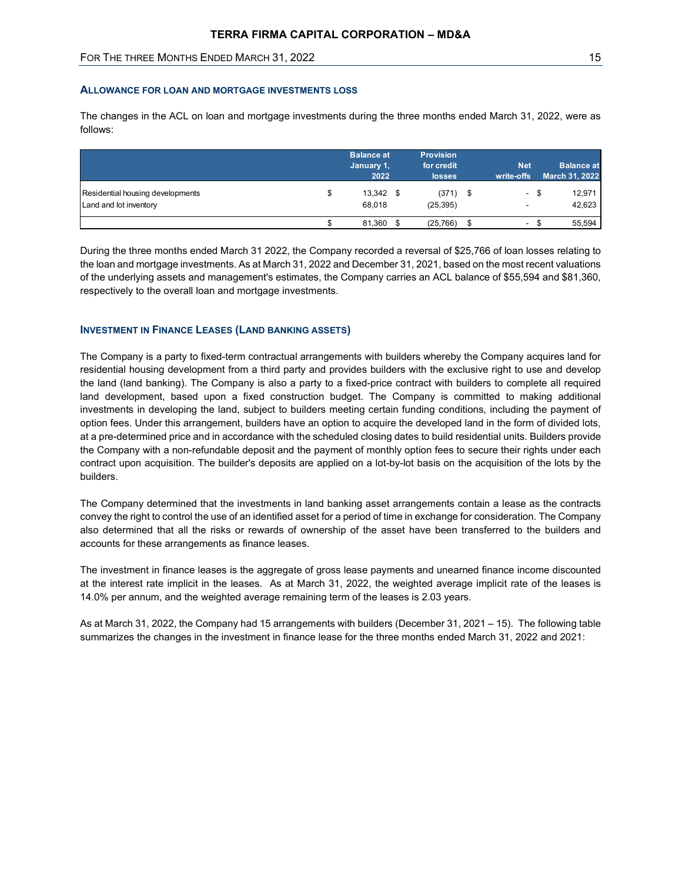### ALLOWANCE FOR LOAN AND MORTGAGE INVESTMENTS LOSS

The changes in the ACL on loan and mortgage investments during the three months ended March 31, 2022, were as follows:

| | Balance at January 1, 2022 | Provision for credit losses | Net write-offs | Balance at March 31, 2022 |
|---|---|---|---|---|
| Residential housing developments | $ 13,342 | $ (371) | $ - | $ 12,971 |
| Land and lot inventory | 68,018 | (25,395) | - | 42,623 |
| | $ 81,360 | $ (25,766) | $ - | $ 55,594 |

During the three months ended March 31 2022, the Company recorded a reversal of $25,766 of loan losses relating to the loan and mortgage investments. As at March 31, 2022 and December 31, 2021, based on the most recent valuations of the underlying assets and management's estimates, the Company carries an ACL balance of $55,594 and $81,360, respectively to the overall loan and mortgage investments.

### INVESTMENT IN FINANCE LEASES (LAND BANKING ASSETS)

The Company is a party to fixed-term contractual arrangements with builders whereby the Company acquires land for residential housing development from a third party and provides builders with the exclusive right to use and develop the land (land banking). The Company is also a party to a fixed-price contract with builders to complete all required land development, based upon a fixed construction budget. The Company is committed to making additional investments in developing the land, subject to builders meeting certain funding conditions, including the payment of option fees. Under this arrangement, builders have an option to acquire the developed land in the form of divided lots, at a pre-determined price and in accordance with the scheduled closing dates to build residential units. Builders provide the Company with a non-refundable deposit and the payment of monthly option fees to secure their rights under each contract upon acquisition. The builder's deposits are applied on a lot-by-lot basis on the acquisition of the lots by the builders.

The Company determined that the investments in land banking asset arrangements contain a lease as the contracts convey the right to control the use of an identified asset for a period of time in exchange for consideration. The Company also determined that all the risks or rewards of ownership of the asset have been transferred to the builders and accounts for these arrangements as finance leases.

The investment in finance leases is the aggregate of gross lease payments and unearned finance income discounted at the interest rate implicit in the leases. As at March 31, 2022, the weighted average implicit rate of the leases is 14.0% per annum, and the weighted average remaining term of the leases is 2.03 years.

As at March 31, 2022, the Company had 15 arrangements with builders (December 31, 2021 – 15). The following table summarizes the changes in the investment in finance lease for the three months ended March 31, 2022 and 2021: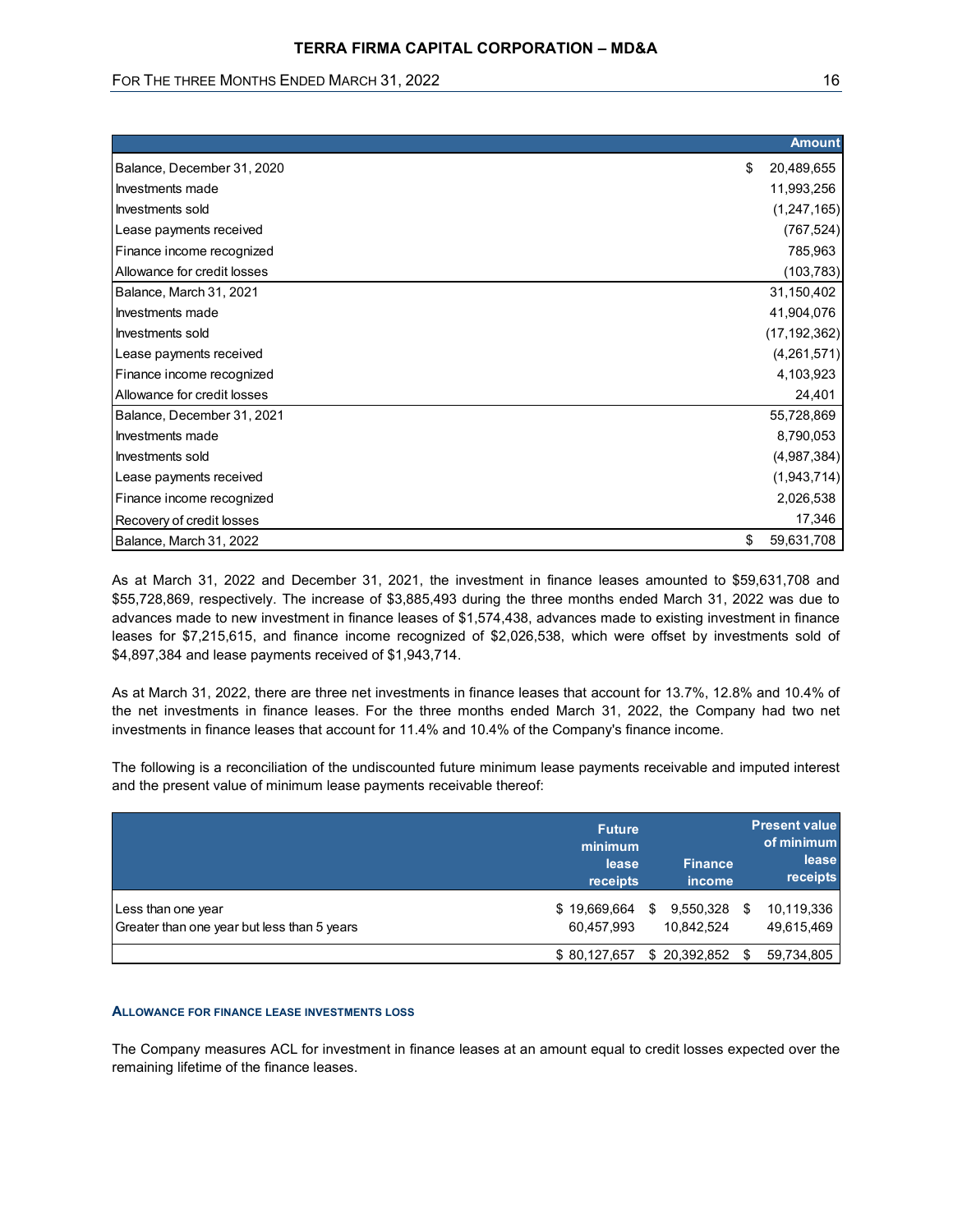| | Amount |
|---|---|
| Balance, December 31, 2020 | $ 20,489,655 |
| Investments made | 11,993,256 |
| Investments sold | (1,247,165) |
| Lease payments received | (767,524) |
| Finance income recognized | 785,963 |
| Allowance for credit losses | (103,783) |
| Balance, March 31, 2021 | 31,150,402 |
| Investments made | 41,904,076 |
| Investments sold | (17,192,362) |
| Lease payments received | (4,261,571) |
| Finance income recognized | 4,103,923 |
| Allowance for credit losses | 24,401 |
| Balance, December 31, 2021 | 55,728,869 |
| Investments made | 8,790,053 |
| Investments sold | (4,987,384) |
| Lease payments received | (1,943,714) |
| Finance income recognized | 2,026,538 |
| Recovery of credit losses | 17,346 |
| Balance, March 31, 2022 | $ 59,631,708 |

As at March 31, 2022 and December 31, 2021, the investment in finance leases amounted to $59,631,708 and $55,728,869, respectively. The increase of $3,885,493 during the three months ended March 31, 2022 was due to advances made to new investment in finance leases of $1,574,438, advances made to existing investment in finance leases for $7,215,615, and finance income recognized of $2,026,538, which were offset by investments sold of $4,897,384 and lease payments received of $1,943,714.

As at March 31, 2022, there are three net investments in finance leases that account for 13.7%, 12.8% and 10.4% of the net investments in finance leases. For the three months ended March 31, 2022, the Company had two net investments in finance leases that account for 11.4% and 10.4% of the Company's finance income.

The following is a reconciliation of the undiscounted future minimum lease payments receivable and imputed interest and the present value of minimum lease payments receivable thereof:

| | Future minimum lease receipts | Finance income | Present value of minimum lease receipts |
|---|---|---|---|
| Less than one year | $ 19,669,664 | $ 9,550,328 | $ 10,119,336 |
| Greater than one year but less than 5 years | 60,457,993 | 10,842,524 | 49,615,469 |
| | $ 80,127,657 | $ 20,392,852 | $ 59,734,805 |

#### ALLOWANCE FOR FINANCE LEASE INVESTMENTS LOSS

The Company measures ACL for investment in finance leases at an amount equal to credit losses expected over the remaining lifetime of the finance leases.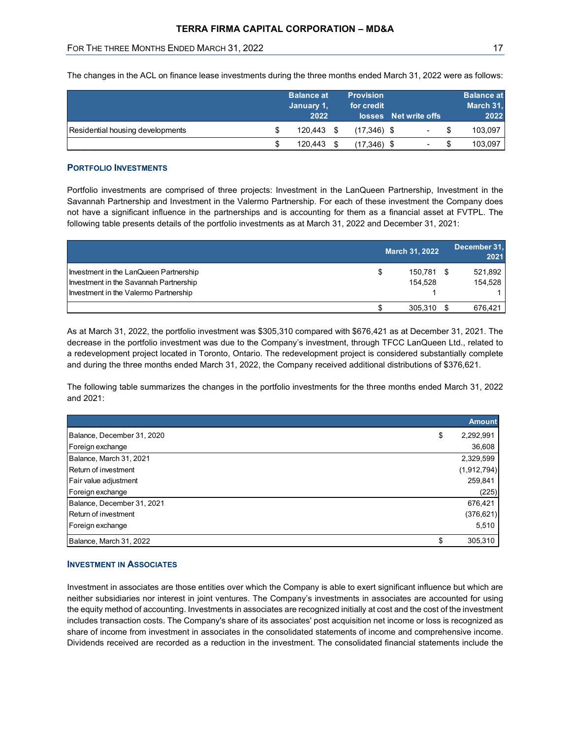The changes in the ACL on finance lease investments during the three months ended March 31, 2022 were as follows:

| | Balance at January 1, 2022 | Provision for credit losses | Net write offs | Balance at March 31, 2022 |
|---|---|---|---|---|
| Residential housing developments | $ 120,443 | $ (17,346) | $ - | $ 103,097 |
| | $ 120,443 | $ (17,346) | $ - | $ 103,097 |

### Portfolio Investments

Portfolio investments are comprised of three projects: Investment in the LanQueen Partnership, Investment in the Savannah Partnership and Investment in the Valermo Partnership. For each of these investment the Company does not have a significant influence in the partnerships and is accounting for them as a financial asset at FVTPL. The following table presents details of the portfolio investments as at March 31, 2022 and December 31, 2021:

| | March 31, 2022 | December 31, 2021 |
|---|---|---|
| Investment in the LanQueen Partnership | $ 150,781 | $ 521,892 |
| Investment in the Savannah Partnership | 154,528 | 154,528 |
| Investment in the Valermo Partnership | 1 | 1 |
| | $ 305,310 | $ 676,421 |

As at March 31, 2022, the portfolio investment was $305,310 compared with $676,421 as at December 31, 2021. The decrease in the portfolio investment was due to the Company's investment, through TFCC LanQueen Ltd., related to a redevelopment project located in Toronto, Ontario. The redevelopment project is considered substantially complete and during the three months ended March 31, 2022, the Company received additional distributions of $376,621.

The following table summarizes the changes in the portfolio investments for the three months ended March 31, 2022 and 2021:

| | Amount |
|---|---|
| Balance, December 31, 2020 | $ 2,292,991 |
| Foreign exchange | 36,608 |
| Balance, March 31, 2021 | 2,329,599 |
| Return of investment | (1,912,794) |
| Fair value adjustment | 259,841 |
| Foreign exchange | (225) |
| Balance, December 31, 2021 | 676,421 |
| Return of investment | (376,621) |
| Foreign exchange | 5,510 |
| Balance, March 31, 2022 | $ 305,310 |

### Investment in Associates

Investment in associates are those entities over which the Company is able to exert significant influence but which are neither subsidiaries nor interest in joint ventures. The Company's investments in associates are accounted for using the equity method of accounting. Investments in associates are recognized initially at cost and the cost of the investment includes transaction costs. The Company's share of its associates' post acquisition net income or loss is recognized as share of income from investment in associates in the consolidated statements of income and comprehensive income. Dividends received are recorded as a reduction in the investment. The consolidated financial statements include the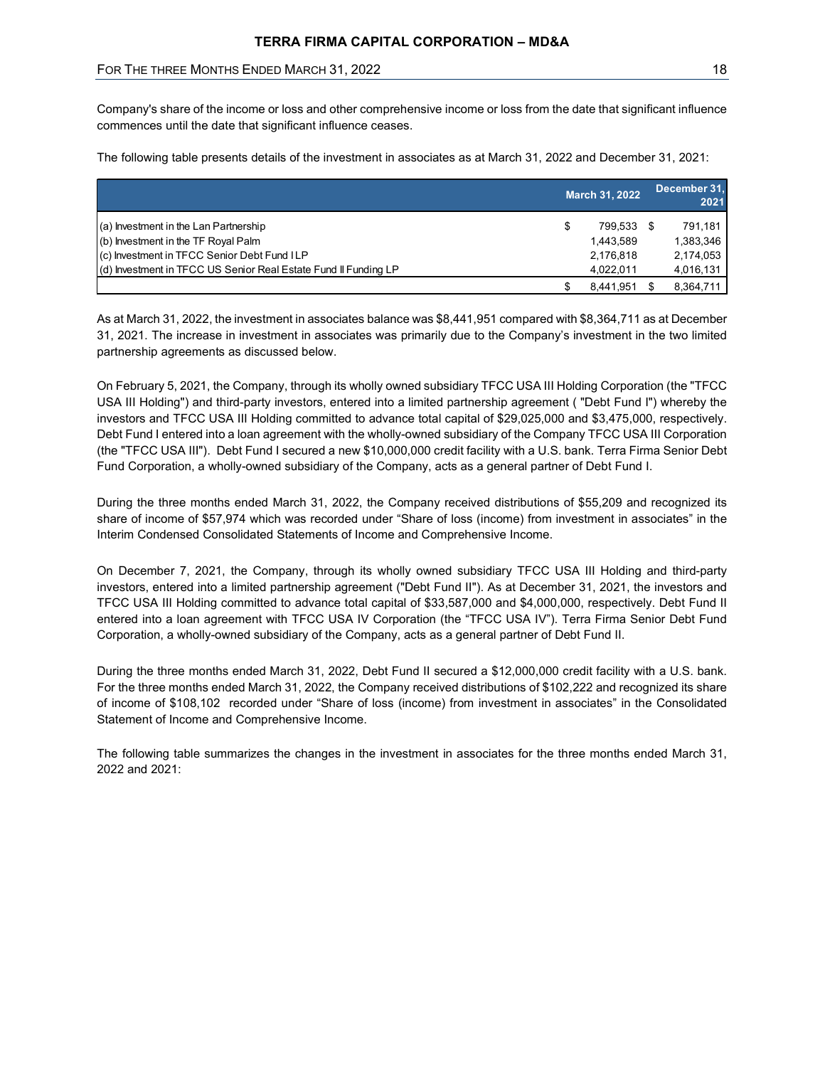Company's share of the income or loss and other comprehensive income or loss from the date that significant influence commences until the date that significant influence ceases.

The following table presents details of the investment in associates as at March 31, 2022 and December 31, 2021:

| | March 31, 2022 | December 31, 2021 |
|---|---|---|
| (a) Investment in the Lan Partnership | $ 799,533 | $ 791,181 |
| (b) Investment in the TF Royal Palm | 1,443,589 | 1,383,346 |
| (c) Investment in TFCC Senior Debt Fund I LP | 2,176,818 | 2,174,053 |
| (d) Investment in TFCC US Senior Real Estate Fund II Funding LP | 4,022,011 | 4,016,131 |
| | $ 8,441,951 | $ 8,364,711 |

As at March 31, 2022, the investment in associates balance was $8,441,951 compared with $8,364,711 as at December 31, 2021. The increase in investment in associates was primarily due to the Company's investment in the two limited partnership agreements as discussed below.

On February 5, 2021, the Company, through its wholly owned subsidiary TFCC USA III Holding Corporation (the "TFCC USA III Holding") and third-party investors, entered into a limited partnership agreement ( "Debt Fund I") whereby the investors and TFCC USA III Holding committed to advance total capital of $29,025,000 and $3,475,000, respectively. Debt Fund I entered into a loan agreement with the wholly-owned subsidiary of the Company TFCC USA III Corporation (the "TFCC USA III"). Debt Fund I secured a new $10,000,000 credit facility with a U.S. bank. Terra Firma Senior Debt Fund Corporation, a wholly-owned subsidiary of the Company, acts as a general partner of Debt Fund I.

During the three months ended March 31, 2022, the Company received distributions of $55,209 and recognized its share of income of $57,974 which was recorded under "Share of loss (income) from investment in associates" in the Interim Condensed Consolidated Statements of Income and Comprehensive Income.

On December 7, 2021, the Company, through its wholly owned subsidiary TFCC USA III Holding and third-party investors, entered into a limited partnership agreement ("Debt Fund II"). As at December 31, 2021, the investors and TFCC USA III Holding committed to advance total capital of $33,587,000 and $4,000,000, respectively. Debt Fund II entered into a loan agreement with TFCC USA IV Corporation (the "TFCC USA IV"). Terra Firma Senior Debt Fund Corporation, a wholly-owned subsidiary of the Company, acts as a general partner of Debt Fund II.

During the three months ended March 31, 2022, Debt Fund II secured a $12,000,000 credit facility with a U.S. bank. For the three months ended March 31, 2022, the Company received distributions of $102,222 and recognized its share of income of $108,102 recorded under "Share of loss (income) from investment in associates" in the Consolidated Statement of Income and Comprehensive Income.

The following table summarizes the changes in the investment in associates for the three months ended March 31, 2022 and 2021: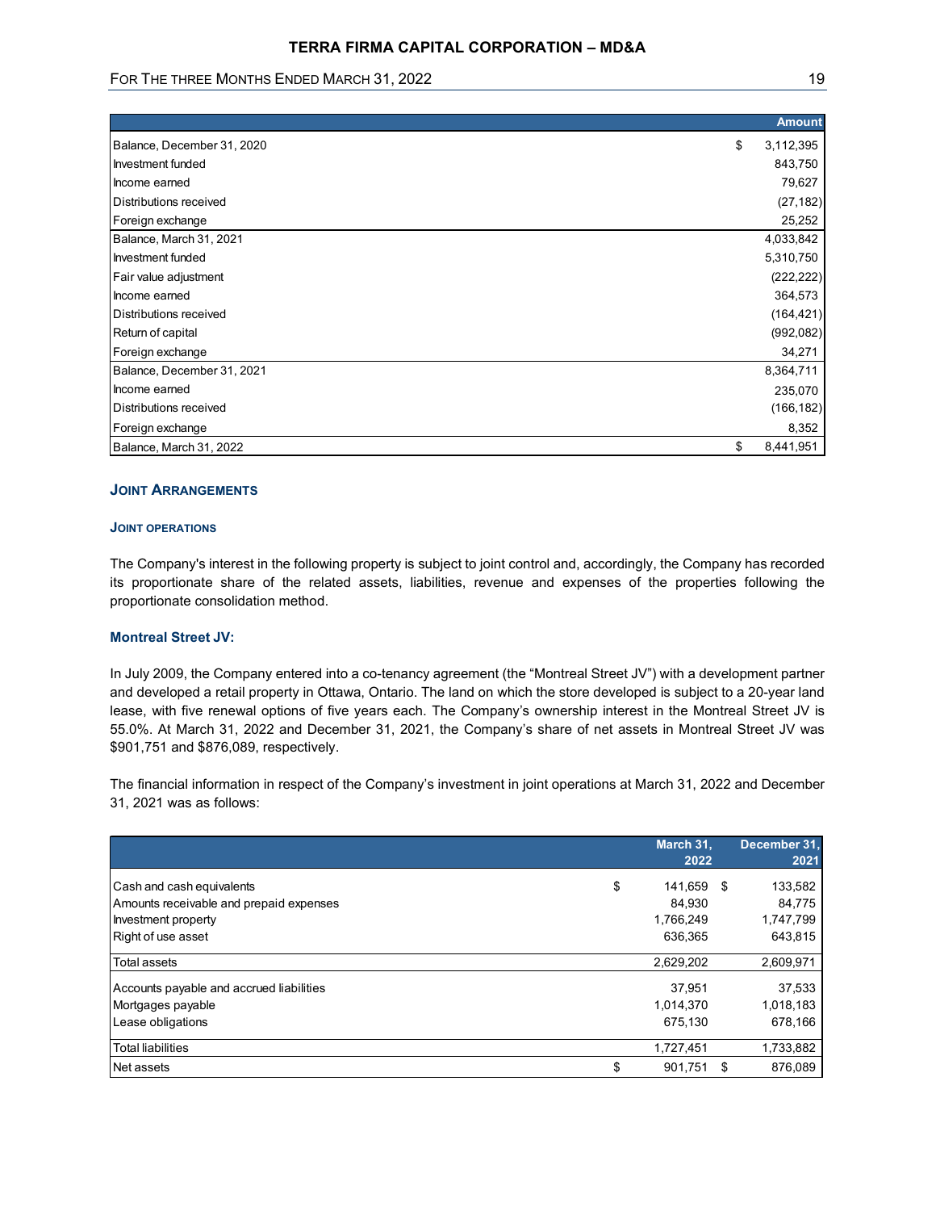| | Amount |
|---|---|
| Balance, December 31, 2020 | $ 3,112,395 |
| Investment funded | 843,750 |
| Income earned | 79,627 |
| Distributions received | (27,182) |
| Foreign exchange | 25,252 |
| Balance, March 31, 2021 | 4,033,842 |
| Investment funded | 5,310,750 |
| Fair value adjustment | (222,222) |
| Income earned | 364,573 |
| Distributions received | (164,421) |
| Return of capital | (992,082) |
| Foreign exchange | 34,271 |
| Balance, December 31, 2021 | 8,364,711 |
| Income earned | 235,070 |
| Distributions received | (166,182) |
| Foreign exchange | 8,352 |
| Balance, March 31, 2022 | $ 8,441,951 |

## JOINT ARRANGEMENTS

### JOINT OPERATIONS

The Company's interest in the following property is subject to joint control and, accordingly, the Company has recorded its proportionate share of the related assets, liabilities, revenue and expenses of the properties following the proportionate consolidation method.

**Montreal Street JV:**

In July 2009, the Company entered into a co-tenancy agreement (the "Montreal Street JV") with a development partner and developed a retail property in Ottawa, Ontario. The land on which the store developed is subject to a 20-year land lease, with five renewal options of five years each. The Company's ownership interest in the Montreal Street JV is 55.0%. At March 31, 2022 and December 31, 2021, the Company's share of net assets in Montreal Street JV was $901,751 and $876,089, respectively.

The financial information in respect of the Company's investment in joint operations at March 31, 2022 and December 31, 2021 was as follows:

| | March 31, 2022 | December 31, 2021 |
|---|---|---|
| Cash and cash equivalents | $ 141,659 | $ 133,582 |
| Amounts receivable and prepaid expenses | 84,930 | 84,775 |
| Investment property | 1,766,249 | 1,747,799 |
| Right of use asset | 636,365 | 643,815 |
| Total assets | 2,629,202 | 2,609,971 |
| Accounts payable and accrued liabilities | 37,951 | 37,533 |
| Mortgages payable | 1,014,370 | 1,018,183 |
| Lease obligations | 675,130 | 678,166 |
| Total liabilities | 1,727,451 | 1,733,882 |
| Net assets | $ 901,751 | $ 876,089 |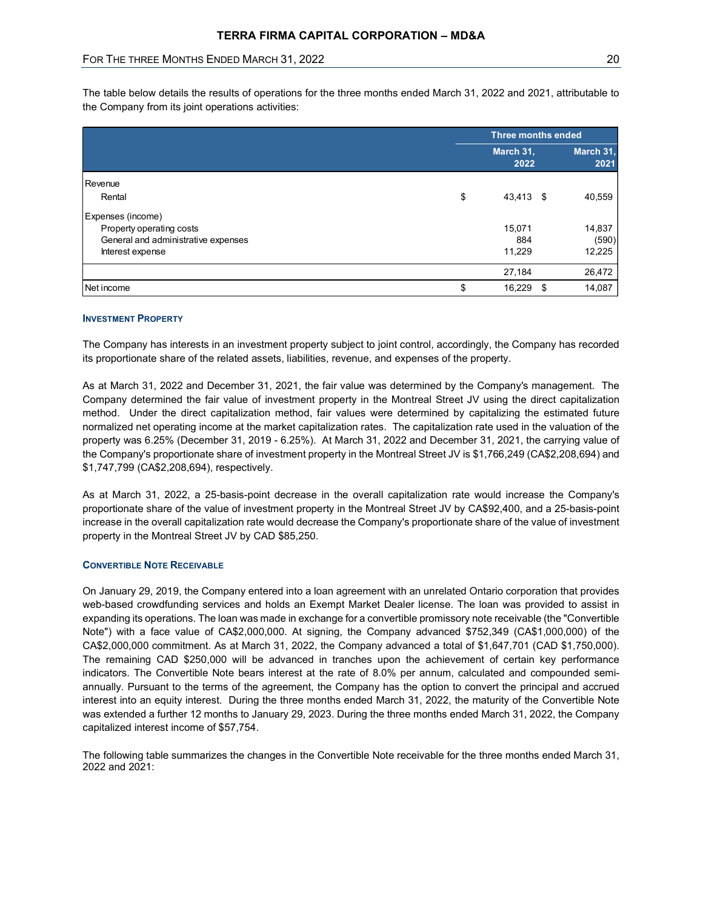The table below details the results of operations for the three months ended March 31, 2022 and 2021, attributable to the Company from its joint operations activities:

| | Three months ended | |
|---|---|---|
| | March 31, 2022 | March 31, 2021 |
| Revenue | | |
| Rental | $ 43,413 | $ 40,559 |
| Expenses (income) | | |
| Property operating costs | 15,071 | 14,837 |
| General and administrative expenses | 884 | (590) |
| Interest expense | 11,229 | 12,225 |
| | 27,184 | 26,472 |
| Net income | $ 16,229 | $ 14,087 |

### INVESTMENT PROPERTY

The Company has interests in an investment property subject to joint control, accordingly, the Company has recorded its proportionate share of the related assets, liabilities, revenue, and expenses of the property.

As at March 31, 2022 and December 31, 2021, the fair value was determined by the Company's management. The Company determined the fair value of investment property in the Montreal Street JV using the direct capitalization method. Under the direct capitalization method, fair values were determined by capitalizing the estimated future normalized net operating income at the market capitalization rates. The capitalization rate used in the valuation of the property was 6.25% (December 31, 2019 - 6.25%). At March 31, 2022 and December 31, 2021, the carrying value of the Company's proportionate share of investment property in the Montreal Street JV is $1,766,249 (CA$2,208,694) and $1,747,799 (CA$2,208,694), respectively.

As at March 31, 2022, a 25-basis-point decrease in the overall capitalization rate would increase the Company's proportionate share of the value of investment property in the Montreal Street JV by CA$92,400, and a 25-basis-point increase in the overall capitalization rate would decrease the Company's proportionate share of the value of investment property in the Montreal Street JV by CAD $85,250.

### CONVERTIBLE NOTE RECEIVABLE

On January 29, 2019, the Company entered into a loan agreement with an unrelated Ontario corporation that provides web-based crowdfunding services and holds an Exempt Market Dealer license. The loan was provided to assist in expanding its operations. The loan was made in exchange for a convertible promissory note receivable (the "Convertible Note") with a face value of CA$2,000,000. At signing, the Company advanced $752,349 (CA$1,000,000) of the CA$2,000,000 commitment. As at March 31, 2022, the Company advanced a total of $1,647,701 (CAD $1,750,000). The remaining CAD $250,000 will be advanced in tranches upon the achievement of certain key performance indicators. The Convertible Note bears interest at the rate of 8.0% per annum, calculated and compounded semi-annually. Pursuant to the terms of the agreement, the Company has the option to convert the principal and accrued interest into an equity interest. During the three months ended March 31, 2022, the maturity of the Convertible Note was extended a further 12 months to January 29, 2023. During the three months ended March 31, 2022, the Company capitalized interest income of $57,754.

The following table summarizes the changes in the Convertible Note receivable for the three months ended March 31, 2022 and 2021: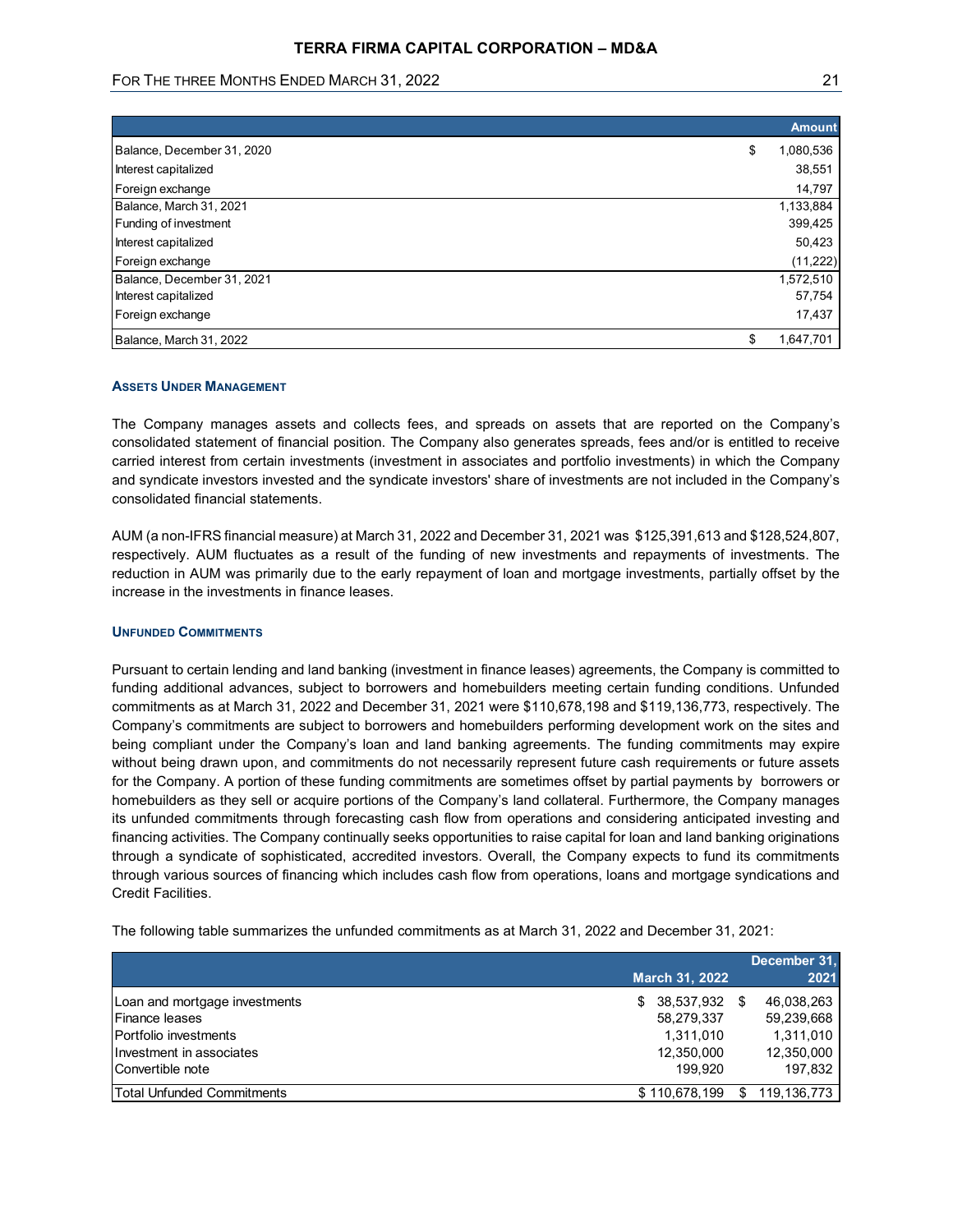| | Amount |
|---|---|
| Balance, December 31, 2020 | $ 1,080,536 |
| Interest capitalized | 38,551 |
| Foreign exchange | 14,797 |
| Balance, March 31, 2021 | 1,133,884 |
| Funding of investment | 399,425 |
| Interest capitalized | 50,423 |
| Foreign exchange | (11,222) |
| Balance, December 31, 2021 | 1,572,510 |
| Interest capitalized | 57,754 |
| Foreign exchange | 17,437 |
| Balance, March 31, 2022 | $ 1,647,701 |

### ASSETS UNDER MANAGEMENT

The Company manages assets and collects fees, and spreads on assets that are reported on the Company's consolidated statement of financial position. The Company also generates spreads, fees and/or is entitled to receive carried interest from certain investments (investment in associates and portfolio investments) in which the Company and syndicate investors invested and the syndicate investors' share of investments are not included in the Company's consolidated financial statements.

AUM (a non-IFRS financial measure) at March 31, 2022 and December 31, 2021 was $125,391,613 and $128,524,807, respectively. AUM fluctuates as a result of the funding of new investments and repayments of investments. The reduction in AUM was primarily due to the early repayment of loan and mortgage investments, partially offset by the increase in the investments in finance leases.

### UNFUNDED COMMITMENTS

Pursuant to certain lending and land banking (investment in finance leases) agreements, the Company is committed to funding additional advances, subject to borrowers and homebuilders meeting certain funding conditions. Unfunded commitments as at March 31, 2022 and December 31, 2021 were $110,678,198 and $119,136,773, respectively. The Company's commitments are subject to borrowers and homebuilders performing development work on the sites and being compliant under the Company's loan and land banking agreements. The funding commitments may expire without being drawn upon, and commitments do not necessarily represent future cash requirements or future assets for the Company. A portion of these funding commitments are sometimes offset by partial payments by borrowers or homebuilders as they sell or acquire portions of the Company's land collateral. Furthermore, the Company manages its unfunded commitments through forecasting cash flow from operations and considering anticipated investing and financing activities. The Company continually seeks opportunities to raise capital for loan and land banking originations through a syndicate of sophisticated, accredited investors. Overall, the Company expects to fund its commitments through various sources of financing which includes cash flow from operations, loans and mortgage syndications and Credit Facilities.

The following table summarizes the unfunded commitments as at March 31, 2022 and December 31, 2021:

| | March 31, 2022 | December 31, 2021 |
|---|---|---|
| Loan and mortgage investments | $ 38,537,932 | $ 46,038,263 |
| Finance leases | 58,279,337 | 59,239,668 |
| Portfolio investments | 1,311,010 | 1,311,010 |
| Investment in associates | 12,350,000 | 12,350,000 |
| Convertible note | 199,920 | 197,832 |
| Total Unfunded Commitments | $ 110,678,199 | $ 119,136,773 |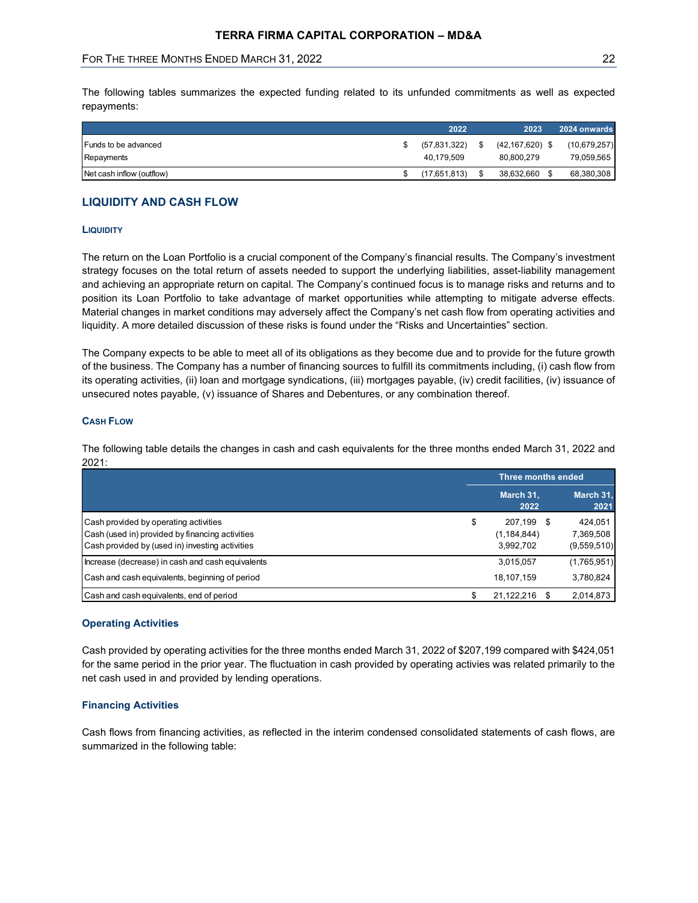The following tables summarizes the expected funding related to its unfunded commitments as well as expected repayments:

| | 2022 | 2023 | 2024 onwards |
|---|---|---|---|
| Funds to be advanced | $ (57,831,322) | $ (42,167,620) | $ (10,679,257) |
| Repayments | 40,179,509 | 80,800,279 | 79,059,565 |
| Net cash inflow (outflow) | $ (17,651,813) | $ 38,632,660 | $ 68,380,308 |

## LIQUIDITY AND CASH FLOW

### LIQUIDITY

The return on the Loan Portfolio is a crucial component of the Company's financial results. The Company's investment strategy focuses on the total return of assets needed to support the underlying liabilities, asset-liability management and achieving an appropriate return on capital. The Company's continued focus is to manage risks and returns and to position its Loan Portfolio to take advantage of market opportunities while attempting to mitigate adverse effects. Material changes in market conditions may adversely affect the Company's net cash flow from operating activities and liquidity. A more detailed discussion of these risks is found under the "Risks and Uncertainties" section.

The Company expects to be able to meet all of its obligations as they become due and to provide for the future growth of the business. The Company has a number of financing sources to fulfill its commitments including, (i) cash flow from its operating activities, (ii) loan and mortgage syndications, (iii) mortgages payable, (iv) credit facilities, (iv) issuance of unsecured notes payable, (v) issuance of Shares and Debentures, or any combination thereof.

### CASH FLOW

The following table details the changes in cash and cash equivalents for the three months ended March 31, 2022 and 2021:

| | Three months ended | |
|---|---|---|
| | March 31, 2022 | March 31, 2021 |
| Cash provided by operating activities | $ 207,199 | $ 424,051 |
| Cash (used in) provided by financing activities | (1,184,844) | 7,369,508 |
| Cash provided by (used in) investing activities | 3,992,702 | (9,559,510) |
| Increase (decrease) in cash and cash equivalents | 3,015,057 | (1,765,951) |
| Cash and cash equivalents, beginning of period | 18,107,159 | 3,780,824 |
| Cash and cash equivalents, end of period | $ 21,122,216 | $ 2,014,873 |

#### Operating Activities

Cash provided by operating activities for the three months ended March 31, 2022 of $207,199 compared with $424,051 for the same period in the prior year. The fluctuation in cash provided by operating activies was related primarily to the net cash used in and provided by lending operations.

#### Financing Activities

Cash flows from financing activities, as reflected in the interim condensed consolidated statements of cash flows, are summarized in the following table: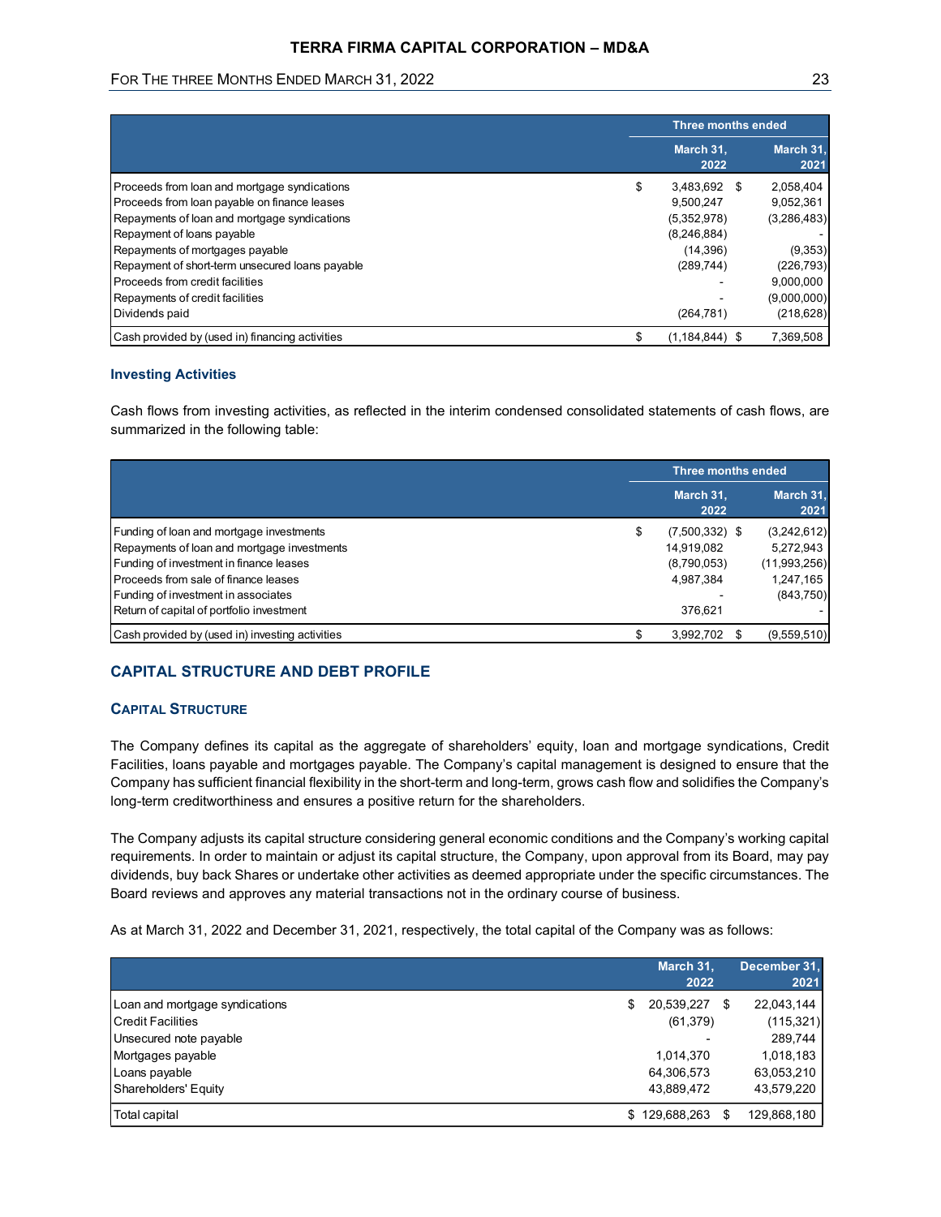| | Three months ended | |
|---|---|---|
| | March 31, 2022 | March 31, 2021 |
| Proceeds from loan and mortgage syndications | $ 3,483,692 | $ 2,058,404 |
| Proceeds from loan payable on finance leases | 9,500,247 | 9,052,361 |
| Repayments of loan and mortgage syndications | (5,352,978) | (3,286,483) |
| Repayment of loans payable | (8,246,884) | - |
| Repayments of mortgages payable | (14,396) | (9,353) |
| Repayment of short-term unsecured loans payable | (289,744) | (226,793) |
| Proceeds from credit facilities | - | 9,000,000 |
| Repayments of credit facilities | - | (9,000,000) |
| Dividends paid | (264,781) | (218,628) |
| Cash provided by (used in) financing activities | $ (1,184,844) | $ 7,369,508 |

### Investing Activities

Cash flows from investing activities, as reflected in the interim condensed consolidated statements of cash flows, are summarized in the following table:

| | Three months ended | |
|---|---|---|
| | March 31, 2022 | March 31, 2021 |
| Funding of loan and mortgage investments | $ (7,500,332) | $ (3,242,612) |
| Repayments of loan and mortgage investments | 14,919,082 | 5,272,943 |
| Funding of investment in finance leases | (8,790,053) | (11,993,256) |
| Proceeds from sale of finance leases | 4,987,384 | 1,247,165 |
| Funding of investment in associates | - | (843,750) |
| Return of capital of portfolio investment | 376,621 | - |
| Cash provided by (used in) investing activities | $ 3,992,702 | $ (9,559,510) |

## CAPITAL STRUCTURE AND DEBT PROFILE

### Capital Structure

The Company defines its capital as the aggregate of shareholders' equity, loan and mortgage syndications, Credit Facilities, loans payable and mortgages payable. The Company's capital management is designed to ensure that the Company has sufficient financial flexibility in the short-term and long-term, grows cash flow and solidifies the Company's long-term creditworthiness and ensures a positive return for the shareholders.

The Company adjusts its capital structure considering general economic conditions and the Company's working capital requirements. In order to maintain or adjust its capital structure, the Company, upon approval from its Board, may pay dividends, buy back Shares or undertake other activities as deemed appropriate under the specific circumstances. The Board reviews and approves any material transactions not in the ordinary course of business.

As at March 31, 2022 and December 31, 2021, respectively, the total capital of the Company was as follows:

| | March 31, 2022 | December 31, 2021 |
|---|---|---|
| Loan and mortgage syndications | $ 20,539,227 | $ 22,043,144 |
| Credit Facilities | (61,379) | (115,321) |
| Unsecured note payable | - | 289,744 |
| Mortgages payable | 1,014,370 | 1,018,183 |
| Loans payable | 64,306,573 | 63,053,210 |
| Shareholders' Equity | 43,889,472 | 43,579,220 |
| Total capital | $ 129,688,263 | $ 129,868,180 |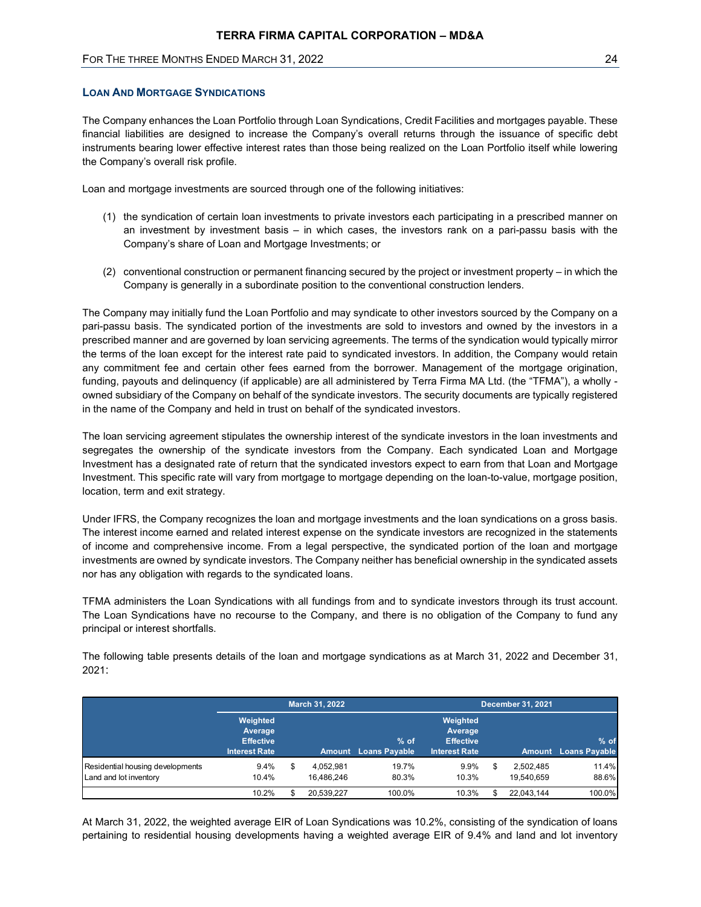## LOAN AND MORTGAGE SYNDICATIONS

The Company enhances the Loan Portfolio through Loan Syndications, Credit Facilities and mortgages payable. These financial liabilities are designed to increase the Company's overall returns through the issuance of specific debt instruments bearing lower effective interest rates than those being realized on the Loan Portfolio itself while lowering the Company's overall risk profile.

Loan and mortgage investments are sourced through one of the following initiatives:

(1) the syndication of certain loan investments to private investors each participating in a prescribed manner on an investment by investment basis – in which cases, the investors rank on a pari-passu basis with the Company's share of Loan and Mortgage Investments; or

(2) conventional construction or permanent financing secured by the project or investment property – in which the Company is generally in a subordinate position to the conventional construction lenders.

The Company may initially fund the Loan Portfolio and may syndicate to other investors sourced by the Company on a pari-passu basis. The syndicated portion of the investments are sold to investors and owned by the investors in a prescribed manner and are governed by loan servicing agreements. The terms of the syndication would typically mirror the terms of the loan except for the interest rate paid to syndicated investors. In addition, the Company would retain any commitment fee and certain other fees earned from the borrower. Management of the mortgage origination, funding, payouts and delinquency (if applicable) are all administered by Terra Firma MA Ltd. (the "TFMA"), a wholly - owned subsidiary of the Company on behalf of the syndicate investors. The security documents are typically registered in the name of the Company and held in trust on behalf of the syndicated investors.

The loan servicing agreement stipulates the ownership interest of the syndicate investors in the loan investments and segregates the ownership of the syndicate investors from the Company. Each syndicated Loan and Mortgage Investment has a designated rate of return that the syndicated investors expect to earn from that Loan and Mortgage Investment. This specific rate will vary from mortgage to mortgage depending on the loan-to-value, mortgage position, location, term and exit strategy.

Under IFRS, the Company recognizes the loan and mortgage investments and the loan syndications on a gross basis. The interest income earned and related interest expense on the syndicate investors are recognized in the statements of income and comprehensive income. From a legal perspective, the syndicated portion of the loan and mortgage investments are owned by syndicate investors. The Company neither has beneficial ownership in the syndicated assets nor has any obligation with regards to the syndicated loans.

TFMA administers the Loan Syndications with all fundings from and to syndicate investors through its trust account. The Loan Syndications have no recourse to the Company, and there is no obligation of the Company to fund any principal or interest shortfalls.

The following table presents details of the loan and mortgage syndications as at March 31, 2022 and December 31, 2021:

| | March 31, 2022 | | | December 31, 2021 | | |
|---|---|---|---|---|---|---|
| | Weighted Average Effective Interest Rate | Amount | % of Loans Payable | Weighted Average Effective Interest Rate | Amount | % of Loans Payable |
| Residential housing developments | 9.4% | $ 4,052,981 | 19.7% | 9.9% | $ 2,502,485 | 11.4% |
| Land and lot inventory | 10.4% | 16,486,246 | 80.3% | 10.3% | 19,540,659 | 88.6% |
| | 10.2% | $ 20,539,227 | 100.0% | 10.3% | $ 22,043,144 | 100.0% |

At March 31, 2022, the weighted average EIR of Loan Syndications was 10.2%, consisting of the syndication of loans pertaining to residential housing developments having a weighted average EIR of 9.4% and land and lot inventory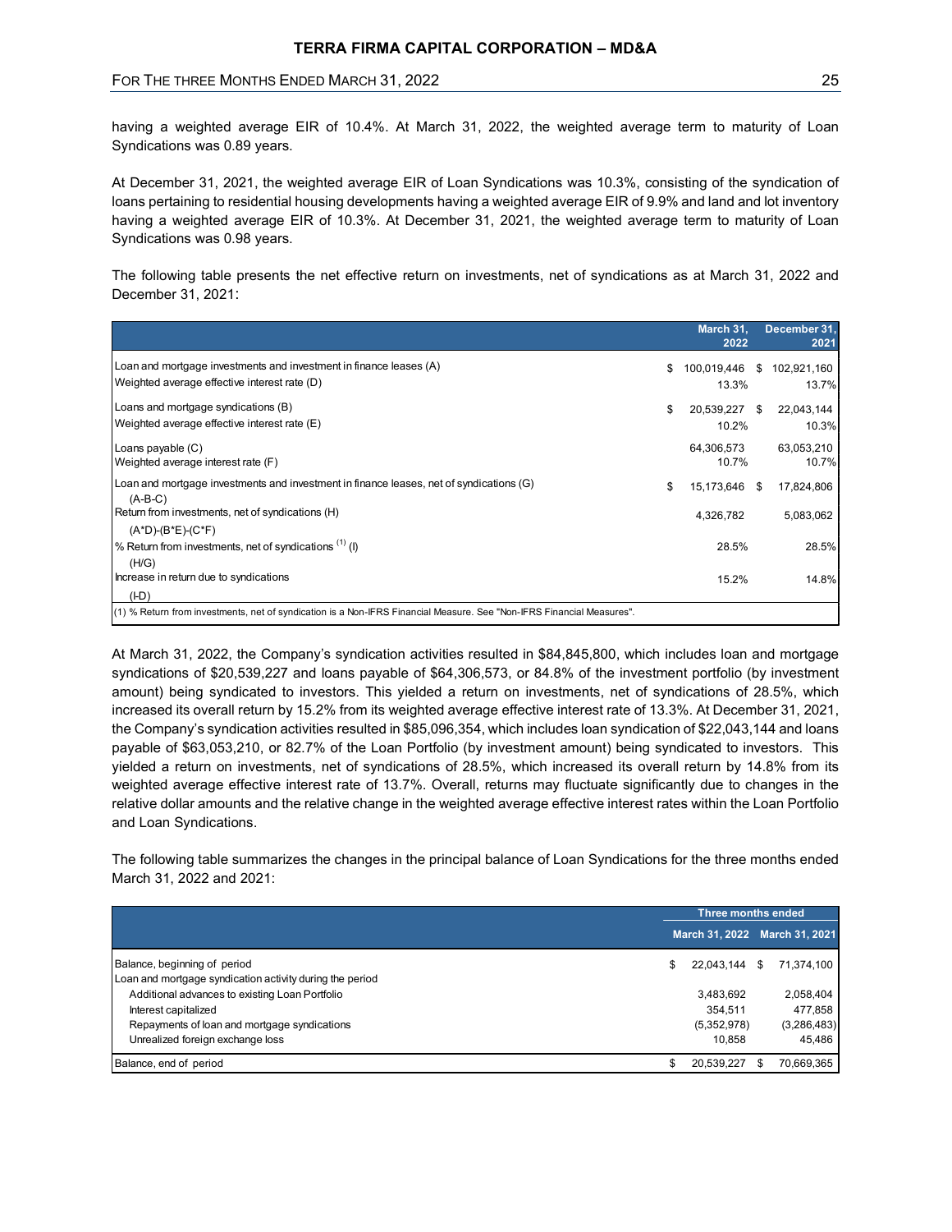having a weighted average EIR of 10.4%. At March 31, 2022, the weighted average term to maturity of Loan Syndications was 0.89 years.

At December 31, 2021, the weighted average EIR of Loan Syndications was 10.3%, consisting of the syndication of loans pertaining to residential housing developments having a weighted average EIR of 9.9% and land and lot inventory having a weighted average EIR of 10.3%. At December 31, 2021, the weighted average term to maturity of Loan Syndications was 0.98 years.

The following table presents the net effective return on investments, net of syndications as at March 31, 2022 and December 31, 2021:

| | March 31, 2022 | December 31, 2021 |
|---|---|---|
| Loan and mortgage investments and investment in finance leases (A) | $ 100,019,446 | $ 102,921,160 |
| Weighted average effective interest rate (D) | 13.3% | 13.7% |
| Loans and mortgage syndications (B) | $ 20,539,227 | $ 22,043,144 |
| Weighted average effective interest rate (E) | 10.2% | 10.3% |
| Loans payable (C) | 64,306,573 | 63,053,210 |
| Weighted average interest rate (F) | 10.7% | 10.7% |
| Loan and mortgage investments and investment in finance leases, net of syndications (G) (A-B-C) | $ 15,173,646 | $ 17,824,806 |
| Return from investments, net of syndications (H) (A*D)-(B*E)-(C*F) | 4,326,782 | 5,083,062 |
| % Return from investments, net of syndications [(1)] (I) (H/G) | 28.5% | 28.5% |
| Increase in return due to syndications (I-D) | 15.2% | 14.8% |

(1) % Return from investments, net of syndication is a Non-IFRS Financial Measure. See "Non-IFRS Financial Measures".

At March 31, 2022, the Company's syndication activities resulted in $84,845,800, which includes loan and mortgage syndications of $20,539,227 and loans payable of $64,306,573, or 84.8% of the investment portfolio (by investment amount) being syndicated to investors. This yielded a return on investments, net of syndications of 28.5%, which increased its overall return by 15.2% from its weighted average effective interest rate of 13.3%. At December 31, 2021, the Company's syndication activities resulted in $85,096,354, which includes loan syndication of $22,043,144 and loans payable of $63,053,210, or 82.7% of the Loan Portfolio (by investment amount) being syndicated to investors. This yielded a return on investments, net of syndications of 28.5%, which increased its overall return by 14.8% from its weighted average effective interest rate of 13.7%. Overall, returns may fluctuate significantly due to changes in the relative dollar amounts and the relative change in the weighted average effective interest rates within the Loan Portfolio and Loan Syndications.

The following table summarizes the changes in the principal balance of Loan Syndications for the three months ended March 31, 2022 and 2021:

| | Three months ended | |
|---|---|---|
| | March 31, 2022 | March 31, 2021 |
| Balance, beginning of period | $ 22,043,144 | $ 71,374,100 |
| Loan and mortgage syndication activity during the period | | |
| Additional advances to existing Loan Portfolio | 3,483,692 | 2,058,404 |
| Interest capitalized | 354,511 | 477,858 |
| Repayments of loan and mortgage syndications | (5,352,978) | (3,286,483) |
| Unrealized foreign exchange loss | 10,858 | 45,486 |
| Balance, end of period | $ 20,539,227 | $ 70,669,365 |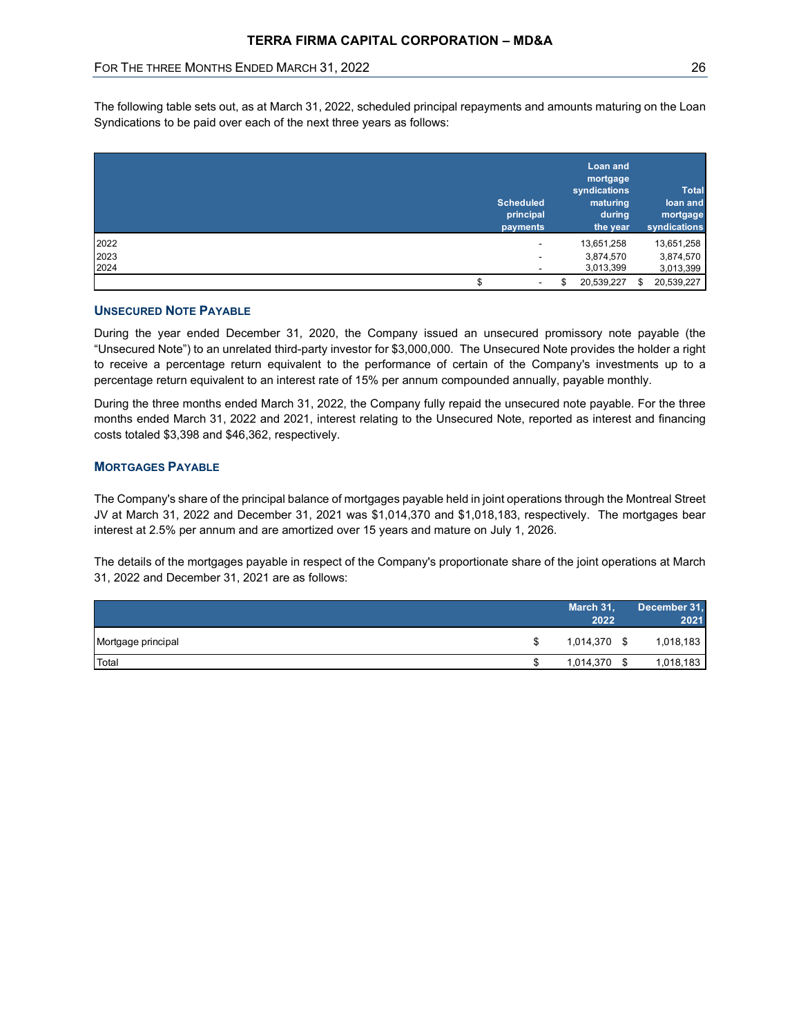The following table sets out, as at March 31, 2022, scheduled principal repayments and amounts maturing on the Loan Syndications to be paid over each of the next three years as follows:

| | Scheduled principal payments | Loan and mortgage syndications maturing during the year | Total loan and mortgage syndications |
|---|---|---|---|
| 2022 | - | 13,651,258 | 13,651,258 |
| 2023 | - | 3,874,570 | 3,874,570 |
| 2024 | - | 3,013,399 | 3,013,399 |
| | $ - | $ 20,539,227 | $ 20,539,227 |

### UNSECURED NOTE PAYABLE

During the year ended December 31, 2020, the Company issued an unsecured promissory note payable (the "Unsecured Note") to an unrelated third-party investor for $3,000,000. The Unsecured Note provides the holder a right to receive a percentage return equivalent to the performance of certain of the Company's investments up to a percentage return equivalent to an interest rate of 15% per annum compounded annually, payable monthly.

During the three months ended March 31, 2022, the Company fully repaid the unsecured note payable. For the three months ended March 31, 2022 and 2021, interest relating to the Unsecured Note, reported as interest and financing costs totaled $3,398 and $46,362, respectively.

### MORTGAGES PAYABLE

The Company's share of the principal balance of mortgages payable held in joint operations through the Montreal Street JV at March 31, 2022 and December 31, 2021 was $1,014,370 and $1,018,183, respectively. The mortgages bear interest at 2.5% per annum and are amortized over 15 years and mature on July 1, 2026.

The details of the mortgages payable in respect of the Company's proportionate share of the joint operations at March 31, 2022 and December 31, 2021 are as follows:

| | March 31, 2022 | December 31, 2021 |
|---|---|---|
| Mortgage principal | $ 1,014,370 | $ 1,018,183 |
| Total | $ 1,014,370 | $ 1,018,183 |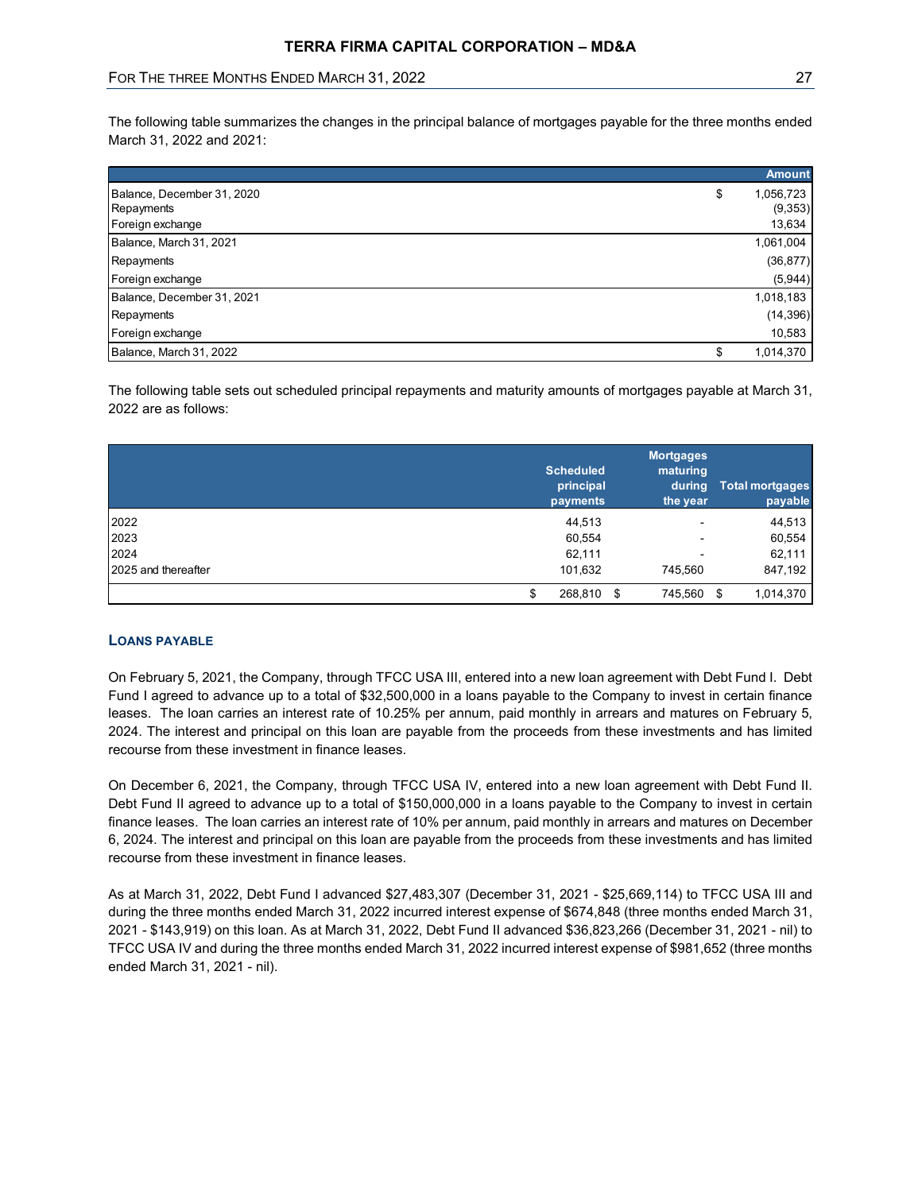The following table summarizes the changes in the principal balance of mortgages payable for the three months ended March 31, 2022 and 2021:

| | Amount |
|---|---|
| Balance, December 31, 2020 | $ 1,056,723 |
| Repayments | (9,353) |
| Foreign exchange | 13,634 |
| Balance, March 31, 2021 | 1,061,004 |
| Repayments | (36,877) |
| Foreign exchange | (5,944) |
| Balance, December 31, 2021 | 1,018,183 |
| Repayments | (14,396) |
| Foreign exchange | 10,583 |
| Balance, March 31, 2022 | $ 1,014,370 |

The following table sets out scheduled principal repayments and maturity amounts of mortgages payable at March 31, 2022 are as follows:

| | Scheduled principal payments | Mortgages maturing during the year | Total mortgages payable |
|---|---|---|---|
| 2022 | 44,513 | - | 44,513 |
| 2023 | 60,554 | - | 60,554 |
| 2024 | 62,111 | - | 62,111 |
| 2025 and thereafter | 101,632 | 745,560 | 847,192 |
| | $ 268,810 | $ 745,560 | $ 1,014,370 |

### LOANS PAYABLE

On February 5, 2021, the Company, through TFCC USA III, entered into a new loan agreement with Debt Fund I. Debt Fund I agreed to advance up to a total of $32,500,000 in a loans payable to the Company to invest in certain finance leases. The loan carries an interest rate of 10.25% per annum, paid monthly in arrears and matures on February 5, 2024. The interest and principal on this loan are payable from the proceeds from these investments and has limited recourse from these investment in finance leases.

On December 6, 2021, the Company, through TFCC USA IV, entered into a new loan agreement with Debt Fund II. Debt Fund II agreed to advance up to a total of $150,000,000 in a loans payable to the Company to invest in certain finance leases. The loan carries an interest rate of 10% per annum, paid monthly in arrears and matures on December 6, 2024. The interest and principal on this loan are payable from the proceeds from these investments and has limited recourse from these investment in finance leases.

As at March 31, 2022, Debt Fund I advanced $27,483,307 (December 31, 2021 - $25,669,114) to TFCC USA III and during the three months ended March 31, 2022 incurred interest expense of $674,848 (three months ended March 31, 2021 - $143,919) on this loan. As at March 31, 2022, Debt Fund II advanced $36,823,266 (December 31, 2021 - nil) to TFCC USA IV and during the three months ended March 31, 2022 incurred interest expense of $981,652 (three months ended March 31, 2021 - nil).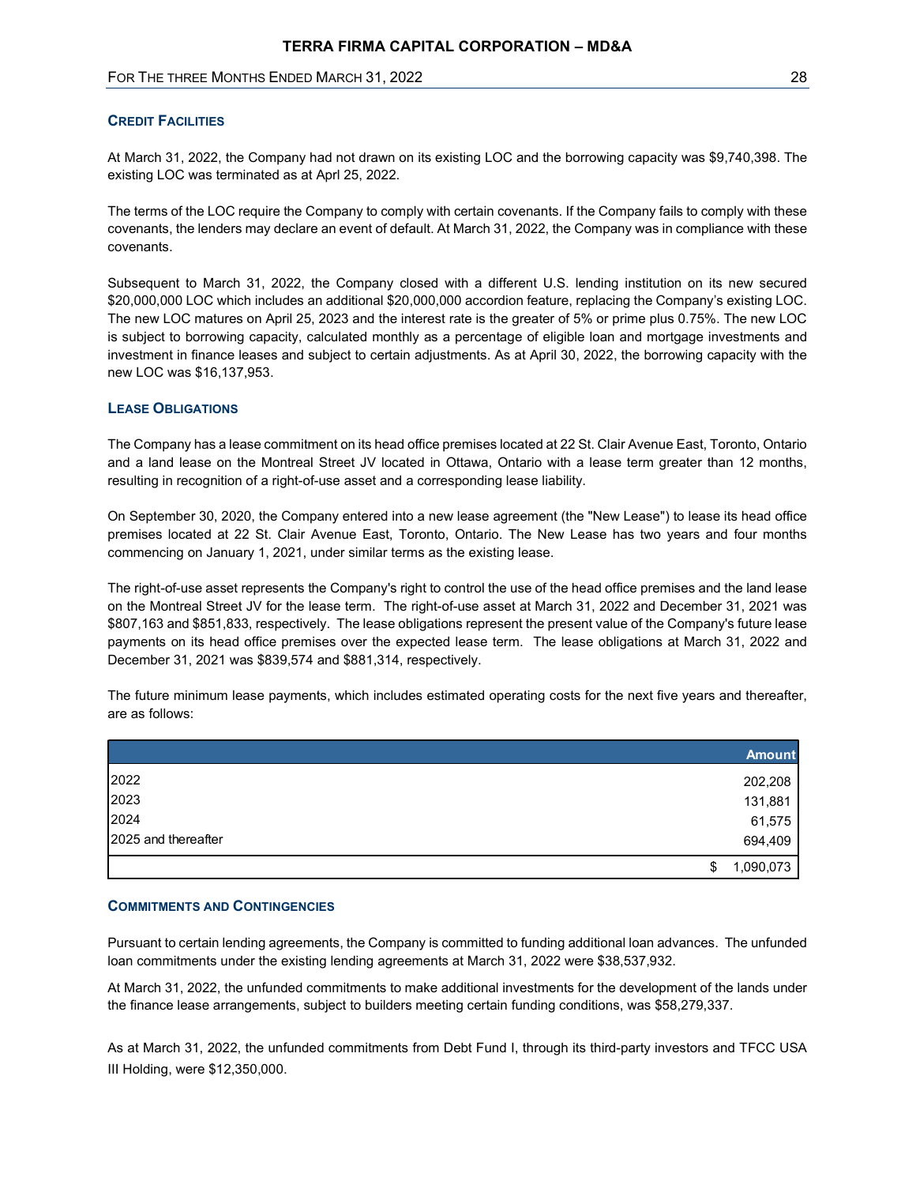### CREDIT FACILITIES

At March 31, 2022, the Company had not drawn on its existing LOC and the borrowing capacity was $9,740,398. The existing LOC was terminated as at Aprl 25, 2022.

The terms of the LOC require the Company to comply with certain covenants. If the Company fails to comply with these covenants, the lenders may declare an event of default. At March 31, 2022, the Company was in compliance with these covenants.

Subsequent to March 31, 2022, the Company closed with a different U.S. lending institution on its new secured $20,000,000 LOC which includes an additional $20,000,000 accordion feature, replacing the Company's existing LOC. The new LOC matures on April 25, 2023 and the interest rate is the greater of 5% or prime plus 0.75%. The new LOC is subject to borrowing capacity, calculated monthly as a percentage of eligible loan and mortgage investments and investment in finance leases and subject to certain adjustments. As at April 30, 2022, the borrowing capacity with the new LOC was $16,137,953.

### LEASE OBLIGATIONS

The Company has a lease commitment on its head office premises located at 22 St. Clair Avenue East, Toronto, Ontario and a land lease on the Montreal Street JV located in Ottawa, Ontario with a lease term greater than 12 months, resulting in recognition of a right-of-use asset and a corresponding lease liability.

On September 30, 2020, the Company entered into a new lease agreement (the "New Lease") to lease its head office premises located at 22 St. Clair Avenue East, Toronto, Ontario. The New Lease has two years and four months commencing on January 1, 2021, under similar terms as the existing lease.

The right-of-use asset represents the Company's right to control the use of the head office premises and the land lease on the Montreal Street JV for the lease term. The right-of-use asset at March 31, 2022 and December 31, 2021 was $807,163 and $851,833, respectively. The lease obligations represent the present value of the Company's future lease payments on its head office premises over the expected lease term. The lease obligations at March 31, 2022 and December 31, 2021 was $839,574 and $881,314, respectively.

The future minimum lease payments, which includes estimated operating costs for the next five years and thereafter, are as follows:

| | Amount |
|---|---|
| 2022 | 202,208 |
| 2023 | 131,881 |
| 2024 | 61,575 |
| 2025 and thereafter | 694,409 |
| | $ 1,090,073 |

### COMMITMENTS AND CONTINGENCIES

Pursuant to certain lending agreements, the Company is committed to funding additional loan advances. The unfunded loan commitments under the existing lending agreements at March 31, 2022 were $38,537,932.

At March 31, 2022, the unfunded commitments to make additional investments for the development of the lands under the finance lease arrangements, subject to builders meeting certain funding conditions, was $58,279,337.

As at March 31, 2022, the unfunded commitments from Debt Fund I, through its third-party investors and TFCC USA III Holding, were $12,350,000.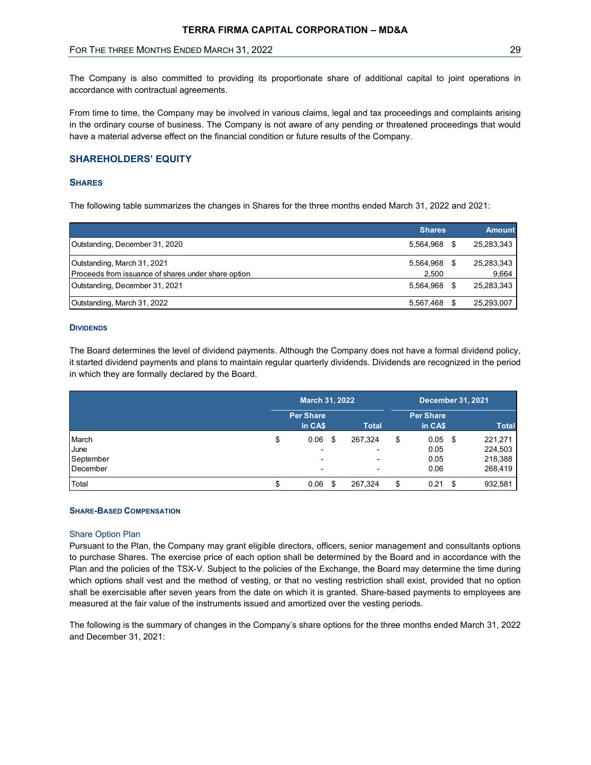The Company is also committed to providing its proportionate share of additional capital to joint operations in accordance with contractual agreements.

From time to time, the Company may be involved in various claims, legal and tax proceedings and complaints arising in the ordinary course of business. The Company is not aware of any pending or threatened proceedings that would have a material adverse effect on the financial condition or future results of the Company.

## SHAREHOLDERS' EQUITY

### SHARES

The following table summarizes the changes in Shares for the three months ended March 31, 2022 and 2021:

| | Shares | Amount |
|---|---|---|
| Outstanding, December 31, 2020 | 5,564,968 | $ 25,283,343 |
| Outstanding, March 31, 2021 | 5,564,968 | $ 25,283,343 |
| Proceeds from issuance of shares under share option | 2,500 | 9,664 |
| Outstanding, December 31, 2021 | 5,564,968 | $ 25,283,343 |
| Outstanding, March 31, 2022 | 5,567,468 | $ 25,293,007 |

#### DIVIDENDS

The Board determines the level of dividend payments. Although the Company does not have a formal dividend policy, it started dividend payments and plans to maintain regular quarterly dividends. Dividends are recognized in the period in which they are formally declared by the Board.

| | March 31, 2022 | | December 31, 2021 | |
|---|---|---|---|---|
| | Per Share in CA$ | Total | Per Share in CA$ | Total |
| March | $ 0.06 | $ 267,324 | $ 0.05 | $ 221,271 |
| June | - | - | 0.05 | 224,503 |
| September | - | - | 0.05 | 218,388 |
| December | - | - | 0.06 | 268,419 |
| Total | $ 0.06 | $ 267,324 | $ 0.21 | $ 932,581 |

#### SHARE-BASED COMPENSATION

Share Option Plan

Pursuant to the Plan, the Company may grant eligible directors, officers, senior management and consultants options to purchase Shares. The exercise price of each option shall be determined by the Board and in accordance with the Plan and the policies of the TSX-V. Subject to the policies of the Exchange, the Board may determine the time during which options shall vest and the method of vesting, or that no vesting restriction shall exist, provided that no option shall be exercisable after seven years from the date on which it is granted. Share-based payments to employees are measured at the fair value of the instruments issued and amortized over the vesting periods.

The following is the summary of changes in the Company's share options for the three months ended March 31, 2022 and December 31, 2021: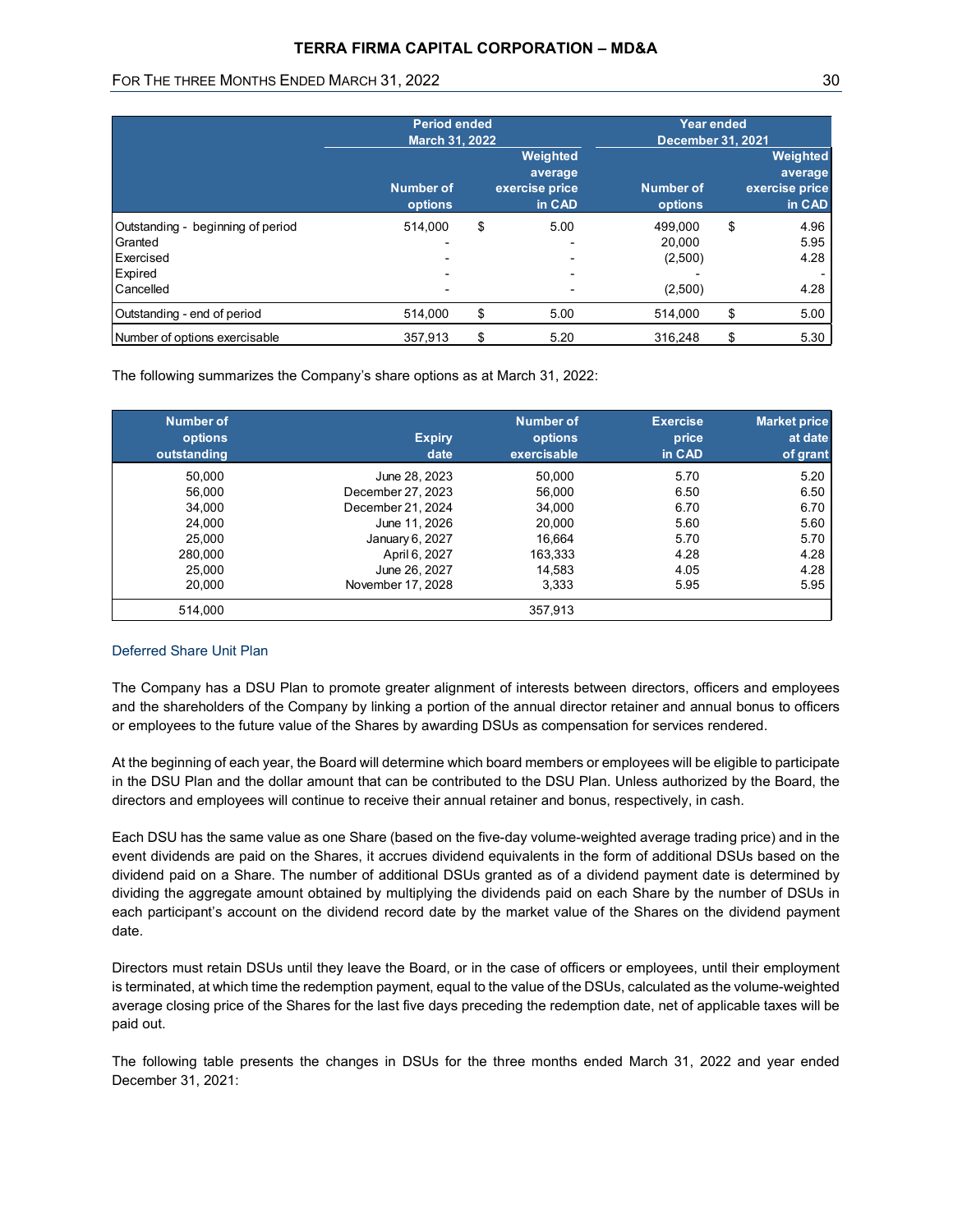| | Period ended March 31, 2022 | | | Year ended December 31, 2021 | | |
|---|---|---|---|---|---|---|
| | Number of options | | Weighted average exercise price in CAD | Number of options | | Weighted average exercise price in CAD |
| Outstanding - beginning of period | 514,000 | $ | 5.00 | 499,000 | $ | 4.96 |
| Granted | - | | - | 20,000 | | 5.95 |
| Exercised | - | | - | (2,500) | | 4.28 |
| Expired | - | | - | - | | - |
| Cancelled | - | | - | (2,500) | | 4.28 |
| Outstanding - end of period | 514,000 | $ | 5.00 | 514,000 | $ | 5.00 |
| Number of options exercisable | 357,913 | $ | 5.20 | 316,248 | $ | 5.30 |

The following summarizes the Company's share options as at March 31, 2022:

| Number of options outstanding | Expiry date | Number of options exercisable | Exercise price in CAD | Market price at date of grant |
|---|---|---|---|---|
| 50,000 | June 28, 2023 | 50,000 | 5.70 | 5.20 |
| 56,000 | December 27, 2023 | 56,000 | 6.50 | 6.50 |
| 34,000 | December 21, 2024 | 34,000 | 6.70 | 6.70 |
| 24,000 | June 11, 2026 | 20,000 | 5.60 | 5.60 |
| 25,000 | January 6, 2027 | 16,664 | 5.70 | 5.70 |
| 280,000 | April 6, 2027 | 163,333 | 4.28 | 4.28 |
| 25,000 | June 26, 2027 | 14,583 | 4.05 | 4.28 |
| 20,000 | November 17, 2028 | 3,333 | 5.95 | 5.95 |
| 514,000 | | 357,913 | | |

### Deferred Share Unit Plan

The Company has a DSU Plan to promote greater alignment of interests between directors, officers and employees and the shareholders of the Company by linking a portion of the annual director retainer and annual bonus to officers or employees to the future value of the Shares by awarding DSUs as compensation for services rendered.

At the beginning of each year, the Board will determine which board members or employees will be eligible to participate in the DSU Plan and the dollar amount that can be contributed to the DSU Plan. Unless authorized by the Board, the directors and employees will continue to receive their annual retainer and bonus, respectively, in cash.

Each DSU has the same value as one Share (based on the five-day volume-weighted average trading price) and in the event dividends are paid on the Shares, it accrues dividend equivalents in the form of additional DSUs based on the dividend paid on a Share. The number of additional DSUs granted as of a dividend payment date is determined by dividing the aggregate amount obtained by multiplying the dividends paid on each Share by the number of DSUs in each participant's account on the dividend record date by the market value of the Shares on the dividend payment date.

Directors must retain DSUs until they leave the Board, or in the case of officers or employees, until their employment is terminated, at which time the redemption payment, equal to the value of the DSUs, calculated as the volume-weighted average closing price of the Shares for the last five days preceding the redemption date, net of applicable taxes will be paid out.

The following table presents the changes in DSUs for the three months ended March 31, 2022 and year ended December 31, 2021: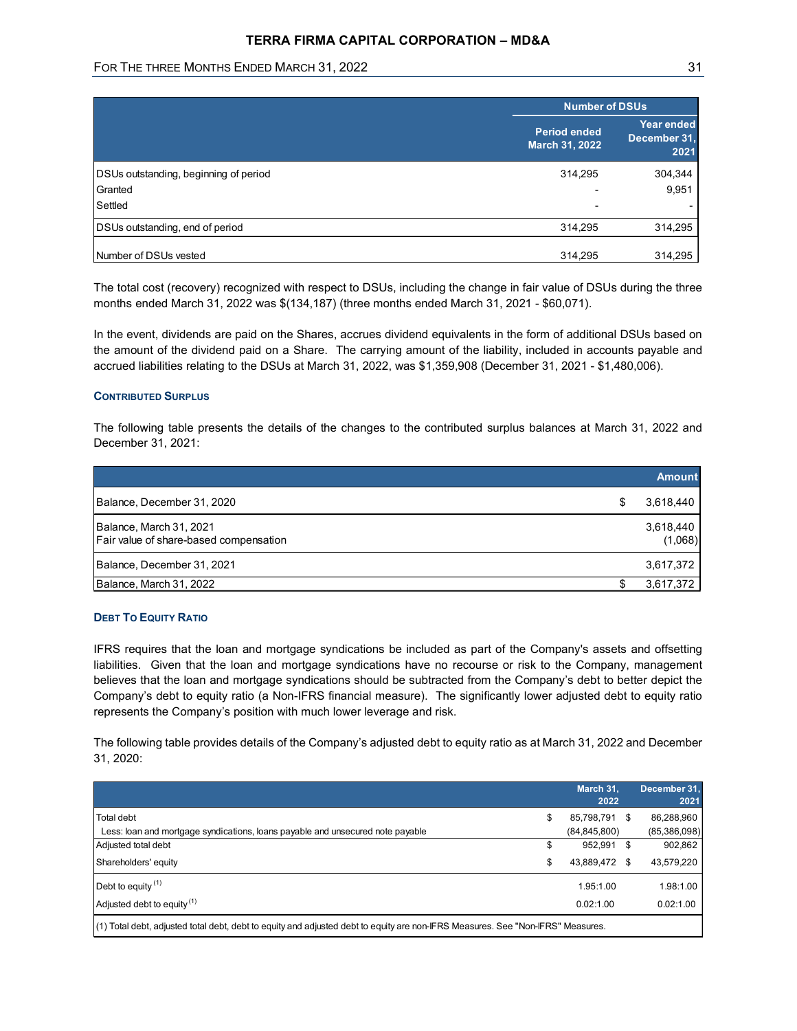| | Number of DSUs | |
|---|---|---|
| | Period ended March 31, 2022 | Year ended December 31, 2021 |
| DSUs outstanding, beginning of period | 314,295 | 304,344 |
| Granted | - | 9,951 |
| Settled | - | - |
| DSUs outstanding, end of period | 314,295 | 314,295 |
| Number of DSUs vested | 314,295 | 314,295 |

The total cost (recovery) recognized with respect to DSUs, including the change in fair value of DSUs during the three months ended March 31, 2022 was $(134,187) (three months ended March 31, 2021 - $60,071).

In the event, dividends are paid on the Shares, accrues dividend equivalents in the form of additional DSUs based on the amount of the dividend paid on a Share. The carrying amount of the liability, included in accounts payable and accrued liabilities relating to the DSUs at March 31, 2022, was $1,359,908 (December 31, 2021 - $1,480,006).

### CONTRIBUTED SURPLUS

The following table presents the details of the changes to the contributed surplus balances at March 31, 2022 and December 31, 2021:

| | | Amount |
|---|---|---|
| Balance, December 31, 2020 | $ | 3,618,440 |
| Balance, March 31, 2021 | | 3,618,440 |
| Fair value of share-based compensation | | (1,068) |
| Balance, December 31, 2021 | | 3,617,372 |
| Balance, March 31, 2022 | $ | 3,617,372 |

### DEBT TO EQUITY RATIO

IFRS requires that the loan and mortgage syndications be included as part of the Company's assets and offsetting liabilities. Given that the loan and mortgage syndications have no recourse or risk to the Company, management believes that the loan and mortgage syndications should be subtracted from the Company's debt to better depict the Company's debt to equity ratio (a Non-IFRS financial measure). The significantly lower adjusted debt to equity ratio represents the Company's position with much lower leverage and risk.

The following table provides details of the Company's adjusted debt to equity ratio as at March 31, 2022 and December 31, 2020:

| | | March 31, 2022 | | December 31, 2021 |
|---|---|---|---|---|
| Total debt | $ | 85,798,791 | $ | 86,288,960 |
| Less: loan and mortgage syndications, loans payable and unsecured note payable | | (84,845,800) | | (85,386,098) |
| Adjusted total debt | $ | 952,991 | $ | 902,862 |
| Shareholders' equity | $ | 43,889,472 | $ | 43,579,220 |
| Debt to equity [(1)] | | 1.95:1.00 | | 1.98:1.00 |
| Adjusted debt to equity [(1)] | | 0.02:1.00 | | 0.02:1.00 |

(1) Total debt, adjusted total debt, debt to equity and adjusted debt to equity are non-IFRS Measures. See "Non-IFRS" Measures.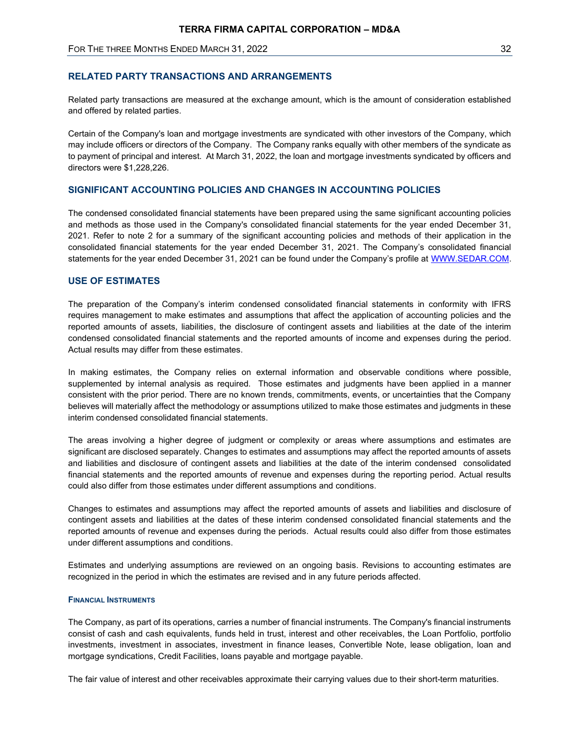## RELATED PARTY TRANSACTIONS AND ARRANGEMENTS

Related party transactions are measured at the exchange amount, which is the amount of consideration established and offered by related parties.

Certain of the Company's loan and mortgage investments are syndicated with other investors of the Company, which may include officers or directors of the Company. The Company ranks equally with other members of the syndicate as to payment of principal and interest. At March 31, 2022, the loan and mortgage investments syndicated by officers and directors were $1,228,226.

## SIGNIFICANT ACCOUNTING POLICIES AND CHANGES IN ACCOUNTING POLICIES

The condensed consolidated financial statements have been prepared using the same significant accounting policies and methods as those used in the Company's consolidated financial statements for the year ended December 31, 2021. Refer to note 2 for a summary of the significant accounting policies and methods of their application in the consolidated financial statements for the year ended December 31, 2021. The Company's consolidated financial statements for the year ended December 31, 2021 can be found under the Company's profile at WWW.SEDAR.COM.

## USE OF ESTIMATES

The preparation of the Company's interim condensed consolidated financial statements in conformity with IFRS requires management to make estimates and assumptions that affect the application of accounting policies and the reported amounts of assets, liabilities, the disclosure of contingent assets and liabilities at the date of the interim condensed consolidated financial statements and the reported amounts of income and expenses during the period. Actual results may differ from these estimates.

In making estimates, the Company relies on external information and observable conditions where possible, supplemented by internal analysis as required. Those estimates and judgments have been applied in a manner consistent with the prior period. There are no known trends, commitments, events, or uncertainties that the Company believes will materially affect the methodology or assumptions utilized to make those estimates and judgments in these interim condensed consolidated financial statements.

The areas involving a higher degree of judgment or complexity or areas where assumptions and estimates are significant are disclosed separately. Changes to estimates and assumptions may affect the reported amounts of assets and liabilities and disclosure of contingent assets and liabilities at the date of the interim condensed consolidated financial statements and the reported amounts of revenue and expenses during the reporting period. Actual results could also differ from those estimates under different assumptions and conditions.

Changes to estimates and assumptions may affect the reported amounts of assets and liabilities and disclosure of contingent assets and liabilities at the dates of these interim condensed consolidated financial statements and the reported amounts of revenue and expenses during the periods. Actual results could also differ from those estimates under different assumptions and conditions.

Estimates and underlying assumptions are reviewed on an ongoing basis. Revisions to accounting estimates are recognized in the period in which the estimates are revised and in any future periods affected.

#### FINANCIAL INSTRUMENTS

The Company, as part of its operations, carries a number of financial instruments. The Company's financial instruments consist of cash and cash equivalents, funds held in trust, interest and other receivables, the Loan Portfolio, portfolio investments, investment in associates, investment in finance leases, Convertible Note, lease obligation, loan and mortgage syndications, Credit Facilities, loans payable and mortgage payable.

The fair value of interest and other receivables approximate their carrying values due to their short-term maturities.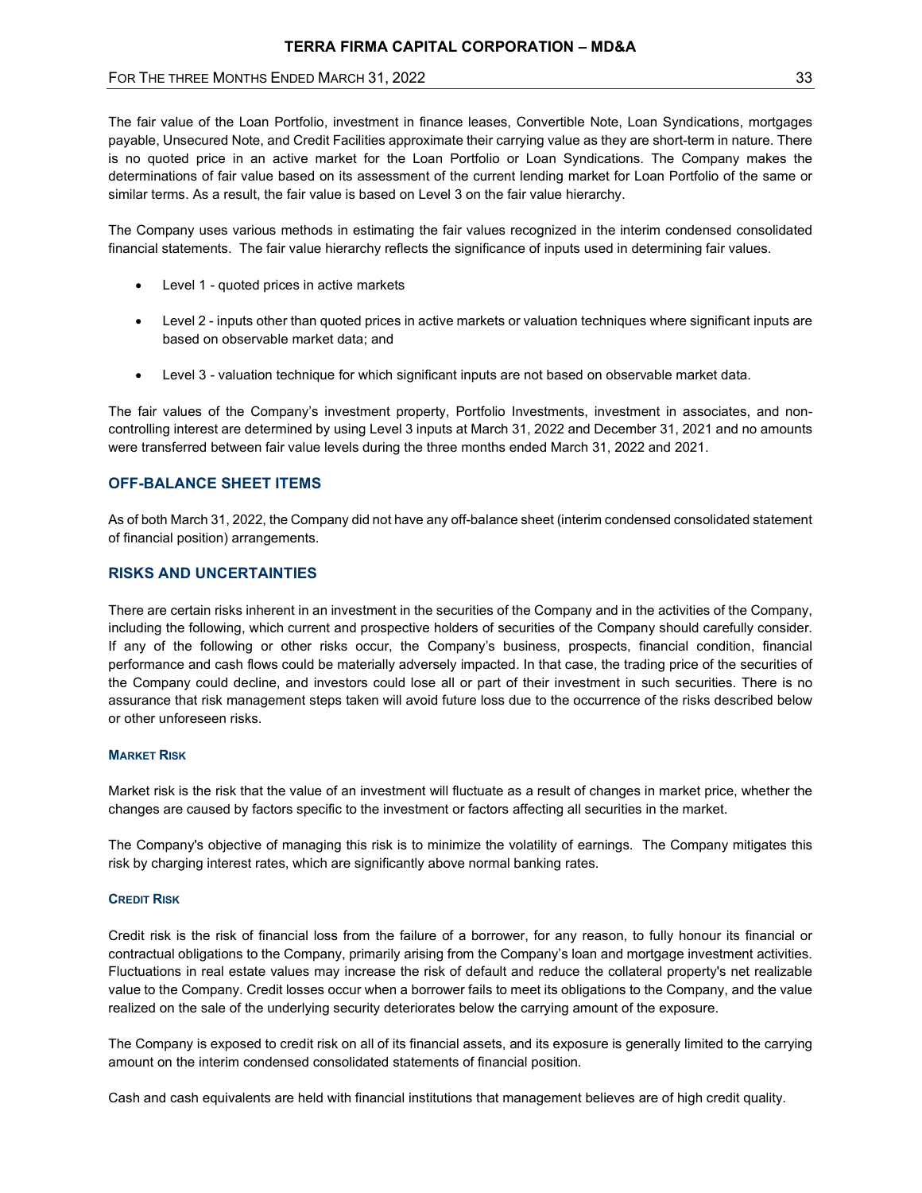The fair value of the Loan Portfolio, investment in finance leases, Convertible Note, Loan Syndications, mortgages payable, Unsecured Note, and Credit Facilities approximate their carrying value as they are short-term in nature. There is no quoted price in an active market for the Loan Portfolio or Loan Syndications. The Company makes the determinations of fair value based on its assessment of the current lending market for Loan Portfolio of the same or similar terms. As a result, the fair value is based on Level 3 on the fair value hierarchy.

The Company uses various methods in estimating the fair values recognized in the interim condensed consolidated financial statements. The fair value hierarchy reflects the significance of inputs used in determining fair values.

- Level 1 - quoted prices in active markets
- Level 2 - inputs other than quoted prices in active markets or valuation techniques where significant inputs are based on observable market data; and
- Level 3 - valuation technique for which significant inputs are not based on observable market data.

The fair values of the Company's investment property, Portfolio Investments, investment in associates, and non-controlling interest are determined by using Level 3 inputs at March 31, 2022 and December 31, 2021 and no amounts were transferred between fair value levels during the three months ended March 31, 2022 and 2021.

## OFF-BALANCE SHEET ITEMS

As of both March 31, 2022, the Company did not have any off-balance sheet (interim condensed consolidated statement of financial position) arrangements.

## RISKS AND UNCERTAINTIES

There are certain risks inherent in an investment in the securities of the Company and in the activities of the Company, including the following, which current and prospective holders of securities of the Company should carefully consider. If any of the following or other risks occur, the Company's business, prospects, financial condition, financial performance and cash flows could be materially adversely impacted. In that case, the trading price of the securities of the Company could decline, and investors could lose all or part of their investment in such securities. There is no assurance that risk management steps taken will avoid future loss due to the occurrence of the risks described below or other unforeseen risks.

### MARKET RISK

Market risk is the risk that the value of an investment will fluctuate as a result of changes in market price, whether the changes are caused by factors specific to the investment or factors affecting all securities in the market.

The Company's objective of managing this risk is to minimize the volatility of earnings. The Company mitigates this risk by charging interest rates, which are significantly above normal banking rates.

### CREDIT RISK

Credit risk is the risk of financial loss from the failure of a borrower, for any reason, to fully honour its financial or contractual obligations to the Company, primarily arising from the Company's loan and mortgage investment activities. Fluctuations in real estate values may increase the risk of default and reduce the collateral property's net realizable value to the Company. Credit losses occur when a borrower fails to meet its obligations to the Company, and the value realized on the sale of the underlying security deteriorates below the carrying amount of the exposure.

The Company is exposed to credit risk on all of its financial assets, and its exposure is generally limited to the carrying amount on the interim condensed consolidated statements of financial position.

Cash and cash equivalents are held with financial institutions that management believes are of high credit quality.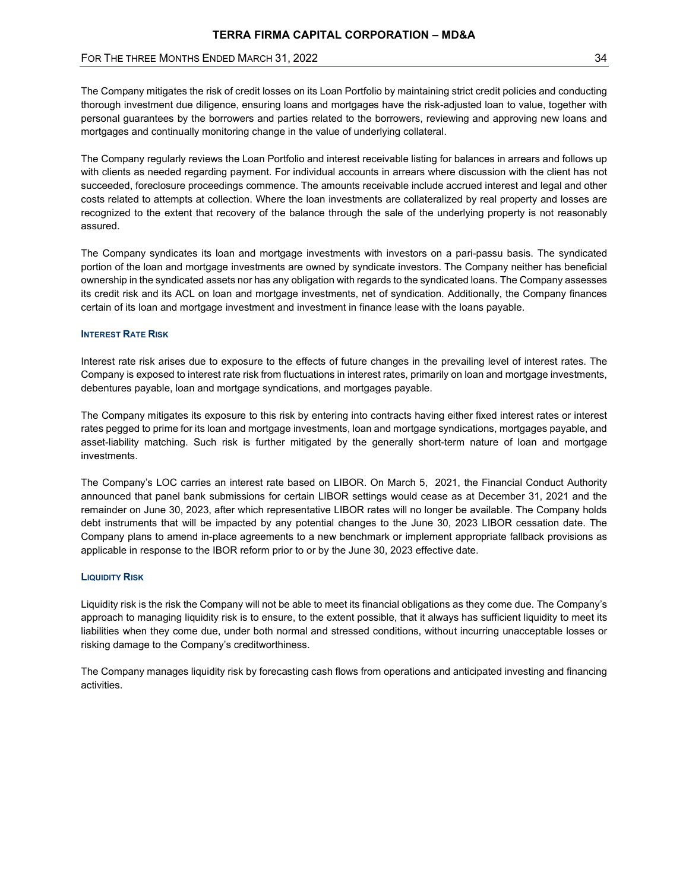The Company mitigates the risk of credit losses on its Loan Portfolio by maintaining strict credit policies and conducting thorough investment due diligence, ensuring loans and mortgages have the risk-adjusted loan to value, together with personal guarantees by the borrowers and parties related to the borrowers, reviewing and approving new loans and mortgages and continually monitoring change in the value of underlying collateral.

The Company regularly reviews the Loan Portfolio and interest receivable listing for balances in arrears and follows up with clients as needed regarding payment. For individual accounts in arrears where discussion with the client has not succeeded, foreclosure proceedings commence. The amounts receivable include accrued interest and legal and other costs related to attempts at collection. Where the loan investments are collateralized by real property and losses are recognized to the extent that recovery of the balance through the sale of the underlying property is not reasonably assured.

The Company syndicates its loan and mortgage investments with investors on a pari-passu basis. The syndicated portion of the loan and mortgage investments are owned by syndicate investors. The Company neither has beneficial ownership in the syndicated assets nor has any obligation with regards to the syndicated loans. The Company assesses its credit risk and its ACL on loan and mortgage investments, net of syndication. Additionally, the Company finances certain of its loan and mortgage investment and investment in finance lease with the loans payable.

#### INTEREST RATE RISK

Interest rate risk arises due to exposure to the effects of future changes in the prevailing level of interest rates. The Company is exposed to interest rate risk from fluctuations in interest rates, primarily on loan and mortgage investments, debentures payable, loan and mortgage syndications, and mortgages payable.

The Company mitigates its exposure to this risk by entering into contracts having either fixed interest rates or interest rates pegged to prime for its loan and mortgage investments, loan and mortgage syndications, mortgages payable, and asset-liability matching. Such risk is further mitigated by the generally short-term nature of loan and mortgage investments.

The Company's LOC carries an interest rate based on LIBOR. On March 5, 2021, the Financial Conduct Authority announced that panel bank submissions for certain LIBOR settings would cease as at December 31, 2021 and the remainder on June 30, 2023, after which representative LIBOR rates will no longer be available. The Company holds debt instruments that will be impacted by any potential changes to the June 30, 2023 LIBOR cessation date. The Company plans to amend in-place agreements to a new benchmark or implement appropriate fallback provisions as applicable in response to the IBOR reform prior to or by the June 30, 2023 effective date.

#### LIQUIDITY RISK

Liquidity risk is the risk the Company will not be able to meet its financial obligations as they come due. The Company's approach to managing liquidity risk is to ensure, to the extent possible, that it always has sufficient liquidity to meet its liabilities when they come due, under both normal and stressed conditions, without incurring unacceptable losses or risking damage to the Company's creditworthiness.

The Company manages liquidity risk by forecasting cash flows from operations and anticipated investing and financing activities.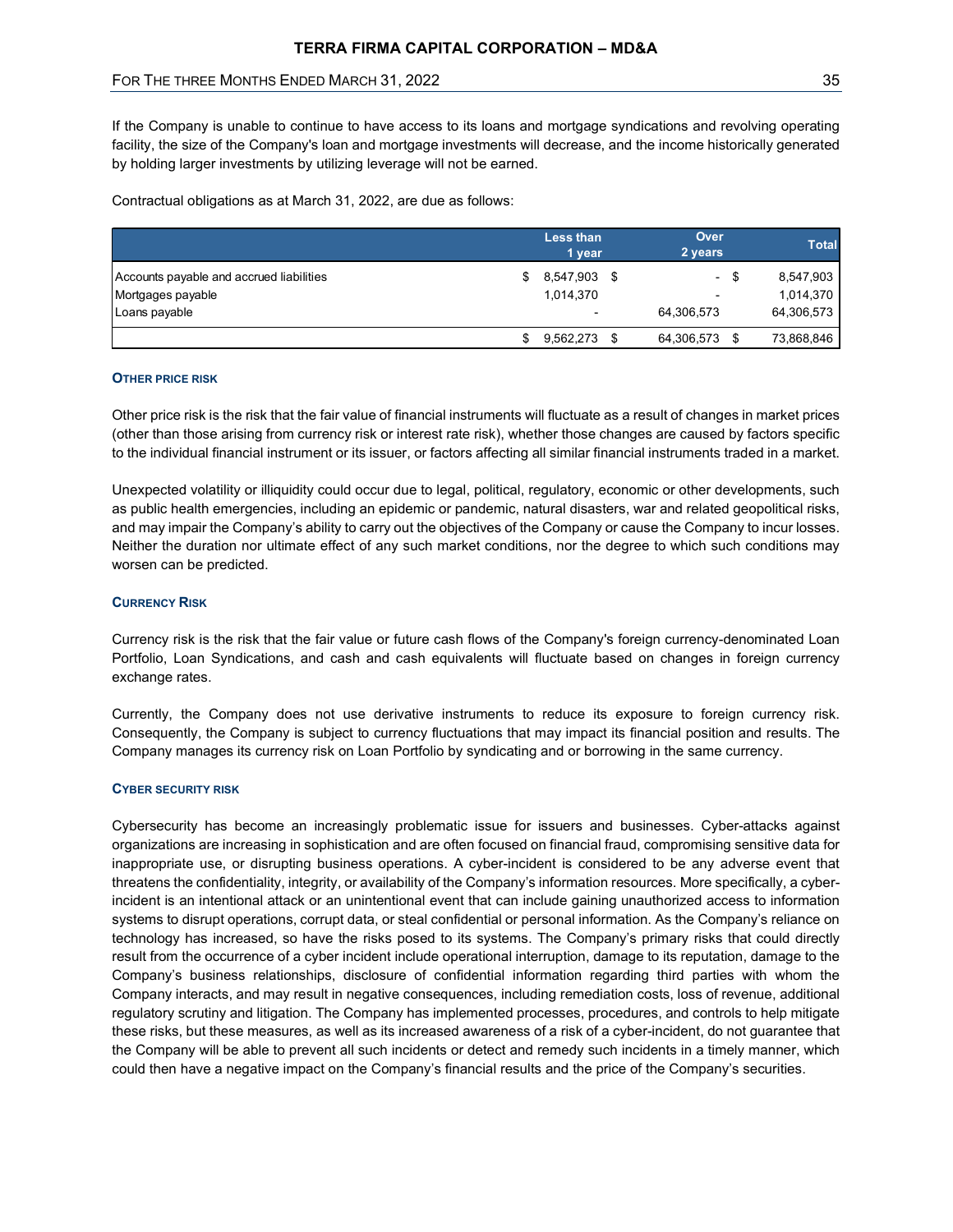If the Company is unable to continue to have access to its loans and mortgage syndications and revolving operating facility, the size of the Company's loan and mortgage investments will decrease, and the income historically generated by holding larger investments by utilizing leverage will not be earned.

Contractual obligations as at March 31, 2022, are due as follows:

| | Less than 1 year | Over 2 years | Total |
|---|---|---|---|
| Accounts payable and accrued liabilities | $ 8,547,903 | $ - | $ 8,547,903 |
| Mortgages payable | 1,014,370 | - | 1,014,370 |
| Loans payable | - | 64,306,573 | 64,306,573 |
| | $ 9,562,273 | $ 64,306,573 | $ 73,868,846 |

#### Other Price Risk

Other price risk is the risk that the fair value of financial instruments will fluctuate as a result of changes in market prices (other than those arising from currency risk or interest rate risk), whether those changes are caused by factors specific to the individual financial instrument or its issuer, or factors affecting all similar financial instruments traded in a market.

Unexpected volatility or illiquidity could occur due to legal, political, regulatory, economic or other developments, such as public health emergencies, including an epidemic or pandemic, natural disasters, war and related geopolitical risks, and may impair the Company's ability to carry out the objectives of the Company or cause the Company to incur losses. Neither the duration nor ultimate effect of any such market conditions, nor the degree to which such conditions may worsen can be predicted.

#### Currency Risk

Currency risk is the risk that the fair value or future cash flows of the Company's foreign currency-denominated Loan Portfolio, Loan Syndications, and cash and cash equivalents will fluctuate based on changes in foreign currency exchange rates.

Currently, the Company does not use derivative instruments to reduce its exposure to foreign currency risk. Consequently, the Company is subject to currency fluctuations that may impact its financial position and results. The Company manages its currency risk on Loan Portfolio by syndicating and or borrowing in the same currency.

#### Cyber Security Risk

Cybersecurity has become an increasingly problematic issue for issuers and businesses. Cyber-attacks against organizations are increasing in sophistication and are often focused on financial fraud, compromising sensitive data for inappropriate use, or disrupting business operations. A cyber-incident is considered to be any adverse event that threatens the confidentiality, integrity, or availability of the Company's information resources. More specifically, a cyber-incident is an intentional attack or an unintentional event that can include gaining unauthorized access to information systems to disrupt operations, corrupt data, or steal confidential or personal information. As the Company's reliance on technology has increased, so have the risks posed to its systems. The Company's primary risks that could directly result from the occurrence of a cyber incident include operational interruption, damage to its reputation, damage to the Company's business relationships, disclosure of confidential information regarding third parties with whom the Company interacts, and may result in negative consequences, including remediation costs, loss of revenue, additional regulatory scrutiny and litigation. The Company has implemented processes, procedures, and controls to help mitigate these risks, but these measures, as well as its increased awareness of a risk of a cyber-incident, do not guarantee that the Company will be able to prevent all such incidents or detect and remedy such incidents in a timely manner, which could then have a negative impact on the Company's financial results and the price of the Company's securities.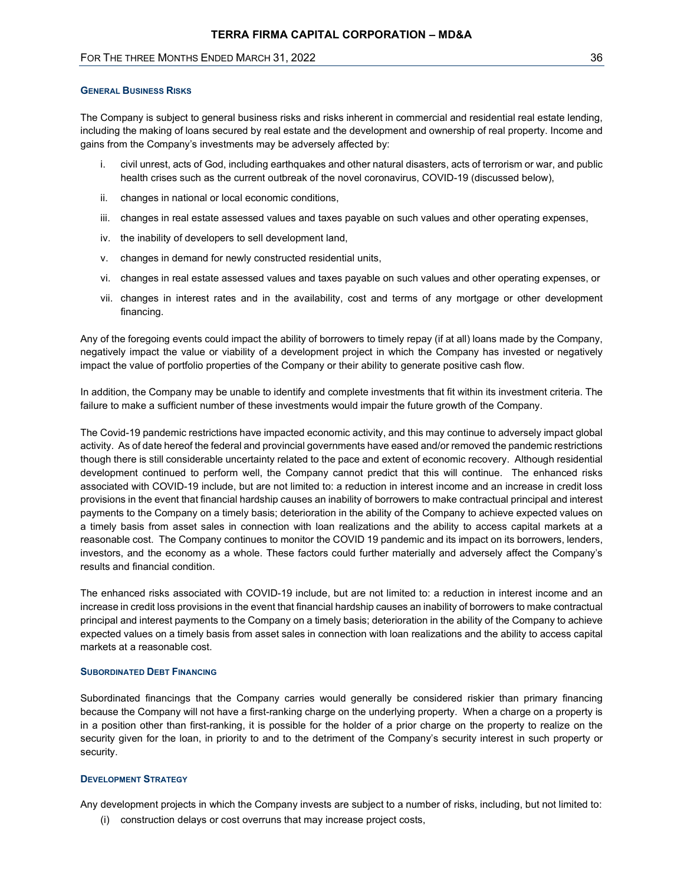### General Business Risks

The Company is subject to general business risks and risks inherent in commercial and residential real estate lending, including the making of loans secured by real estate and the development and ownership of real property. Income and gains from the Company's investments may be adversely affected by:

i. civil unrest, acts of God, including earthquakes and other natural disasters, acts of terrorism or war, and public health crises such as the current outbreak of the novel coronavirus, COVID-19 (discussed below),

ii. changes in national or local economic conditions,

iii. changes in real estate assessed values and taxes payable on such values and other operating expenses,

iv. the inability of developers to sell development land,

v. changes in demand for newly constructed residential units,

vi. changes in real estate assessed values and taxes payable on such values and other operating expenses, or

vii. changes in interest rates and in the availability, cost and terms of any mortgage or other development financing.

Any of the foregoing events could impact the ability of borrowers to timely repay (if at all) loans made by the Company, negatively impact the value or viability of a development project in which the Company has invested or negatively impact the value of portfolio properties of the Company or their ability to generate positive cash flow.

In addition, the Company may be unable to identify and complete investments that fit within its investment criteria. The failure to make a sufficient number of these investments would impair the future growth of the Company.

The Covid-19 pandemic restrictions have impacted economic activity, and this may continue to adversely impact global activity. As of date hereof the federal and provincial governments have eased and/or removed the pandemic restrictions though there is still considerable uncertainty related to the pace and extent of economic recovery. Although residential development continued to perform well, the Company cannot predict that this will continue. The enhanced risks associated with COVID-19 include, but are not limited to: a reduction in interest income and an increase in credit loss provisions in the event that financial hardship causes an inability of borrowers to make contractual principal and interest payments to the Company on a timely basis; deterioration in the ability of the Company to achieve expected values on a timely basis from asset sales in connection with loan realizations and the ability to access capital markets at a reasonable cost. The Company continues to monitor the COVID 19 pandemic and its impact on its borrowers, lenders, investors, and the economy as a whole. These factors could further materially and adversely affect the Company's results and financial condition.

The enhanced risks associated with COVID-19 include, but are not limited to: a reduction in interest income and an increase in credit loss provisions in the event that financial hardship causes an inability of borrowers to make contractual principal and interest payments to the Company on a timely basis; deterioration in the ability of the Company to achieve expected values on a timely basis from asset sales in connection with loan realizations and the ability to access capital markets at a reasonable cost.

### Subordinated Debt Financing

Subordinated financings that the Company carries would generally be considered riskier than primary financing because the Company will not have a first-ranking charge on the underlying property. When a charge on a property is in a position other than first-ranking, it is possible for the holder of a prior charge on the property to realize on the security given for the loan, in priority to and to the detriment of the Company's security interest in such property or security.

### Development Strategy

Any development projects in which the Company invests are subject to a number of risks, including, but not limited to:

(i) construction delays or cost overruns that may increase project costs,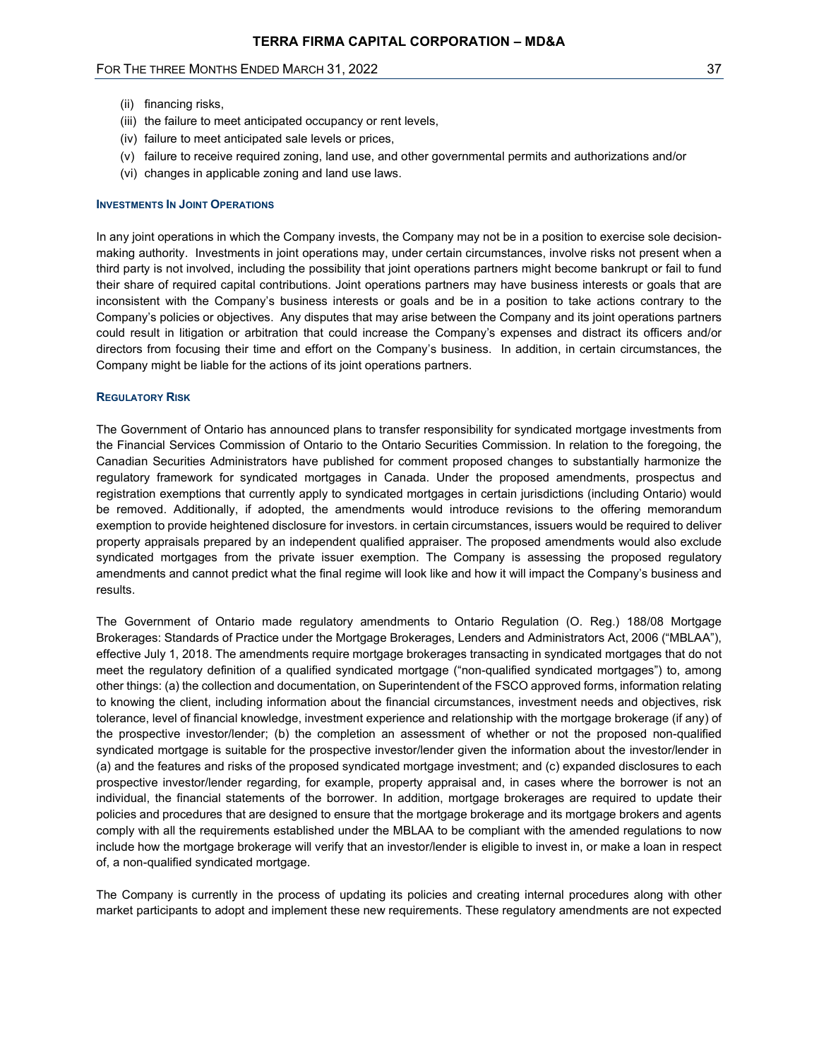(ii) financing risks,
(iii) the failure to meet anticipated occupancy or rent levels,
(iv) failure to meet anticipated sale levels or prices,
(v) failure to receive required zoning, land use, and other governmental permits and authorizations and/or
(vi) changes in applicable zoning and land use laws.

#### INVESTMENTS IN JOINT OPERATIONS

In any joint operations in which the Company invests, the Company may not be in a position to exercise sole decision-making authority. Investments in joint operations may, under certain circumstances, involve risks not present when a third party is not involved, including the possibility that joint operations partners might become bankrupt or fail to fund their share of required capital contributions. Joint operations partners may have business interests or goals that are inconsistent with the Company's business interests or goals and be in a position to take actions contrary to the Company's policies or objectives. Any disputes that may arise between the Company and its joint operations partners could result in litigation or arbitration that could increase the Company's expenses and distract its officers and/or directors from focusing their time and effort on the Company's business. In addition, in certain circumstances, the Company might be liable for the actions of its joint operations partners.

#### REGULATORY RISK

The Government of Ontario has announced plans to transfer responsibility for syndicated mortgage investments from the Financial Services Commission of Ontario to the Ontario Securities Commission. In relation to the foregoing, the Canadian Securities Administrators have published for comment proposed changes to substantially harmonize the regulatory framework for syndicated mortgages in Canada. Under the proposed amendments, prospectus and registration exemptions that currently apply to syndicated mortgages in certain jurisdictions (including Ontario) would be removed. Additionally, if adopted, the amendments would introduce revisions to the offering memorandum exemption to provide heightened disclosure for investors. in certain circumstances, issuers would be required to deliver property appraisals prepared by an independent qualified appraiser. The proposed amendments would also exclude syndicated mortgages from the private issuer exemption. The Company is assessing the proposed regulatory amendments and cannot predict what the final regime will look like and how it will impact the Company's business and results.

The Government of Ontario made regulatory amendments to Ontario Regulation (O. Reg.) 188/08 Mortgage Brokerages: Standards of Practice under the Mortgage Brokerages, Lenders and Administrators Act, 2006 ("MBLAA"), effective July 1, 2018. The amendments require mortgage brokerages transacting in syndicated mortgages that do not meet the regulatory definition of a qualified syndicated mortgage ("non-qualified syndicated mortgages") to, among other things: (a) the collection and documentation, on Superintendent of the FSCO approved forms, information relating to knowing the client, including information about the financial circumstances, investment needs and objectives, risk tolerance, level of financial knowledge, investment experience and relationship with the mortgage brokerage (if any) of the prospective investor/lender; (b) the completion an assessment of whether or not the proposed non-qualified syndicated mortgage is suitable for the prospective investor/lender given the information about the investor/lender in (a) and the features and risks of the proposed syndicated mortgage investment; and (c) expanded disclosures to each prospective investor/lender regarding, for example, property appraisal and, in cases where the borrower is not an individual, the financial statements of the borrower. In addition, mortgage brokerages are required to update their policies and procedures that are designed to ensure that the mortgage brokerage and its mortgage brokers and agents comply with all the requirements established under the MBLAA to be compliant with the amended regulations to now include how the mortgage brokerage will verify that an investor/lender is eligible to invest in, or make a loan in respect of, a non-qualified syndicated mortgage.

The Company is currently in the process of updating its policies and creating internal procedures along with other market participants to adopt and implement these new requirements. These regulatory amendments are not expected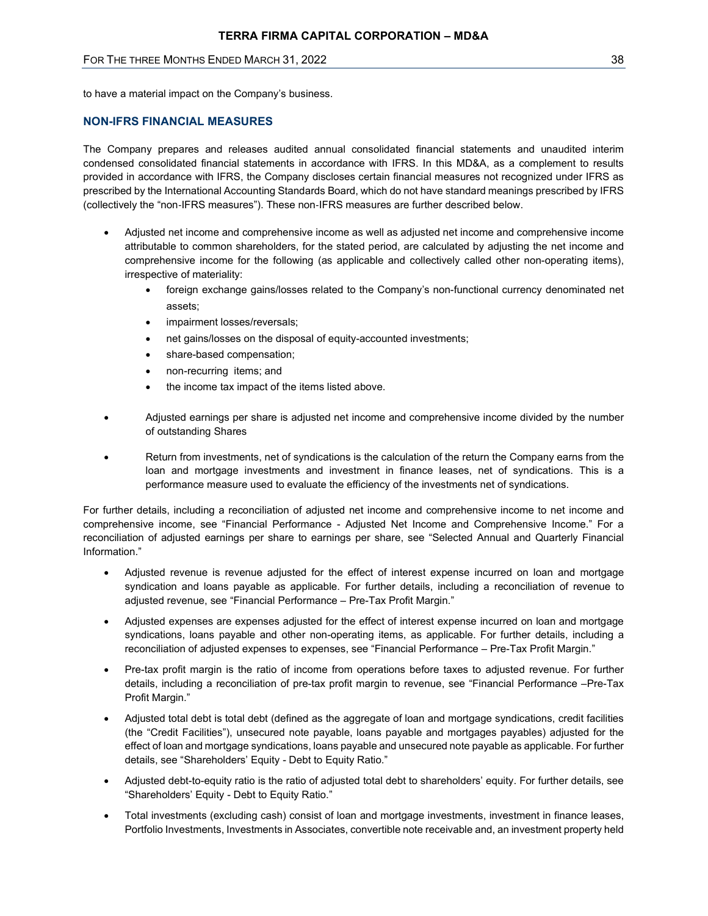to have a material impact on the Company's business.

## NON-IFRS FINANCIAL MEASURES

The Company prepares and releases audited annual consolidated financial statements and unaudited interim condensed consolidated financial statements in accordance with IFRS. In this MD&A, as a complement to results provided in accordance with IFRS, the Company discloses certain financial measures not recognized under IFRS as prescribed by the International Accounting Standards Board, which do not have standard meanings prescribed by IFRS (collectively the "non-IFRS measures"). These non-IFRS measures are further described below.

- Adjusted net income and comprehensive income as well as adjusted net income and comprehensive income attributable to common shareholders, for the stated period, are calculated by adjusting the net income and comprehensive income for the following (as applicable and collectively called other non-operating items), irrespective of materiality:
  - foreign exchange gains/losses related to the Company's non-functional currency denominated net assets;
  - impairment losses/reversals;
  - net gains/losses on the disposal of equity-accounted investments;
  - share-based compensation;
  - non-recurring items; and
  - the income tax impact of the items listed above.
- Adjusted earnings per share is adjusted net income and comprehensive income divided by the number of outstanding Shares
- Return from investments, net of syndications is the calculation of the return the Company earns from the loan and mortgage investments and investment in finance leases, net of syndications. This is a performance measure used to evaluate the efficiency of the investments net of syndications.

For further details, including a reconciliation of adjusted net income and comprehensive income to net income and comprehensive income, see "Financial Performance - Adjusted Net Income and Comprehensive Income." For a reconciliation of adjusted earnings per share to earnings per share, see "Selected Annual and Quarterly Financial Information."

- Adjusted revenue is revenue adjusted for the effect of interest expense incurred on loan and mortgage syndication and loans payable as applicable. For further details, including a reconciliation of revenue to adjusted revenue, see "Financial Performance – Pre-Tax Profit Margin."
- Adjusted expenses are expenses adjusted for the effect of interest expense incurred on loan and mortgage syndications, loans payable and other non-operating items, as applicable. For further details, including a reconciliation of adjusted expenses to expenses, see "Financial Performance – Pre-Tax Profit Margin."
- Pre-tax profit margin is the ratio of income from operations before taxes to adjusted revenue. For further details, including a reconciliation of pre-tax profit margin to revenue, see "Financial Performance –Pre-Tax Profit Margin."
- Adjusted total debt is total debt (defined as the aggregate of loan and mortgage syndications, credit facilities (the "Credit Facilities"), unsecured note payable, loans payable and mortgages payables) adjusted for the effect of loan and mortgage syndications, loans payable and unsecured note payable as applicable. For further details, see "Shareholders' Equity - Debt to Equity Ratio."
- Adjusted debt-to-equity ratio is the ratio of adjusted total debt to shareholders' equity. For further details, see "Shareholders' Equity - Debt to Equity Ratio."
- Total investments (excluding cash) consist of loan and mortgage investments, investment in finance leases, Portfolio Investments, Investments in Associates, convertible note receivable and, an investment property held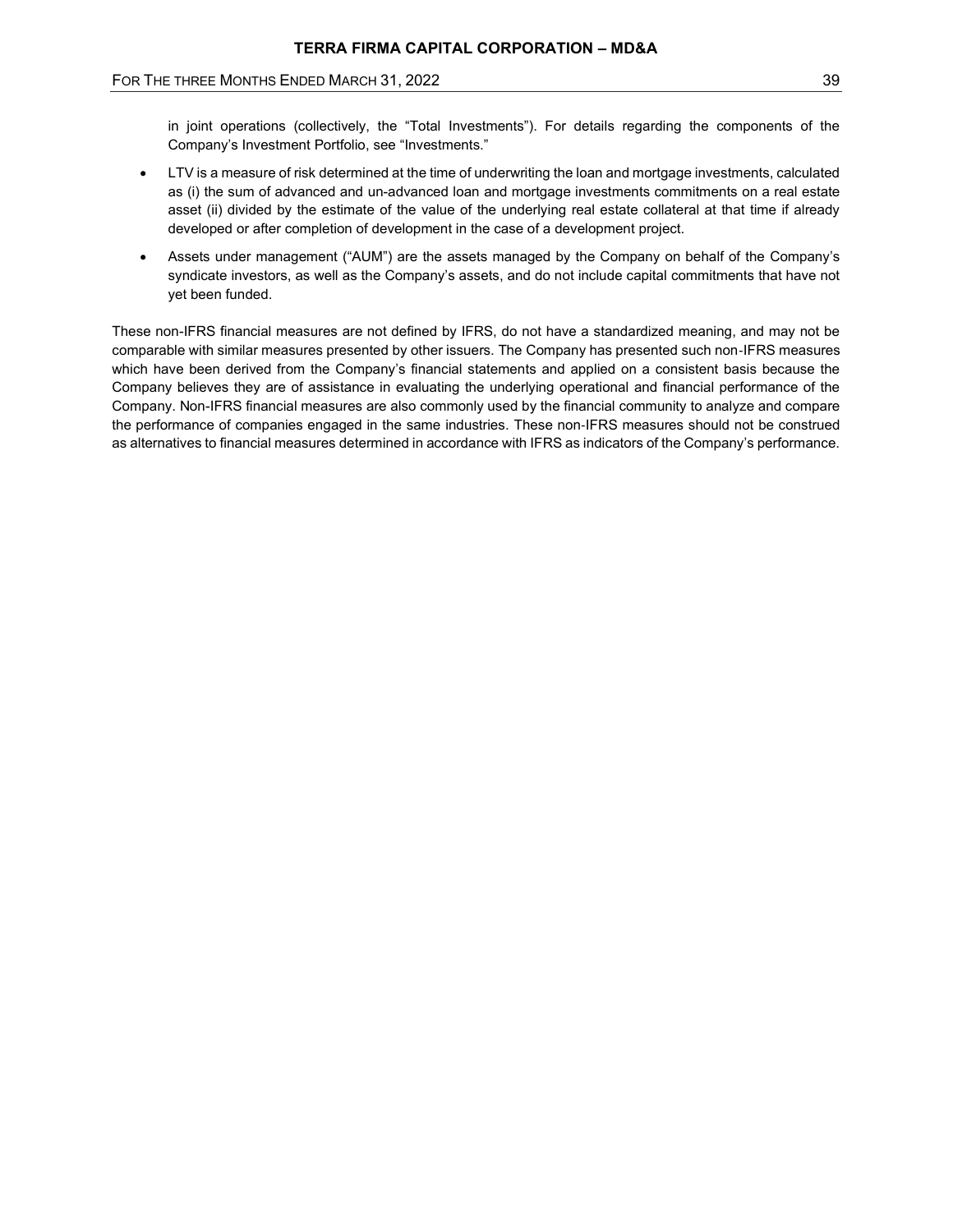in joint operations (collectively, the "Total Investments"). For details regarding the components of the Company's Investment Portfolio, see "Investments."

- LTV is a measure of risk determined at the time of underwriting the loan and mortgage investments, calculated as (i) the sum of advanced and un-advanced loan and mortgage investments commitments on a real estate asset (ii) divided by the estimate of the value of the underlying real estate collateral at that time if already developed or after completion of development in the case of a development project.
- Assets under management ("AUM") are the assets managed by the Company on behalf of the Company's syndicate investors, as well as the Company's assets, and do not include capital commitments that have not yet been funded.

These non-IFRS financial measures are not defined by IFRS, do not have a standardized meaning, and may not be comparable with similar measures presented by other issuers. The Company has presented such non-IFRS measures which have been derived from the Company's financial statements and applied on a consistent basis because the Company believes they are of assistance in evaluating the underlying operational and financial performance of the Company. Non-IFRS financial measures are also commonly used by the financial community to analyze and compare the performance of companies engaged in the same industries. These non-IFRS measures should not be construed as alternatives to financial measures determined in accordance with IFRS as indicators of the Company's performance.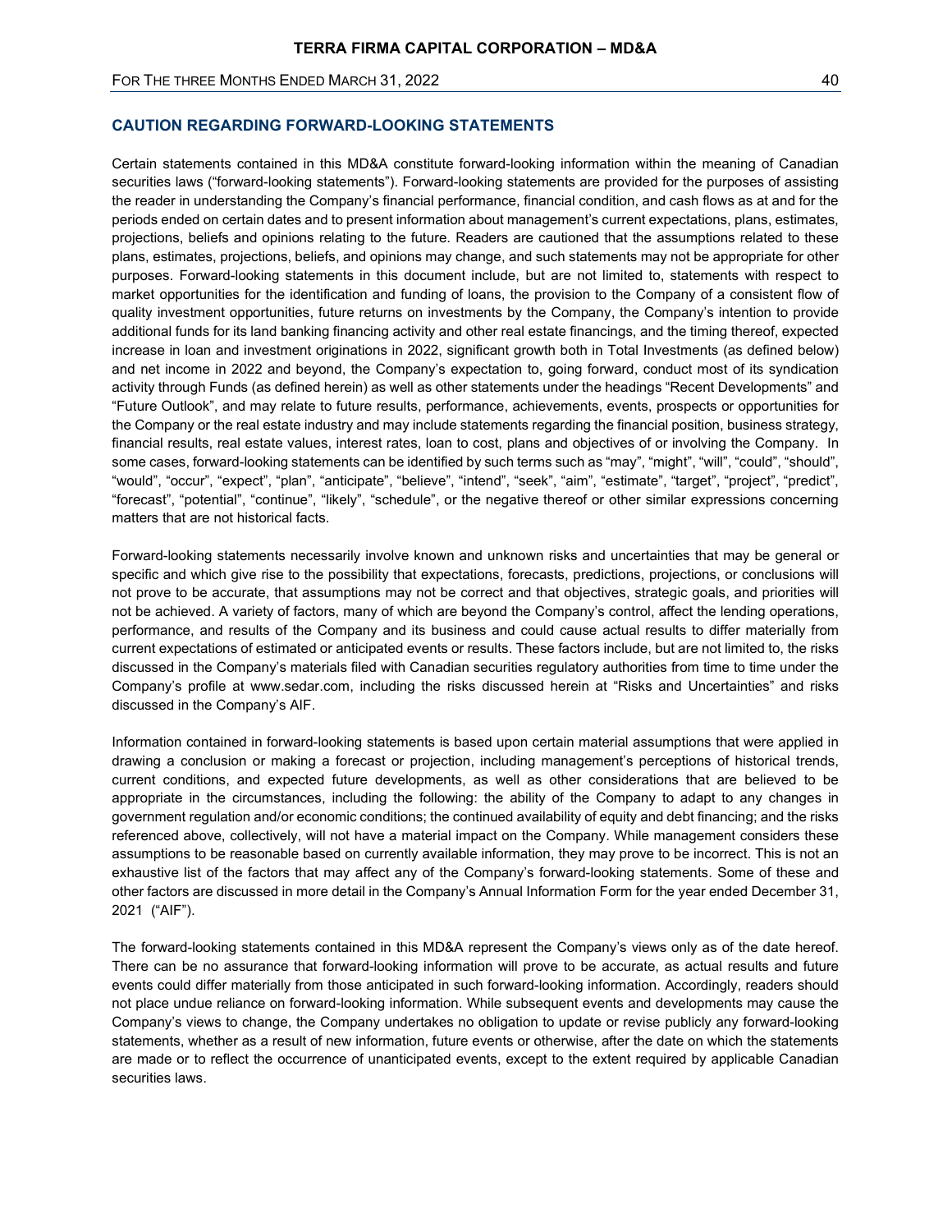## CAUTION REGARDING FORWARD-LOOKING STATEMENTS

Certain statements contained in this MD&A constitute forward-looking information within the meaning of Canadian securities laws ("forward-looking statements"). Forward-looking statements are provided for the purposes of assisting the reader in understanding the Company's financial performance, financial condition, and cash flows as at and for the periods ended on certain dates and to present information about management's current expectations, plans, estimates, projections, beliefs and opinions relating to the future. Readers are cautioned that the assumptions related to these plans, estimates, projections, beliefs, and opinions may change, and such statements may not be appropriate for other purposes. Forward-looking statements in this document include, but are not limited to, statements with respect to market opportunities for the identification and funding of loans, the provision to the Company of a consistent flow of quality investment opportunities, future returns on investments by the Company, the Company's intention to provide additional funds for its land banking financing activity and other real estate financings, and the timing thereof, expected increase in loan and investment originations in 2022, significant growth both in Total Investments (as defined below) and net income in 2022 and beyond, the Company's expectation to, going forward, conduct most of its syndication activity through Funds (as defined herein) as well as other statements under the headings "Recent Developments" and "Future Outlook", and may relate to future results, performance, achievements, events, prospects or opportunities for the Company or the real estate industry and may include statements regarding the financial position, business strategy, financial results, real estate values, interest rates, loan to cost, plans and objectives of or involving the Company. In some cases, forward-looking statements can be identified by such terms such as "may", "might", "will", "could", "should", "would", "occur", "expect", "plan", "anticipate", "believe", "intend", "seek", "aim", "estimate", "target", "project", "predict", "forecast", "potential", "continue", "likely", "schedule", or the negative thereof or other similar expressions concerning matters that are not historical facts.

Forward-looking statements necessarily involve known and unknown risks and uncertainties that may be general or specific and which give rise to the possibility that expectations, forecasts, predictions, projections, or conclusions will not prove to be accurate, that assumptions may not be correct and that objectives, strategic goals, and priorities will not be achieved. A variety of factors, many of which are beyond the Company's control, affect the lending operations, performance, and results of the Company and its business and could cause actual results to differ materially from current expectations of estimated or anticipated events or results. These factors include, but are not limited to, the risks discussed in the Company's materials filed with Canadian securities regulatory authorities from time to time under the Company's profile at www.sedar.com, including the risks discussed herein at "Risks and Uncertainties" and risks discussed in the Company's AIF.

Information contained in forward-looking statements is based upon certain material assumptions that were applied in drawing a conclusion or making a forecast or projection, including management's perceptions of historical trends, current conditions, and expected future developments, as well as other considerations that are believed to be appropriate in the circumstances, including the following: the ability of the Company to adapt to any changes in government regulation and/or economic conditions; the continued availability of equity and debt financing; and the risks referenced above, collectively, will not have a material impact on the Company. While management considers these assumptions to be reasonable based on currently available information, they may prove to be incorrect. This is not an exhaustive list of the factors that may affect any of the Company's forward-looking statements. Some of these and other factors are discussed in more detail in the Company's Annual Information Form for the year ended December 31, 2021 ("AIF").

The forward-looking statements contained in this MD&A represent the Company's views only as of the date hereof. There can be no assurance that forward-looking information will prove to be accurate, as actual results and future events could differ materially from those anticipated in such forward-looking information. Accordingly, readers should not place undue reliance on forward-looking information. While subsequent events and developments may cause the Company's views to change, the Company undertakes no obligation to update or revise publicly any forward-looking statements, whether as a result of new information, future events or otherwise, after the date on which the statements are made or to reflect the occurrence of unanticipated events, except to the extent required by applicable Canadian securities laws.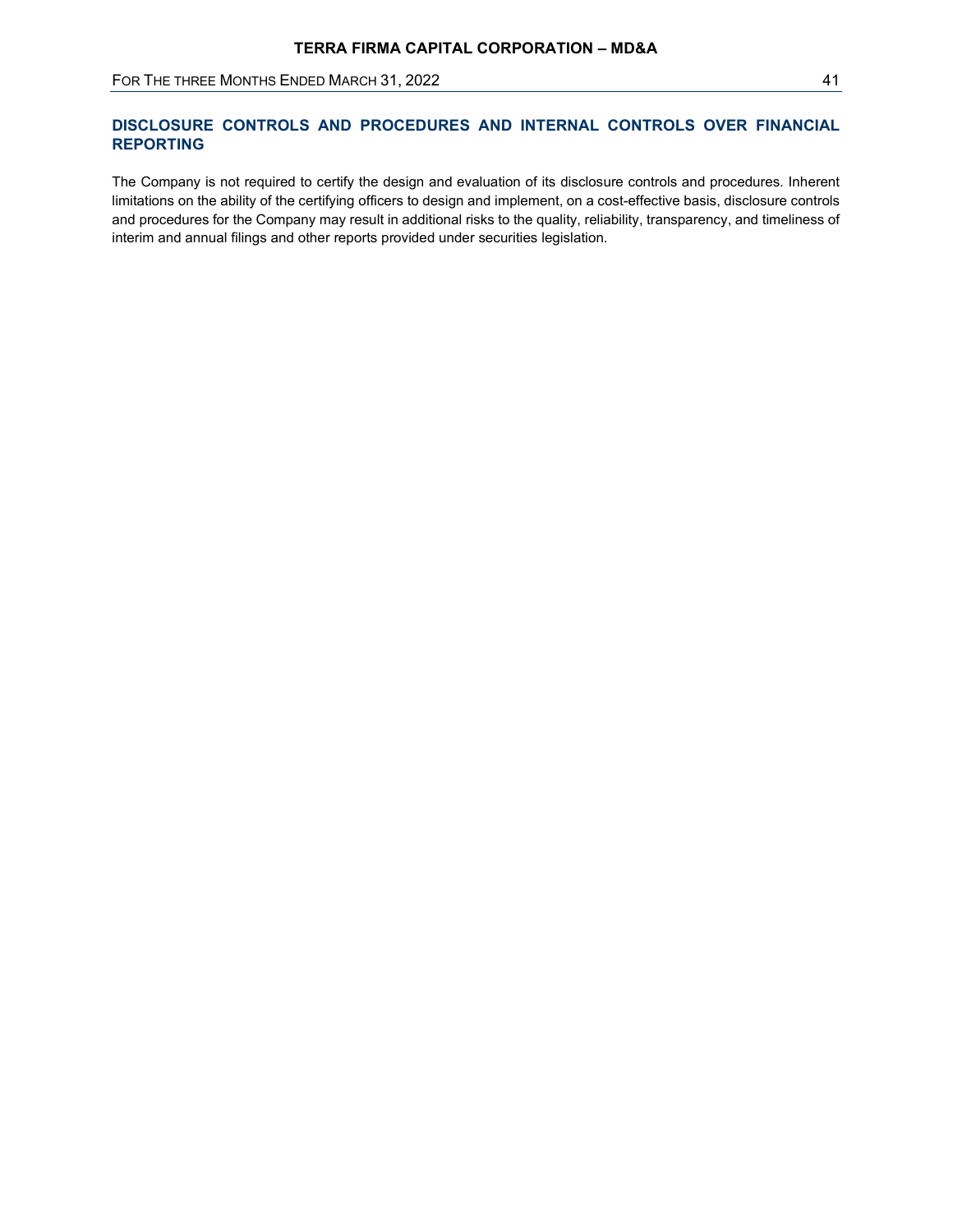## DISCLOSURE CONTROLS AND PROCEDURES AND INTERNAL CONTROLS OVER FINANCIAL REPORTING

The Company is not required to certify the design and evaluation of its disclosure controls and procedures. Inherent limitations on the ability of the certifying officers to design and implement, on a cost-effective basis, disclosure controls and procedures for the Company may result in additional risks to the quality, reliability, transparency, and timeliness of interim and annual filings and other reports provided under securities legislation.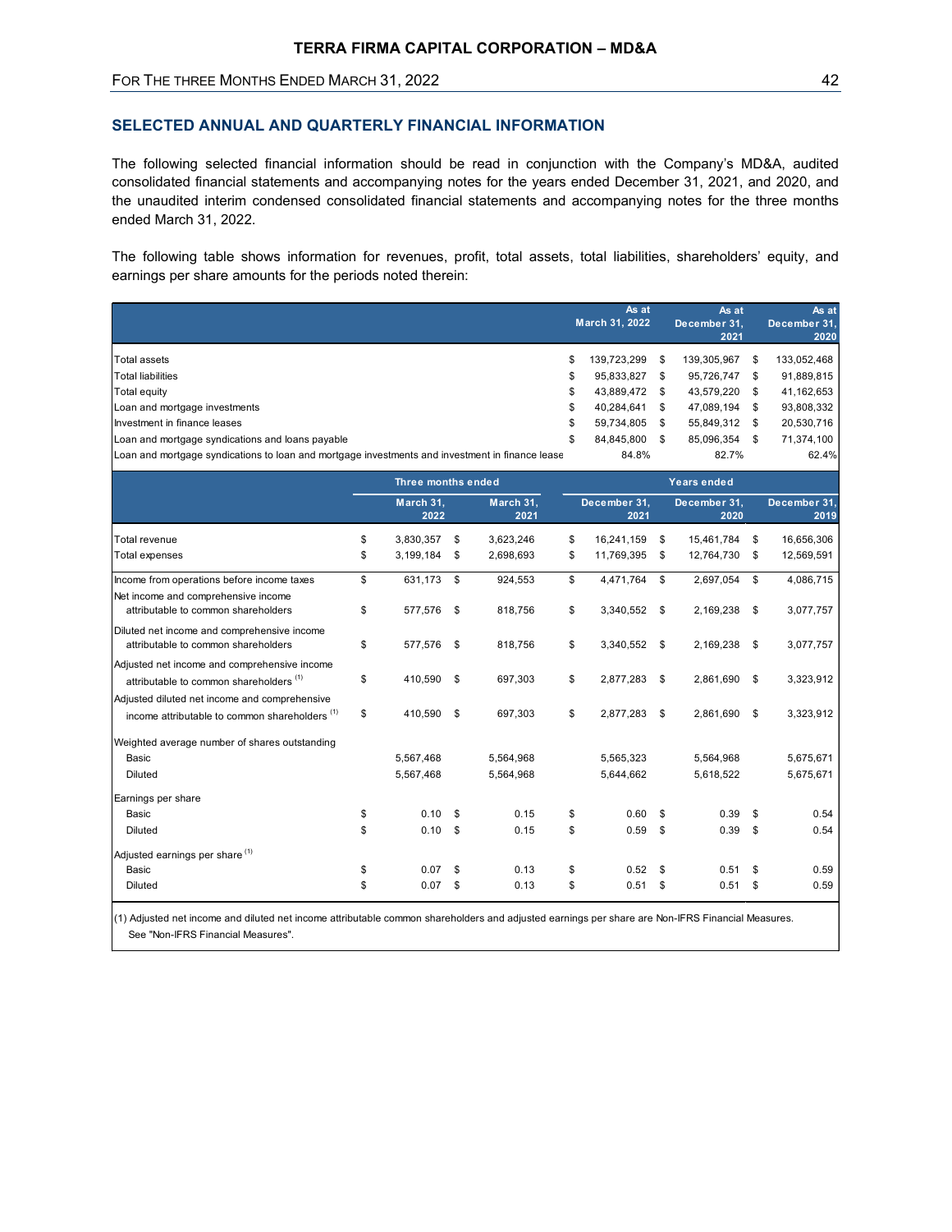## SELECTED ANNUAL AND QUARTERLY FINANCIAL INFORMATION

The following selected financial information should be read in conjunction with the Company's MD&A, audited consolidated financial statements and accompanying notes for the years ended December 31, 2021, and 2020, and the unaudited interim condensed consolidated financial statements and accompanying notes for the three months ended March 31, 2022.

The following table shows information for revenues, profit, total assets, total liabilities, shareholders' equity, and earnings per share amounts for the periods noted therein:

| | As at March 31, 2022 | As at December 31, 2021 | As at December 31, 2020 |
|---|---|---|---|
| Total assets | $ 139,723,299 | $ 139,305,967 | $ 133,052,468 |
| Total liabilities | $ 95,833,827 | $ 95,726,747 | $ 91,889,815 |
| Total equity | $ 43,889,472 | $ 43,579,220 | $ 41,162,653 |
| Loan and mortgage investments | $ 40,284,641 | $ 47,089,194 | $ 93,808,332 |
| Investment in finance leases | $ 59,734,805 | $ 55,849,312 | $ 20,530,716 |
| Loan and mortgage syndications and loans payable | $ 84,845,800 | $ 85,096,354 | $ 71,374,100 |
| Loan and mortgage syndications to loan and mortgage investments and investment in finance lease | 84.8% | 82.7% | 62.4% |

| | Three months ended | | Years ended | | |
|---|---|---|---|---|---|
| | March 31, 2022 | March 31, 2021 | December 31, 2021 | December 31, 2020 | December 31, 2019 |
| Total revenue | $ 3,830,357 | $ 3,623,246 | $ 16,241,159 | $ 15,461,784 | $ 16,656,306 |
| Total expenses | $ 3,199,184 | $ 2,698,693 | $ 11,769,395 | $ 12,764,730 | $ 12,569,591 |
| Income from operations before income taxes | $ 631,173 | $ 924,553 | $ 4,471,764 | $ 2,697,054 | $ 4,086,715 |
| Net income and comprehensive income attributable to common shareholders | $ 577,576 | $ 818,756 | $ 3,340,552 | $ 2,169,238 | $ 3,077,757 |
| Diluted net income and comprehensive income attributable to common shareholders | $ 577,576 | $ 818,756 | $ 3,340,552 | $ 2,169,238 | $ 3,077,757 |
| Adjusted net income and comprehensive income attributable to common shareholders [(1)] | $ 410,590 | $ 697,303 | $ 2,877,283 | $ 2,861,690 | $ 3,323,912 |
| Adjusted diluted net income and comprehensive income attributable to common shareholders [(1)] | $ 410,590 | $ 697,303 | $ 2,877,283 | $ 2,861,690 | $ 3,323,912 |
| Weighted average number of shares outstanding | | | | | |
| Basic | 5,567,468 | 5,564,968 | 5,565,323 | 5,564,968 | 5,675,671 |
| Diluted | 5,567,468 | 5,564,968 | 5,644,662 | 5,618,522 | 5,675,671 |
| Earnings per share | | | | | |
| Basic | $ 0.10 | $ 0.15 | $ 0.60 | $ 0.39 | $ 0.54 |
| Diluted | $ 0.10 | $ 0.15 | $ 0.59 | $ 0.39 | $ 0.54 |
| Adjusted earnings per share [(1)] | | | | | |
| Basic | $ 0.07 | $ 0.13 | $ 0.52 | $ 0.51 | $ 0.59 |
| Diluted | $ 0.07 | $ 0.13 | $ 0.51 | $ 0.51 | $ 0.59 |

(1) Adjusted net income and diluted net income attributable common shareholders and adjusted earnings per share are Non-IFRS Financial Measures. See "Non-IFRS Financial Measures".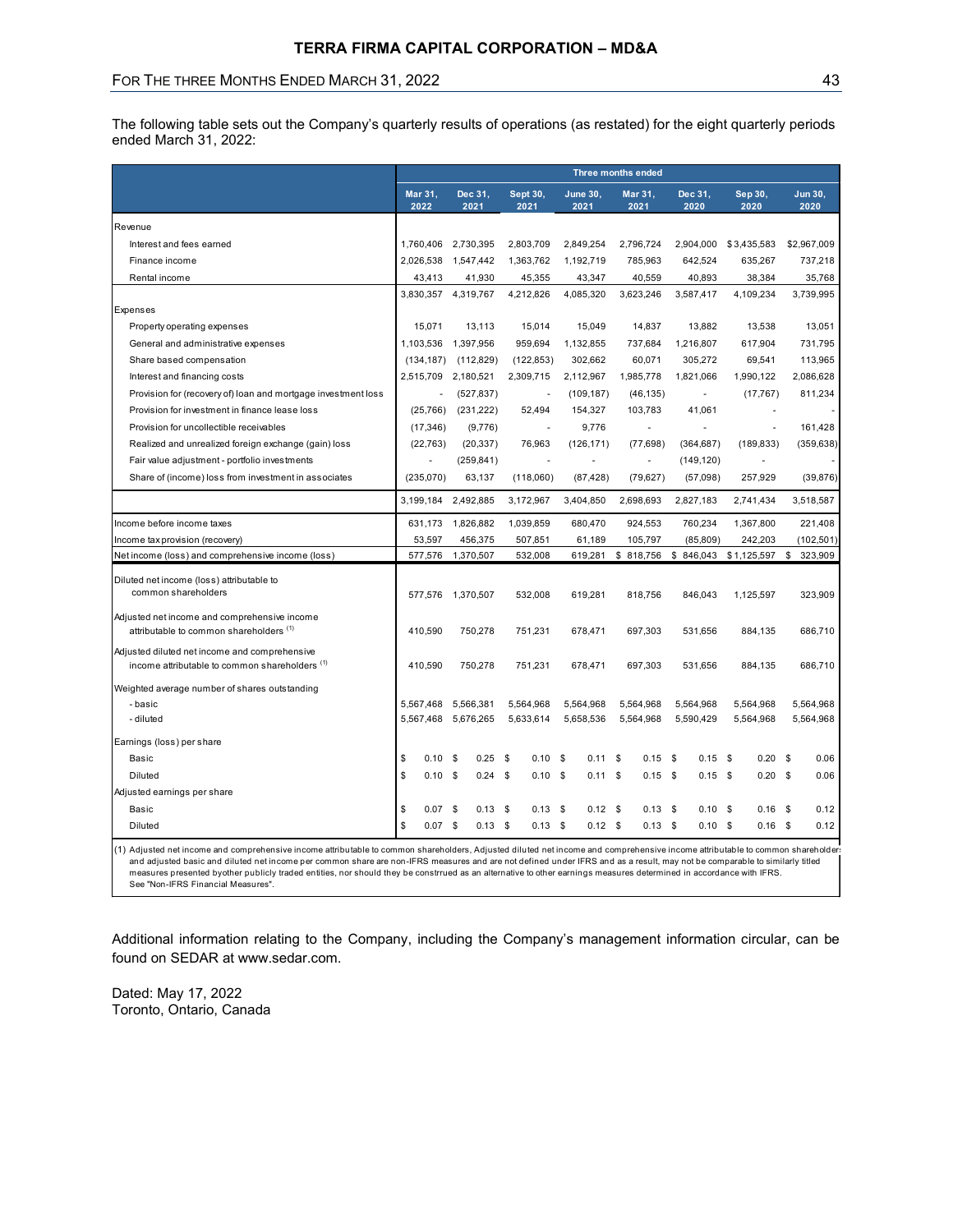The following table sets out the Company's quarterly results of operations (as restated) for the eight quarterly periods ended March 31, 2022:

| | Three months ended | | | | | | | |
|---|---|---|---|---|---|---|---|---|
| | Mar 31, 2022 | Dec 31, 2021 | Sept 30, 2021 | June 30, 2021 | Mar 31, 2021 | Dec 31, 2020 | Sep 30, 2020 | Jun 30, 2020 |
| Revenue | | | | | | | | |
| Interest and fees earned | 1,760,406 | 2,730,395 | 2,803,709 | 2,849,254 | 2,796,724 | 2,904,000 | $3,435,583 | $2,967,009 |
| Finance income | 2,026,538 | 1,547,442 | 1,363,762 | 1,192,719 | 785,963 | 642,524 | 635,267 | 737,218 |
| Rental income | 43,413 | 41,930 | 45,355 | 43,347 | 40,559 | 40,893 | 38,384 | 35,768 |
| | 3,830,357 | 4,319,767 | 4,212,826 | 4,085,320 | 3,623,246 | 3,587,417 | 4,109,234 | 3,739,995 |
| Expenses | | | | | | | | |
| Property operating expenses | 15,071 | 13,113 | 15,014 | 15,049 | 14,837 | 13,882 | 13,538 | 13,051 |
| General and administrative expenses | 1,103,536 | 1,397,956 | 959,694 | 1,132,855 | 737,684 | 1,216,807 | 617,904 | 731,795 |
| Share based compensation | (134,187) | (112,829) | (122,853) | 302,662 | 60,071 | 305,272 | 69,541 | 113,965 |
| Interest and financing costs | 2,515,709 | 2,180,521 | 2,309,715 | 2,112,967 | 1,985,778 | 1,821,066 | 1,990,122 | 2,086,628 |
| Provision for (recovery of) loan and mortgage investment loss | - | (527,837) | - | (109,187) | (46,135) | - | (17,767) | 811,234 |
| Provision for investment in finance lease loss | (25,766) | (231,222) | 52,494 | 154,327 | 103,783 | 41,061 | - | - |
| Provision for uncollectible receivables | (17,346) | (9,776) | - | 9,776 | - | - | - | 161,428 |
| Realized and unrealized foreign exchange (gain) loss | (22,763) | (20,337) | 76,963 | (126,171) | (77,698) | (364,687) | (189,833) | (359,638) |
| Fair value adjustment - portfolio investments | - | (259,841) | - | - | - | (149,120) | - | - |
| Share of (income) loss from investment in associates | (235,070) | 63,137 | (118,060) | (87,428) | (79,627) | (57,098) | 257,929 | (39,876) |
| | 3,199,184 | 2,492,885 | 3,172,967 | 3,404,850 | 2,698,693 | 2,827,183 | 2,741,434 | 3,518,587 |
| Income before income taxes | 631,173 | 1,826,882 | 1,039,859 | 680,470 | 924,553 | 760,234 | 1,367,800 | 221,408 |
| Income tax provision (recovery) | 53,597 | 456,375 | 507,851 | 61,189 | 105,797 | (85,809) | 242,203 | (102,501) |
| Net income (loss) and comprehensive income (loss) | 577,576 | 1,370,507 | 532,008 | 619,281 | $ 818,756 | $ 846,043 | $1,125,597 | $ 323,909 |
| Diluted net income (loss) attributable to common shareholders | 577,576 | 1,370,507 | 532,008 | 619,281 | 818,756 | 846,043 | 1,125,597 | 323,909 |
| Adjusted net income and comprehensive income attributable to common shareholders (1) | 410,590 | 750,278 | 751,231 | 678,471 | 697,303 | 531,656 | 884,135 | 686,710 |
| Adjusted diluted net income and comprehensive income attributable to common shareholders (1) | 410,590 | 750,278 | 751,231 | 678,471 | 697,303 | 531,656 | 884,135 | 686,710 |
| Weighted average number of shares outstanding | | | | | | | | |
| - basic | 5,567,468 | 5,566,381 | 5,564,968 | 5,564,968 | 5,564,968 | 5,564,968 | 5,564,968 | 5,564,968 |
| - diluted | 5,567,468 | 5,676,265 | 5,633,614 | 5,658,536 | 5,564,968 | 5,590,429 | 5,564,968 | 5,564,968 |
| Earnings (loss) per share | | | | | | | | |
| Basic | $ 0.10 | $ 0.25 | $ 0.10 | $ 0.11 | $ 0.15 | $ 0.15 | $ 0.20 | $ 0.06 |
| Diluted | $ 0.10 | $ 0.24 | $ 0.10 | $ 0.11 | $ 0.15 | $ 0.15 | $ 0.20 | $ 0.06 |
| Adjusted earnings per share | | | | | | | | |
| Basic | $ 0.07 | $ 0.13 | $ 0.13 | $ 0.12 | $ 0.13 | $ 0.10 | $ 0.16 | $ 0.12 |
| Diluted | $ 0.07 | $ 0.13 | $ 0.13 | $ 0.12 | $ 0.13 | $ 0.10 | $ 0.16 | $ 0.12 |

(1) Adjusted net income and comprehensive income attributable to common shareholders, Adjusted diluted net income and comprehensive income attributable to common shareholders and adjusted basic and diluted net income per common share are non-IFRS measures and are not defined under IFRS and as a result, may not be comparable to similarly titled measures presented byother publicly traded entities, nor should they be constrrued as an alternative to other earnings measures determined in accordance with IFRS. See "Non-IFRS Financial Measures".

Additional information relating to the Company, including the Company's management information circular, can be found on SEDAR at www.sedar.com.

Dated: May 17, 2022
Toronto, Ontario, Canada